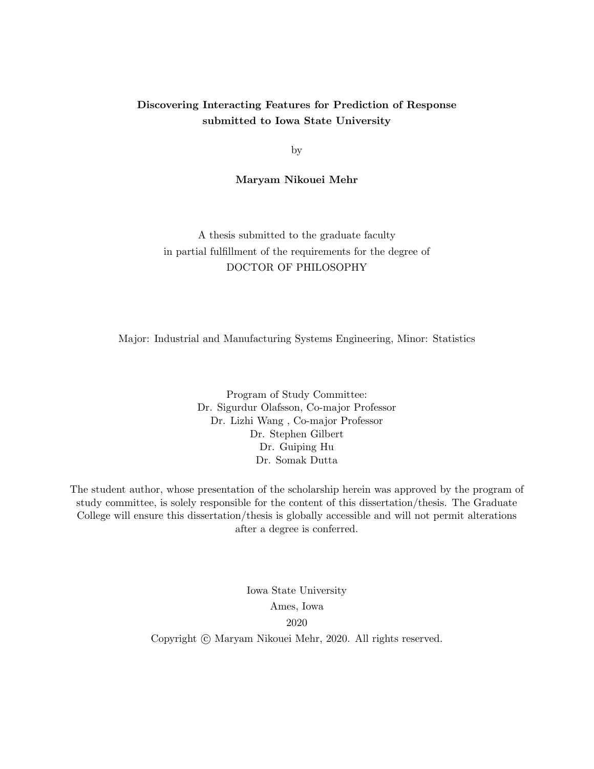**Discovering Interacting Features for Prediction of Response submitted to Iowa State University**

by

**Maryam Nikouei Mehr**

A thesis submitted to the graduate faculty
in partial fulfillment of the requirements for the degree of
DOCTOR OF PHILOSOPHY

Major: Industrial and Manufacturing Systems Engineering, Minor: Statistics

Program of Study Committee:
Dr. Sigurdur Olafsson, Co-major Professor
Dr. Lizhi Wang , Co-major Professor
Dr. Stephen Gilbert
Dr. Guiping Hu
Dr. Somak Dutta

The student author, whose presentation of the scholarship herein was approved by the program of study committee, is solely responsible for the content of this dissertation/thesis. The Graduate College will ensure this dissertation/thesis is globally accessible and will not permit alterations after a degree is conferred.

Iowa State University
Ames, Iowa
2020
Copyright © Maryam Nikouei Mehr, 2020. All rights reserved.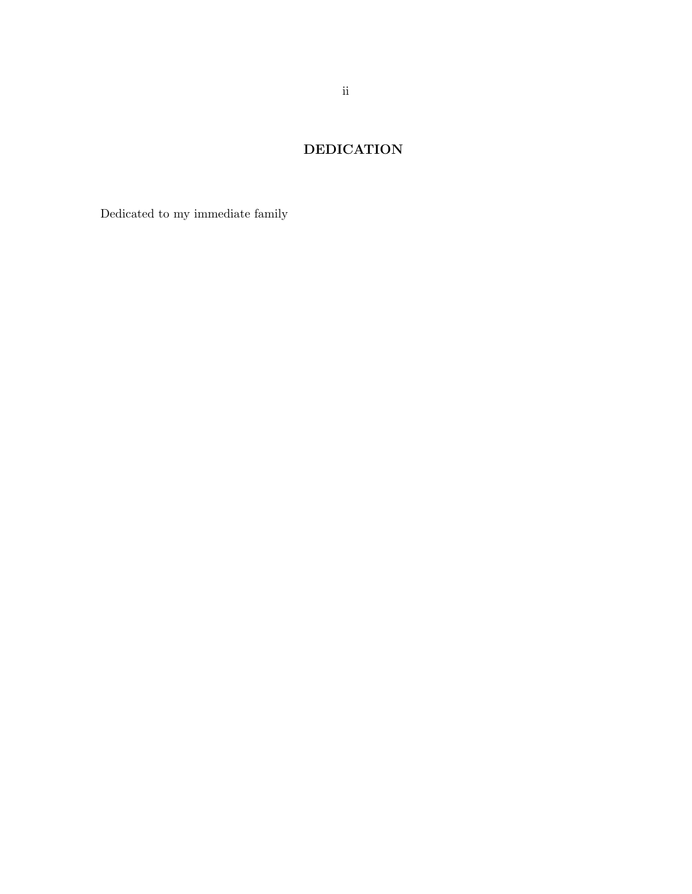# DEDICATION

Dedicated to my immediate family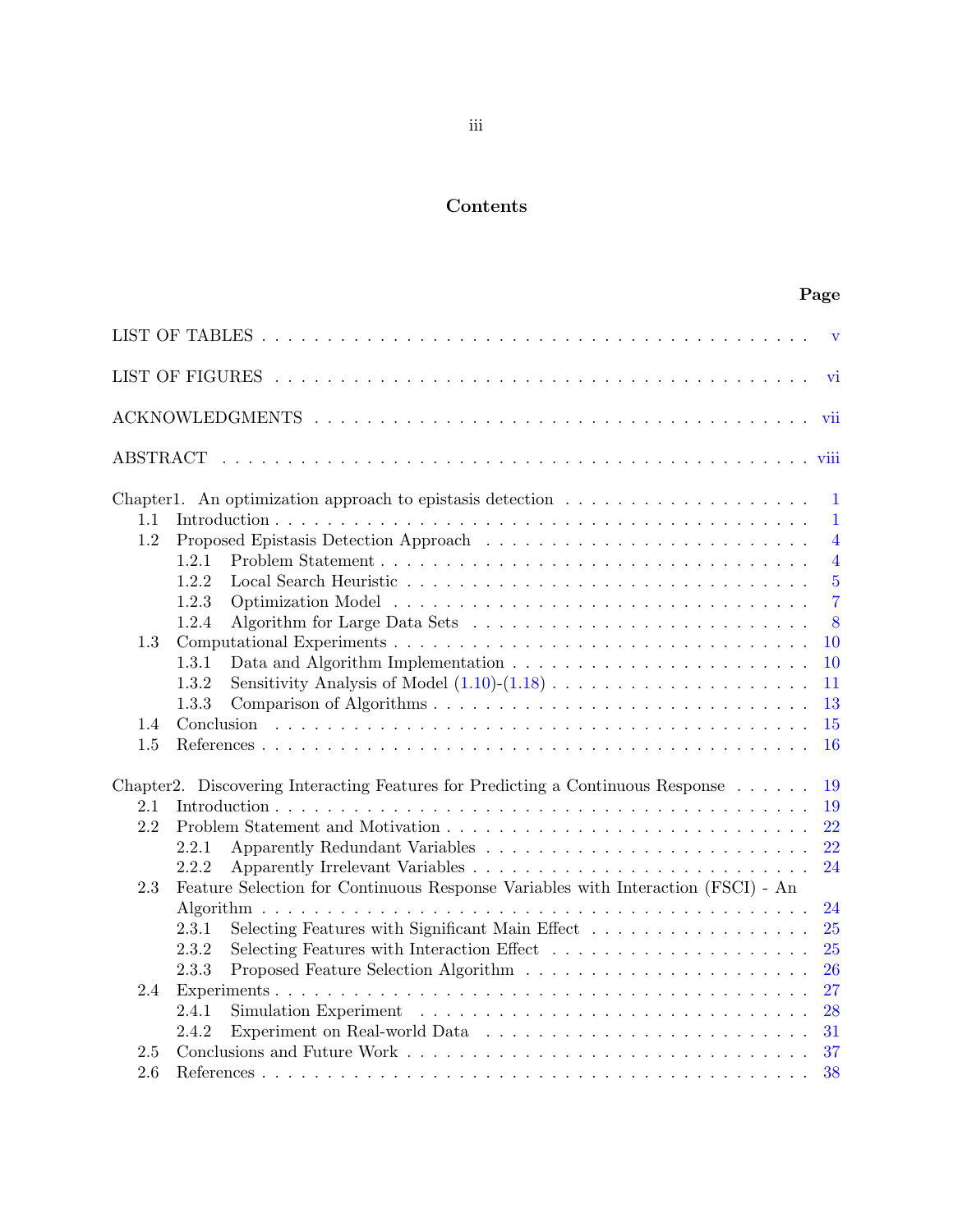# Contents

| | Page |
|---|---|
| LIST OF TABLES | v |
| LIST OF FIGURES | vi |
| ACKNOWLEDGMENTS | vii |
| ABSTRACT | viii |
| Chapter1. An optimization approach to epistasis detection | 1 |
| 1.1 Introduction | 1 |
| 1.2 Proposed Epistasis Detection Approach | 4 |
| 1.2.1 Problem Statement | 4 |
| 1.2.2 Local Search Heuristic | 5 |
| 1.2.3 Optimization Model | 7 |
| 1.2.4 Algorithm for Large Data Sets | 8 |
| 1.3 Computational Experiments | 10 |
| 1.3.1 Data and Algorithm Implementation | 10 |
| 1.3.2 Sensitivity Analysis of Model (1.10)-(1.18) | 11 |
| 1.3.3 Comparison of Algorithms | 13 |
| 1.4 Conclusion | 15 |
| 1.5 References | 16 |
| Chapter2. Discovering Interacting Features for Predicting a Continuous Response | 19 |
| 2.1 Introduction | 19 |
| 2.2 Problem Statement and Motivation | 22 |
| 2.2.1 Apparently Redundant Variables | 22 |
| 2.2.2 Apparently Irrelevant Variables | 24 |
| 2.3 Feature Selection for Continuous Response Variables with Interaction (FSCI) - An Algorithm | 24 |
| 2.3.1 Selecting Features with Significant Main Effect | 25 |
| 2.3.2 Selecting Features with Interaction Effect | 25 |
| 2.3.3 Proposed Feature Selection Algorithm | 26 |
| 2.4 Experiments | 27 |
| 2.4.1 Simulation Experiment | 28 |
| 2.4.2 Experiment on Real-world Data | 31 |
| 2.5 Conclusions and Future Work | 37 |
| 2.6 References | 38 |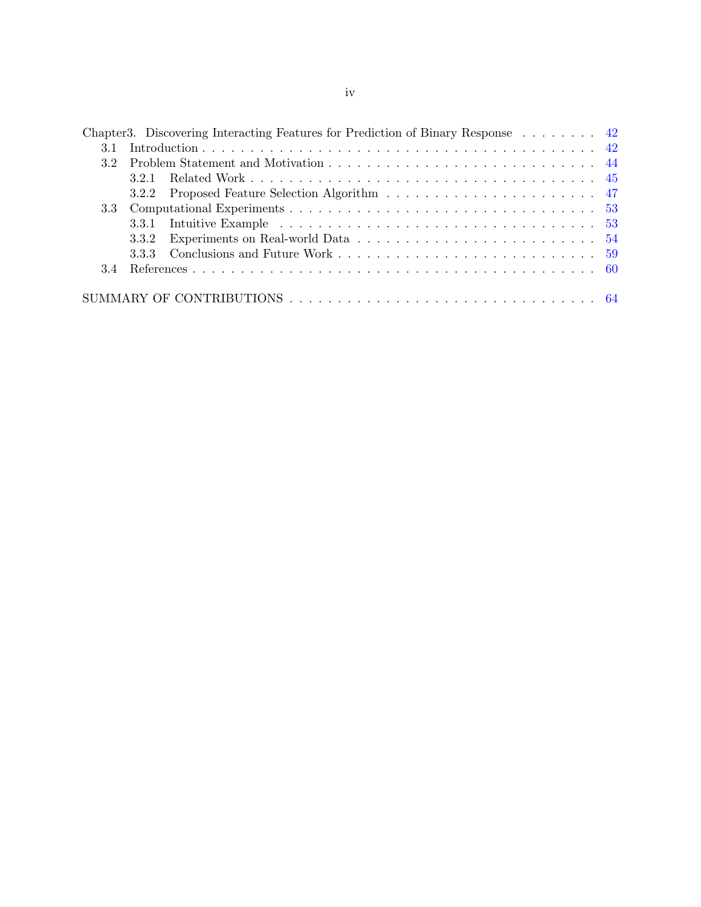Chapter3. Discovering Interacting Features for Prediction of Binary Response . . . . . . . . . 42

- 3.1 Introduction . . . . . . . . . . . . . . . . . . . . . . . . . . . . . . . . . . . . . . . . . . . 42
- 3.2 Problem Statement and Motivation . . . . . . . . . . . . . . . . . . . . . . . . . . . . . 44
  - 3.2.1 Related Work . . . . . . . . . . . . . . . . . . . . . . . . . . . . . . . . . . . . . 45
  - 3.2.2 Proposed Feature Selection Algorithm . . . . . . . . . . . . . . . . . . . . . . . 47
- 3.3 Computational Experiments . . . . . . . . . . . . . . . . . . . . . . . . . . . . . . . . 53
  - 3.3.1 Intuitive Example . . . . . . . . . . . . . . . . . . . . . . . . . . . . . . . . . . . 53
  - 3.3.2 Experiments on Real-world Data . . . . . . . . . . . . . . . . . . . . . . . . . . 54
  - 3.3.3 Conclusions and Future Work . . . . . . . . . . . . . . . . . . . . . . . . . . . . 59
- 3.4 References . . . . . . . . . . . . . . . . . . . . . . . . . . . . . . . . . . . . . . . . . . 60

SUMMARY OF CONTRIBUTIONS . . . . . . . . . . . . . . . . . . . . . . . . . . . . . . . 64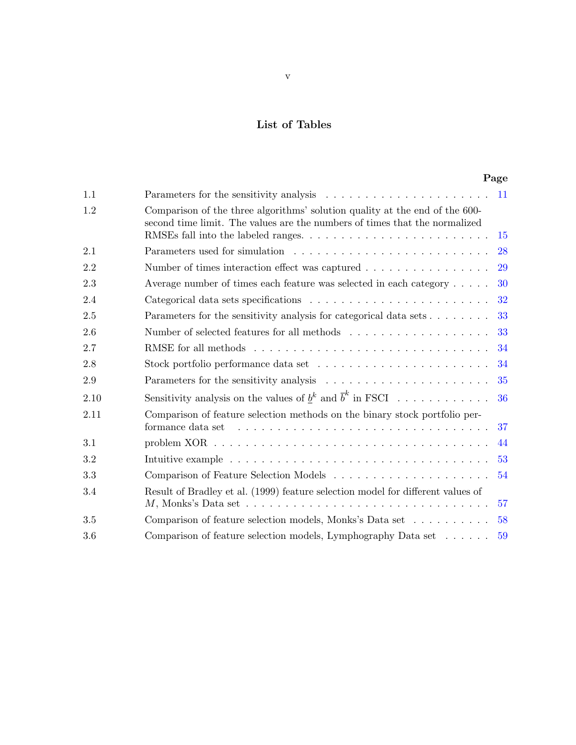# List of Tables

| | | Page |
|---|---|---|
| 1.1 | Parameters for the sensitivity analysis | 11 |
| 1.2 | Comparison of the three algorithms' solution quality at the end of the 600-second time limit. The values are the numbers of times that the normalized RMSEs fall into the labeled ranges. | 15 |
| 2.1 | Parameters used for simulation | 28 |
| 2.2 | Number of times interaction effect was captured | 29 |
| 2.3 | Average number of times each feature was selected in each category | 30 |
| 2.4 | Categorical data sets specifications | 32 |
| 2.5 | Parameters for the sensitivity analysis for categorical data sets | 33 |
| 2.6 | Number of selected features for all methods | 33 |
| 2.7 | RMSE for all methods | 34 |
| 2.8 | Stock portfolio performance data set | 34 |
| 2.9 | Parameters for the sensitivity analysis | 35 |
| 2.10 | Sensitivity analysis on the values of $\underline{b}^k$ and $\overline{b}^k$ in FSCI | 36 |
| 2.11 | Comparison of feature selection methods on the binary stock portfolio performance data set | 37 |
| 3.1 | problem XOR | 44 |
| 3.2 | Intuitive example | 53 |
| 3.3 | Comparison of Feature Selection Models | 54 |
| 3.4 | Result of Bradley et al. (1999) feature selection model for different values of $M$, Monks's Data set | 57 |
| 3.5 | Comparison of feature selection models, Monks's Data set | 58 |
| 3.6 | Comparison of feature selection models, Lymphography Data set | 59 |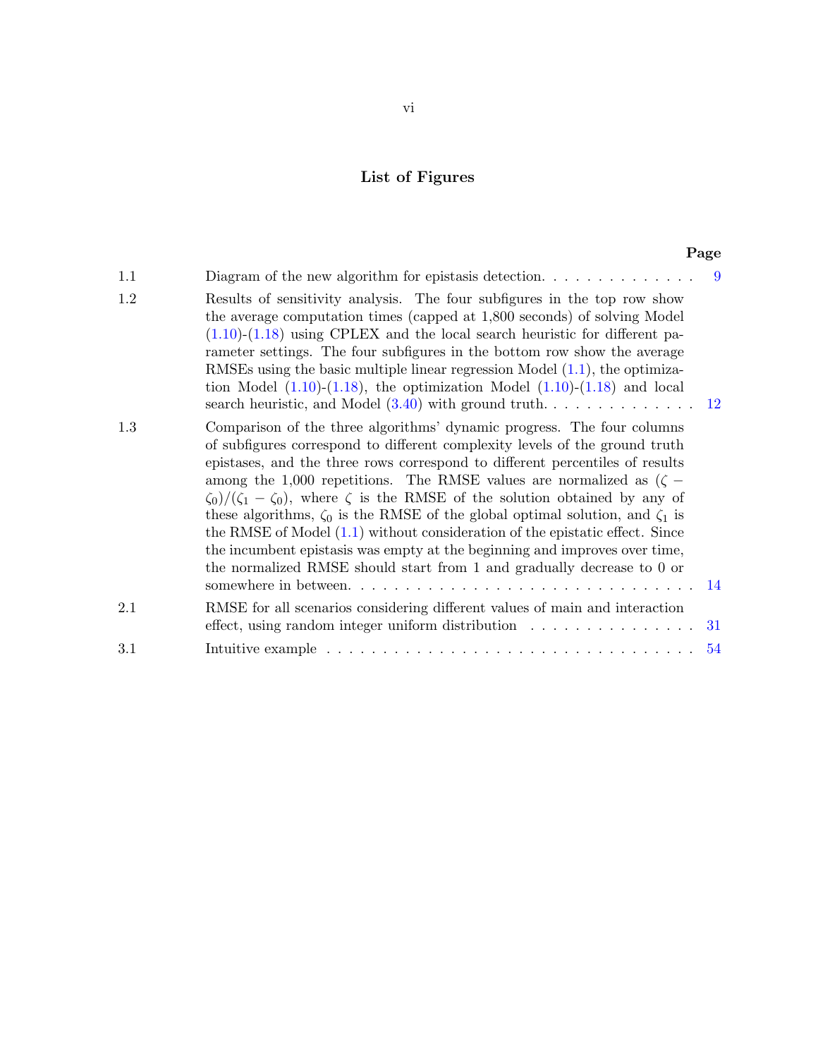# List of Figures

| | | Page |
|---|---|---|
| 1.1 | Diagram of the new algorithm for epistasis detection. | 9 |
| 1.2 | Results of sensitivity analysis. The four subfigures in the top row show the average computation times (capped at 1,800 seconds) of solving Model (1.10)-(1.18) using CPLEX and the local search heuristic for different parameter settings. The four subfigures in the bottom row show the average RMSEs using the basic multiple linear regression Model (1.1), the optimization Model (1.10)-(1.18), the optimization Model (1.10)-(1.18) and local search heuristic, and Model (3.40) with ground truth. | 12 |
| 1.3 | Comparison of the three algorithms' dynamic progress. The four columns of subfigures correspond to different complexity levels of the ground truth epistases, and the three rows correspond to different percentiles of results among the 1,000 repetitions. The RMSE values are normalized as $(\zeta - \zeta_0)/(\zeta_1 - \zeta_0)$, where $\zeta$ is the RMSE of the solution obtained by any of these algorithms, $\zeta_0$ is the RMSE of the global optimal solution, and $\zeta_1$ is the RMSE of Model (1.1) without consideration of the epistatic effect. Since the incumbent epistasis was empty at the beginning and improves over time, the normalized RMSE should start from 1 and gradually decrease to 0 or somewhere in between. | 14 |
| 2.1 | RMSE for all scenarios considering different values of main and interaction effect, using random integer uniform distribution | 31 |
| 3.1 | Intuitive example | 54 |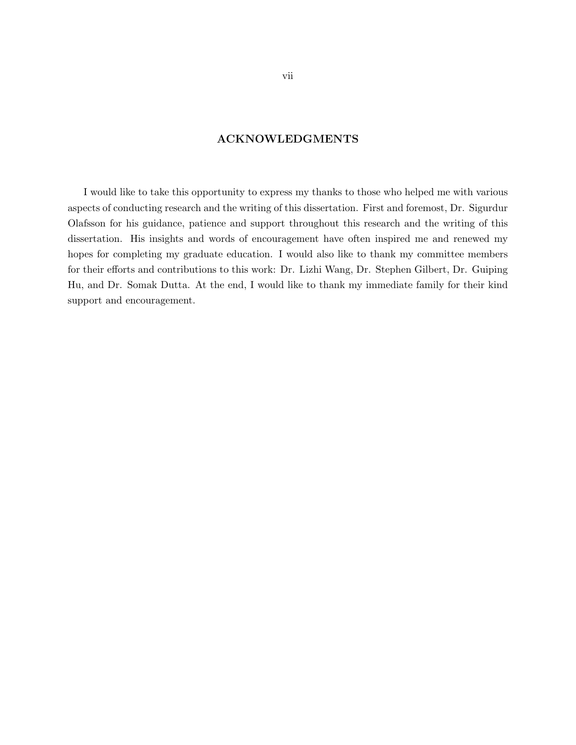# ACKNOWLEDGMENTS

I would like to take this opportunity to express my thanks to those who helped me with various aspects of conducting research and the writing of this dissertation. First and foremost, Dr. Sigurdur Olafsson for his guidance, patience and support throughout this research and the writing of this dissertation. His insights and words of encouragement have often inspired me and renewed my hopes for completing my graduate education. I would also like to thank my committee members for their efforts and contributions to this work: Dr. Lizhi Wang, Dr. Stephen Gilbert, Dr. Guiping Hu, and Dr. Somak Dutta. At the end, I would like to thank my immediate family for their kind support and encouragement.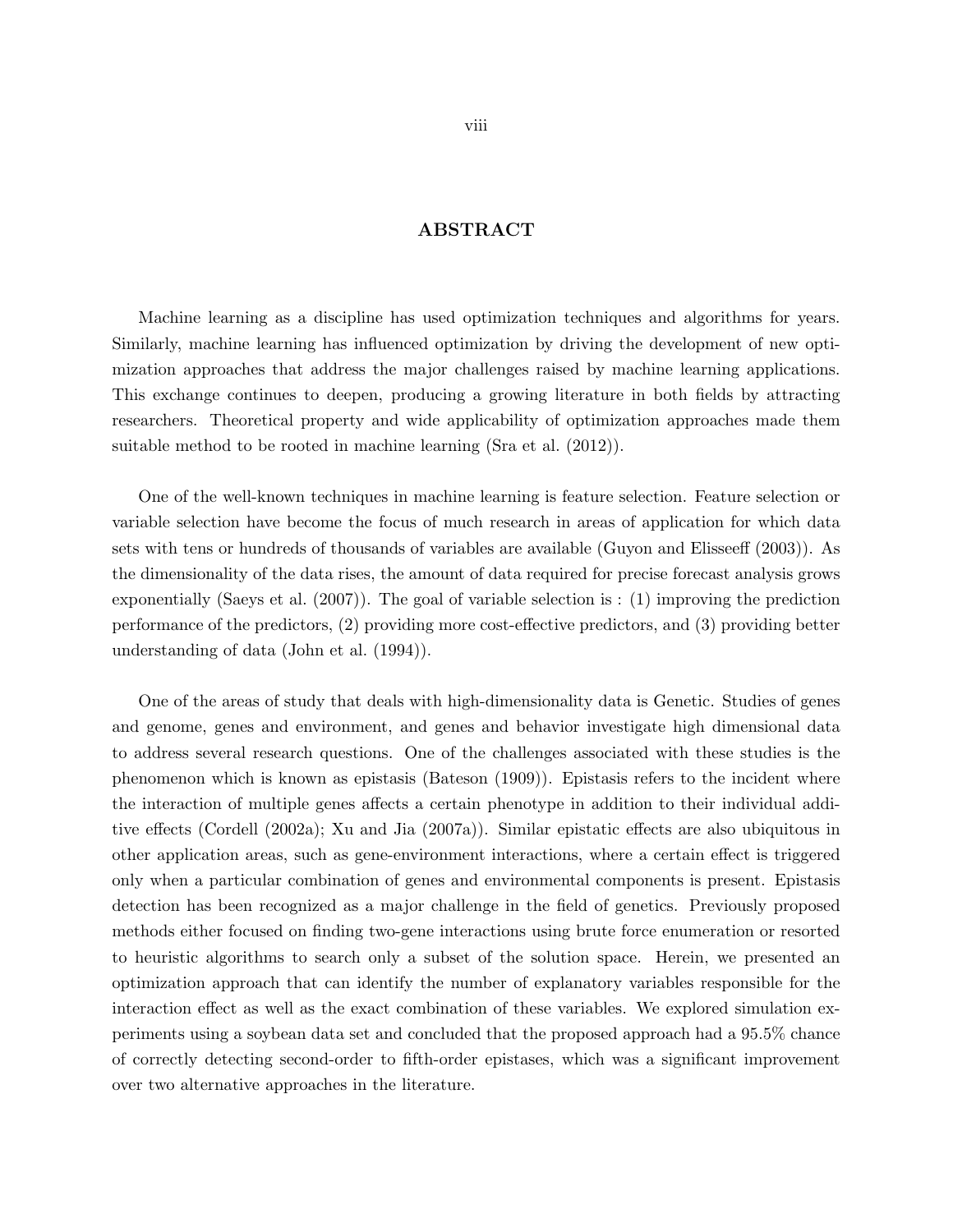# ABSTRACT

Machine learning as a discipline has used optimization techniques and algorithms for years. Similarly, machine learning has influenced optimization by driving the development of new optimization approaches that address the major challenges raised by machine learning applications. This exchange continues to deepen, producing a growing literature in both fields by attracting researchers. Theoretical property and wide applicability of optimization approaches made them suitable method to be rooted in machine learning (Sra et al. (2012)).

One of the well-known techniques in machine learning is feature selection. Feature selection or variable selection have become the focus of much research in areas of application for which data sets with tens or hundreds of thousands of variables are available (Guyon and Elisseeff (2003)). As the dimensionality of the data rises, the amount of data required for precise forecast analysis grows exponentially (Saeys et al. (2007)). The goal of variable selection is : (1) improving the prediction performance of the predictors, (2) providing more cost-effective predictors, and (3) providing better understanding of data (John et al. (1994)).

One of the areas of study that deals with high-dimensionality data is Genetic. Studies of genes and genome, genes and environment, and genes and behavior investigate high dimensional data to address several research questions. One of the challenges associated with these studies is the phenomenon which is known as epistasis (Bateson (1909)). Epistasis refers to the incident where the interaction of multiple genes affects a certain phenotype in addition to their individual additive effects (Cordell (2002a); Xu and Jia (2007a)). Similar epistatic effects are also ubiquitous in other application areas, such as gene-environment interactions, where a certain effect is triggered only when a particular combination of genes and environmental components is present. Epistasis detection has been recognized as a major challenge in the field of genetics. Previously proposed methods either focused on finding two-gene interactions using brute force enumeration or resorted to heuristic algorithms to search only a subset of the solution space. Herein, we presented an optimization approach that can identify the number of explanatory variables responsible for the interaction effect as well as the exact combination of these variables. We explored simulation experiments using a soybean data set and concluded that the proposed approach had a 95.5% chance of correctly detecting second-order to fifth-order epistases, which was a significant improvement over two alternative approaches in the literature.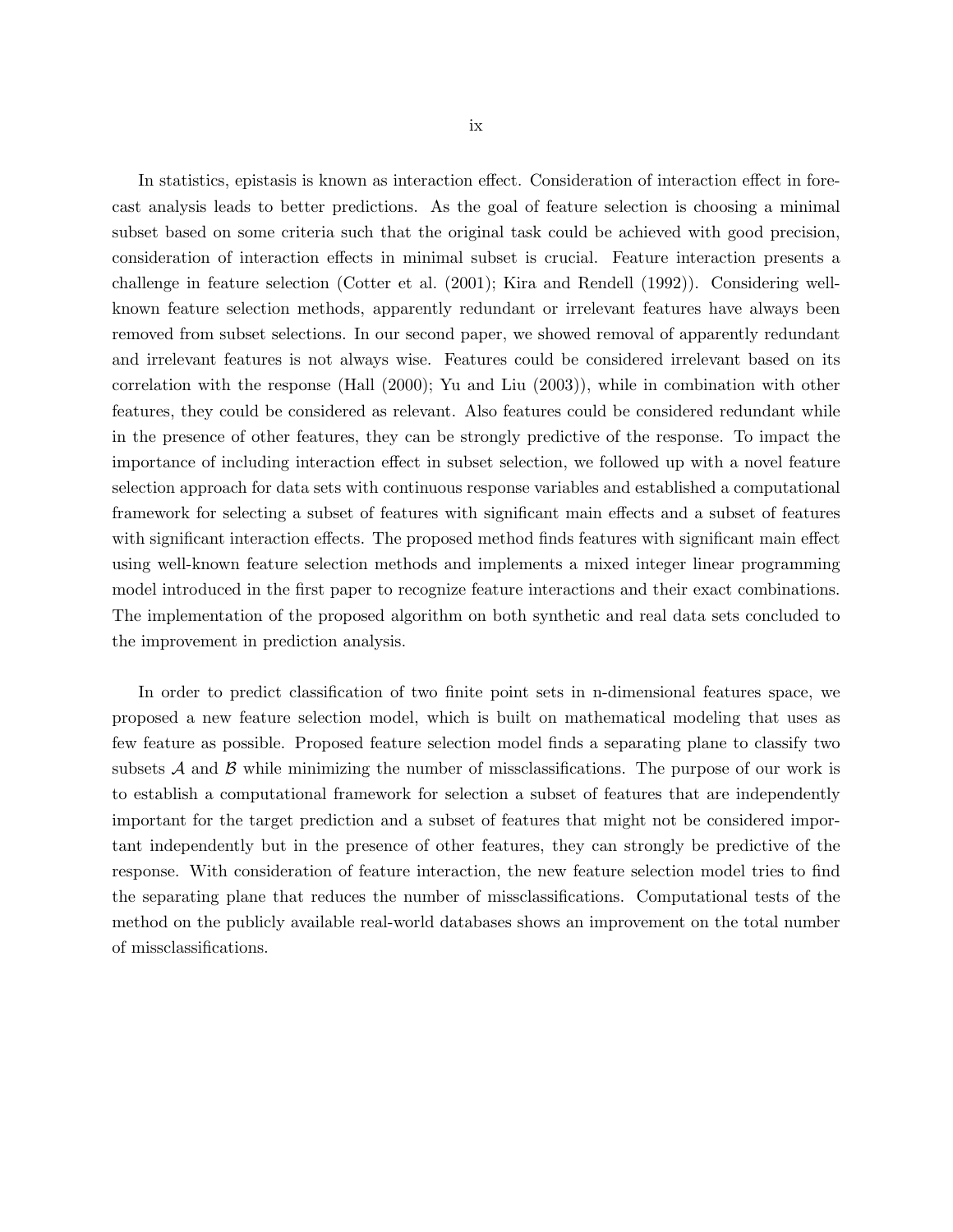In statistics, epistasis is known as interaction effect. Consideration of interaction effect in forecast analysis leads to better predictions. As the goal of feature selection is choosing a minimal subset based on some criteria such that the original task could be achieved with good precision, consideration of interaction effects in minimal subset is crucial. Feature interaction presents a challenge in feature selection (Cotter et al. (2001); Kira and Rendell (1992)). Considering well-known feature selection methods, apparently redundant or irrelevant features have always been removed from subset selections. In our second paper, we showed removal of apparently redundant and irrelevant features is not always wise. Features could be considered irrelevant based on its correlation with the response (Hall (2000); Yu and Liu (2003)), while in combination with other features, they could be considered as relevant. Also features could be considered redundant while in the presence of other features, they can be strongly predictive of the response. To impact the importance of including interaction effect in subset selection, we followed up with a novel feature selection approach for data sets with continuous response variables and established a computational framework for selecting a subset of features with significant main effects and a subset of features with significant interaction effects. The proposed method finds features with significant main effect using well-known feature selection methods and implements a mixed integer linear programming model introduced in the first paper to recognize feature interactions and their exact combinations. The implementation of the proposed algorithm on both synthetic and real data sets concluded to the improvement in prediction analysis.

In order to predict classification of two finite point sets in n-dimensional features space, we proposed a new feature selection model, which is built on mathematical modeling that uses as few feature as possible. Proposed feature selection model finds a separating plane to classify two subsets $\mathcal{A}$ and $\mathcal{B}$ while minimizing the number of missclassifications. The purpose of our work is to establish a computational framework for selection a subset of features that are independently important for the target prediction and a subset of features that might not be considered important independently but in the presence of other features, they can strongly be predictive of the response. With consideration of feature interaction, the new feature selection model tries to find the separating plane that reduces the number of missclassifications. Computational tests of the method on the publicly available real-world databases shows an improvement on the total number of missclassifications.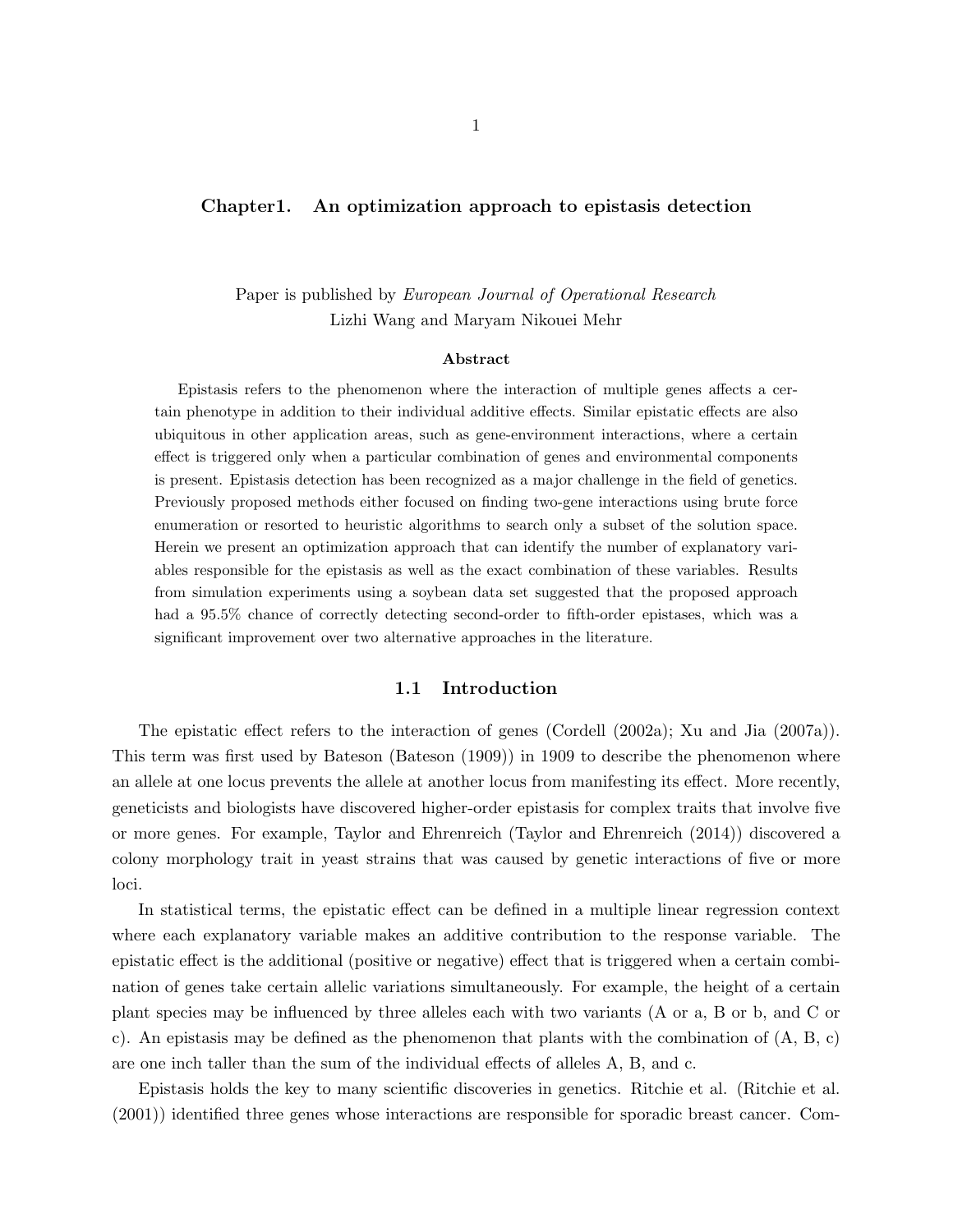# Chapter1. An optimization approach to epistasis detection

Paper is published by *European Journal of Operational Research*
Lizhi Wang and Maryam Nikouei Mehr

**Abstract**

Epistasis refers to the phenomenon where the interaction of multiple genes affects a certain phenotype in addition to their individual additive effects. Similar epistatic effects are also ubiquitous in other application areas, such as gene-environment interactions, where a certain effect is triggered only when a particular combination of genes and environmental components is present. Epistasis detection has been recognized as a major challenge in the field of genetics. Previously proposed methods either focused on finding two-gene interactions using brute force enumeration or resorted to heuristic algorithms to search only a subset of the solution space. Herein we present an optimization approach that can identify the number of explanatory variables responsible for the epistasis as well as the exact combination of these variables. Results from simulation experiments using a soybean data set suggested that the proposed approach had a 95.5% chance of correctly detecting second-order to fifth-order epistases, which was a significant improvement over two alternative approaches in the literature.

## 1.1 Introduction

The epistatic effect refers to the interaction of genes (Cordell (2002a); Xu and Jia (2007a)). This term was first used by Bateson (Bateson (1909)) in 1909 to describe the phenomenon where an allele at one locus prevents the allele at another locus from manifesting its effect. More recently, geneticists and biologists have discovered higher-order epistasis for complex traits that involve five or more genes. For example, Taylor and Ehrenreich (Taylor and Ehrenreich (2014)) discovered a colony morphology trait in yeast strains that was caused by genetic interactions of five or more loci.

In statistical terms, the epistatic effect can be defined in a multiple linear regression context where each explanatory variable makes an additive contribution to the response variable. The epistatic effect is the additional (positive or negative) effect that is triggered when a certain combination of genes take certain allelic variations simultaneously. For example, the height of a certain plant species may be influenced by three alleles each with two variants (A or a, B or b, and C or c). An epistasis may be defined as the phenomenon that plants with the combination of (A, B, c) are one inch taller than the sum of the individual effects of alleles A, B, and c.

Epistasis holds the key to many scientific discoveries in genetics. Ritchie et al. (Ritchie et al. (2001)) identified three genes whose interactions are responsible for sporadic breast cancer. Com-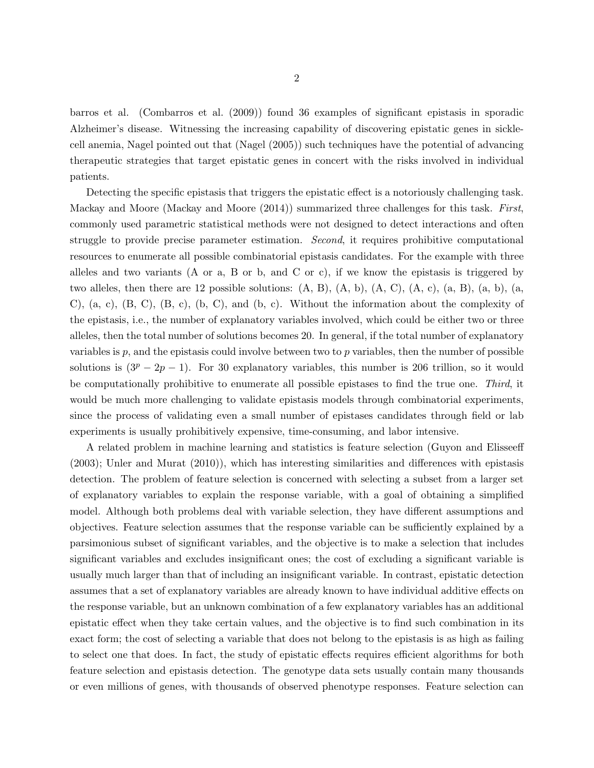barros et al. (Combarros et al. (2009)) found 36 examples of significant epistasis in sporadic Alzheimer's disease. Witnessing the increasing capability of discovering epistatic genes in sickle-cell anemia, Nagel pointed out that (Nagel (2005)) such techniques have the potential of advancing therapeutic strategies that target epistatic genes in concert with the risks involved in individual patients.

Detecting the specific epistasis that triggers the epistatic effect is a notoriously challenging task. Mackay and Moore (Mackay and Moore (2014)) summarized three challenges for this task. *First*, commonly used parametric statistical methods were not designed to detect interactions and often struggle to provide precise parameter estimation. *Second*, it requires prohibitive computational resources to enumerate all possible combinatorial epistasis candidates. For the example with three alleles and two variants (A or a, B or b, and C or c), if we know the epistasis is triggered by two alleles, then there are 12 possible solutions: (A, B), (A, b), (A, C), (A, c), (a, B), (a, b), (a, C), (a, c), (B, C), (B, c), (b, C), and (b, c). Without the information about the complexity of the epistasis, i.e., the number of explanatory variables involved, which could be either two or three alleles, then the total number of solutions becomes 20. In general, if the total number of explanatory variables is $p$, and the epistasis could involve between two to $p$ variables, then the number of possible solutions is $(3^p - 2p - 1)$. For 30 explanatory variables, this number is 206 trillion, so it would be computationally prohibitive to enumerate all possible epistases to find the true one. *Third*, it would be much more challenging to validate epistasis models through combinatorial experiments, since the process of validating even a small number of epistases candidates through field or lab experiments is usually prohibitively expensive, time-consuming, and labor intensive.

A related problem in machine learning and statistics is feature selection (Guyon and Elisseeff (2003); Unler and Murat (2010)), which has interesting similarities and differences with epistasis detection. The problem of feature selection is concerned with selecting a subset from a larger set of explanatory variables to explain the response variable, with a goal of obtaining a simplified model. Although both problems deal with variable selection, they have different assumptions and objectives. Feature selection assumes that the response variable can be sufficiently explained by a parsimonious subset of significant variables, and the objective is to make a selection that includes significant variables and excludes insignificant ones; the cost of excluding a significant variable is usually much larger than that of including an insignificant variable. In contrast, epistatic detection assumes that a set of explanatory variables are already known to have individual additive effects on the response variable, but an unknown combination of a few explanatory variables has an additional epistatic effect when they take certain values, and the objective is to find such combination in its exact form; the cost of selecting a variable that does not belong to the epistasis is as high as failing to select one that does. In fact, the study of epistatic effects requires efficient algorithms for both feature selection and epistasis detection. The genotype data sets usually contain many thousands or even millions of genes, with thousands of observed phenotype responses. Feature selection can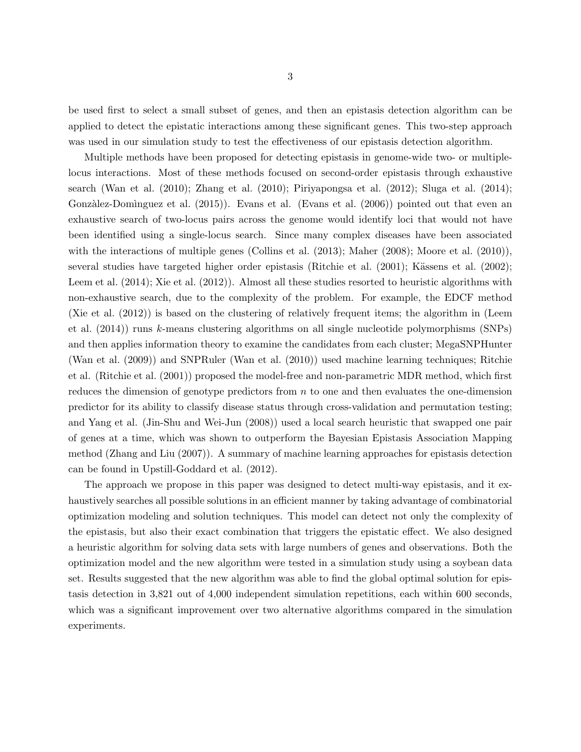be used first to select a small subset of genes, and then an epistasis detection algorithm can be applied to detect the epistatic interactions among these significant genes. This two-step approach was used in our simulation study to test the effectiveness of our epistasis detection algorithm.

Multiple methods have been proposed for detecting epistasis in genome-wide two- or multiple-locus interactions. Most of these methods focused on second-order epistasis through exhaustive search (Wan et al. (2010); Zhang et al. (2010); Piriyapongsa et al. (2012); Sluga et al. (2014); Gonzàlez-Domìnguez et al. (2015)). Evans et al. (Evans et al. (2006)) pointed out that even an exhaustive search of two-locus pairs across the genome would identify loci that would not have been identified using a single-locus search. Since many complex diseases have been associated with the interactions of multiple genes (Collins et al. (2013); Maher (2008); Moore et al. (2010)), several studies have targeted higher order epistasis (Ritchie et al. (2001); Kässens et al. (2002); Leem et al. (2014); Xie et al. (2012)). Almost all these studies resorted to heuristic algorithms with non-exhaustive search, due to the complexity of the problem. For example, the EDCF method (Xie et al. (2012)) is based on the clustering of relatively frequent items; the algorithm in (Leem et al. (2014)) runs $k$-means clustering algorithms on all single nucleotide polymorphisms (SNPs) and then applies information theory to examine the candidates from each cluster; MegaSNPHunter (Wan et al. (2009)) and SNPRuler (Wan et al. (2010)) used machine learning techniques; Ritchie et al. (Ritchie et al. (2001)) proposed the model-free and non-parametric MDR method, which first reduces the dimension of genotype predictors from $n$ to one and then evaluates the one-dimension predictor for its ability to classify disease status through cross-validation and permutation testing; and Yang et al. (Jin-Shu and Wei-Jun (2008)) used a local search heuristic that swapped one pair of genes at a time, which was shown to outperform the Bayesian Epistasis Association Mapping method (Zhang and Liu (2007)). A summary of machine learning approaches for epistasis detection can be found in Upstill-Goddard et al. (2012).

The approach we propose in this paper was designed to detect multi-way epistasis, and it exhaustively searches all possible solutions in an efficient manner by taking advantage of combinatorial optimization modeling and solution techniques. This model can detect not only the complexity of the epistasis, but also their exact combination that triggers the epistatic effect. We also designed a heuristic algorithm for solving data sets with large numbers of genes and observations. Both the optimization model and the new algorithm were tested in a simulation study using a soybean data set. Results suggested that the new algorithm was able to find the global optimal solution for epistasis detection in 3,821 out of 4,000 independent simulation repetitions, each within 600 seconds, which was a significant improvement over two alternative algorithms compared in the simulation experiments.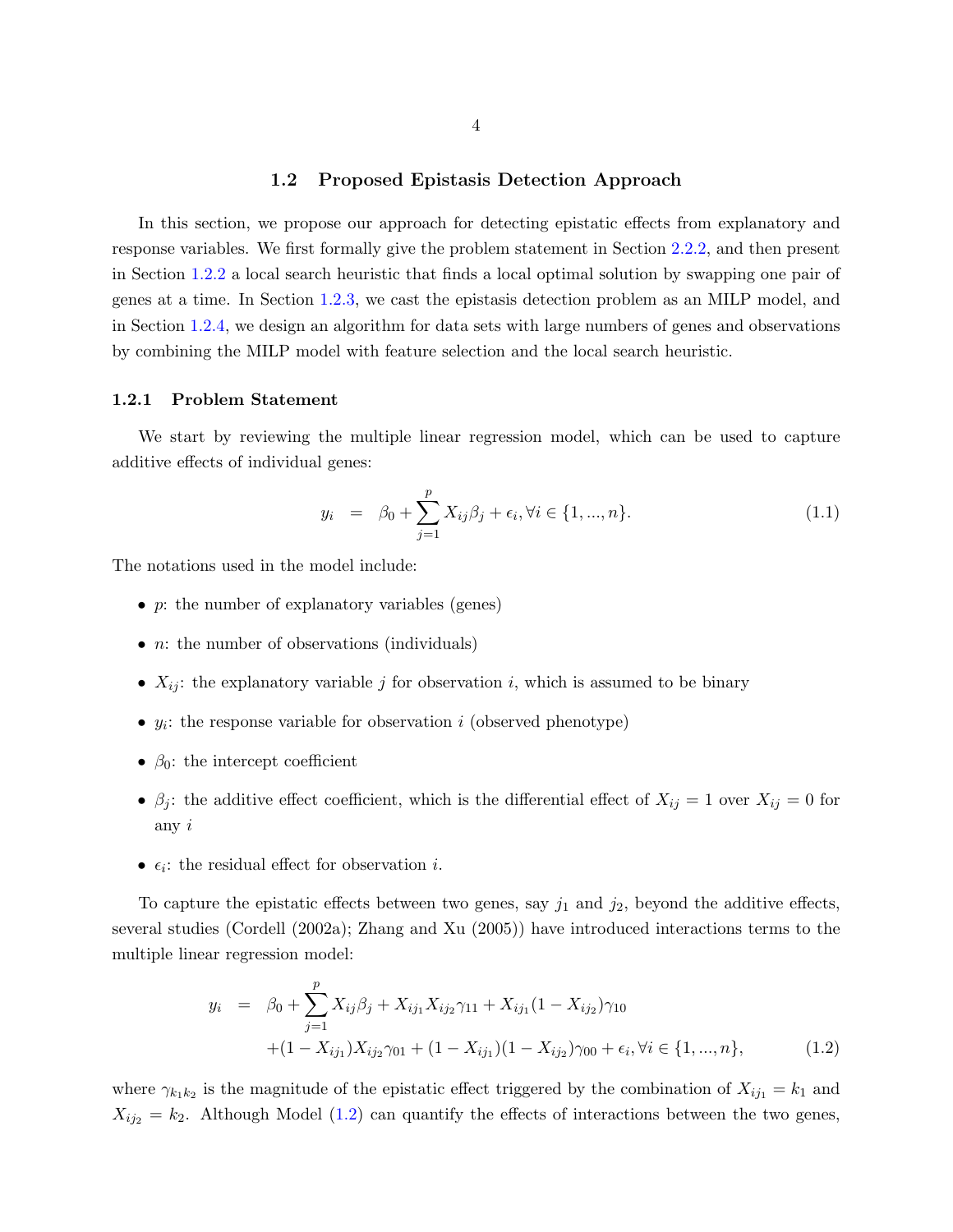## 1.2 Proposed Epistasis Detection Approach

In this section, we propose our approach for detecting epistatic effects from explanatory and response variables. We first formally give the problem statement in Section 2.2.2, and then present in Section 1.2.2 a local search heuristic that finds a local optimal solution by swapping one pair of genes at a time. In Section 1.2.3, we cast the epistasis detection problem as an MILP model, and in Section 1.2.4, we design an algorithm for data sets with large numbers of genes and observations by combining the MILP model with feature selection and the local search heuristic.

### 1.2.1 Problem Statement

We start by reviewing the multiple linear regression model, which can be used to capture additive effects of individual genes:

$$y_i \quad = \quad \beta_0 + \sum_{j=1}^{p} X_{ij}\beta_j + \epsilon_i, \forall i \in \{1, ..., n\}. \tag{1.1}$$

The notations used in the model include:

- $p$: the number of explanatory variables (genes)
- $n$: the number of observations (individuals)
- $X_{ij}$: the explanatory variable $j$ for observation $i$, which is assumed to be binary
- $y_i$: the response variable for observation $i$ (observed phenotype)
- $\beta_0$: the intercept coefficient
- $\beta_j$: the additive effect coefficient, which is the differential effect of $X_{ij} = 1$ over $X_{ij} = 0$ for any $i$
- $\epsilon_i$: the residual effect for observation $i$.

To capture the epistatic effects between two genes, say $j_1$ and $j_2$, beyond the additive effects, several studies (Cordell (2002a); Zhang and Xu (2005)) have introduced interactions terms to the multiple linear regression model:

$$\begin{aligned} y_i \quad = \quad & \beta_0 + \sum_{j=1}^{p} X_{ij}\beta_j + X_{ij_1}X_{ij_2}\gamma_{11} + X_{ij_1}(1 - X_{ij_2})\gamma_{10} \\ & + (1 - X_{ij_1})X_{ij_2}\gamma_{01} + (1 - X_{ij_1})(1 - X_{ij_2})\gamma_{00} + \epsilon_i, \forall i \in \{1, ..., n\}, \end{aligned} \tag{1.2}$$

where $\gamma_{k_1k_2}$ is the magnitude of the epistatic effect triggered by the combination of $X_{ij_1} = k_1$ and $X_{ij_2} = k_2$. Although Model (1.2) can quantify the effects of interactions between the two genes,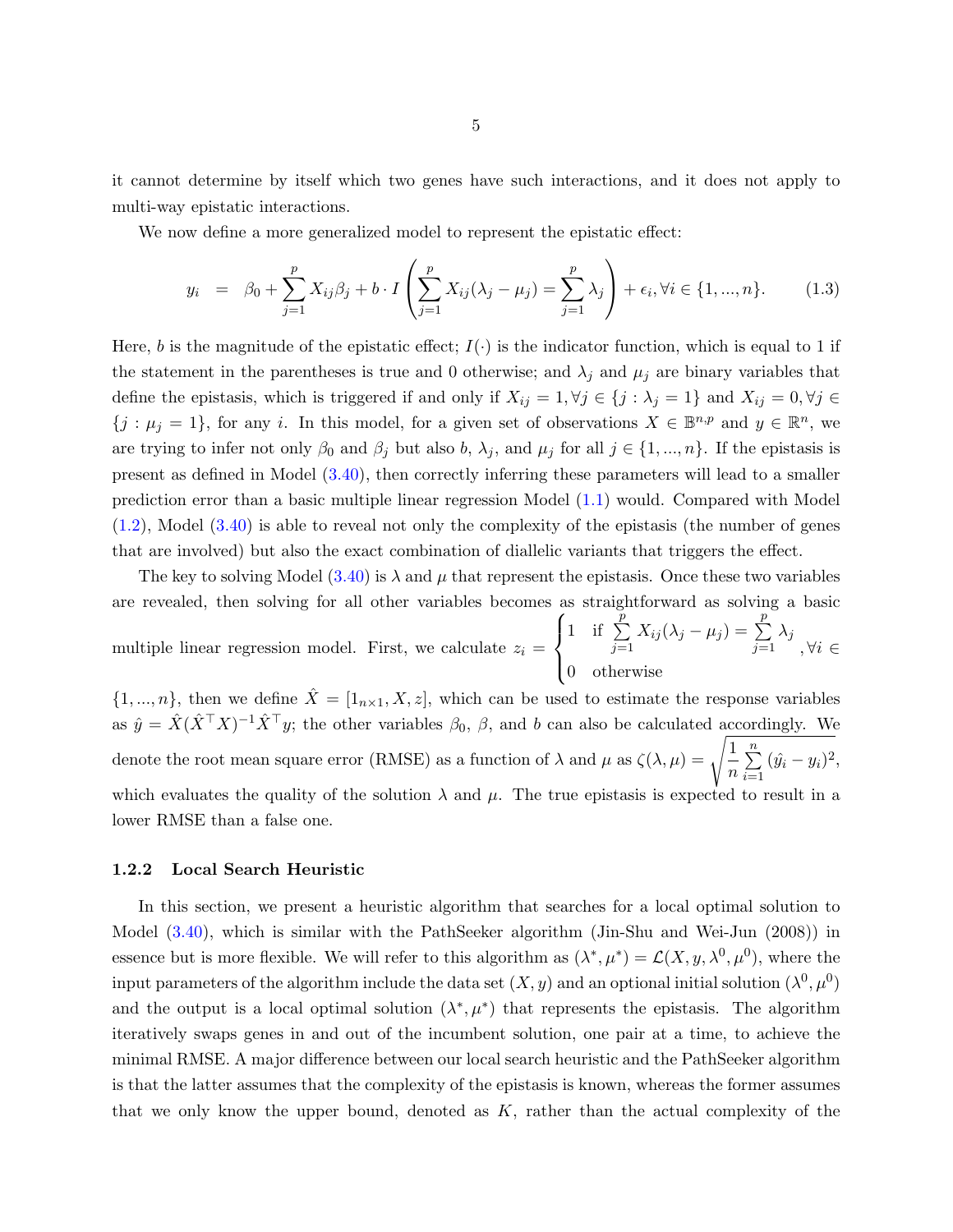it cannot determine by itself which two genes have such interactions, and it does not apply to multi-way epistatic interactions.

We now define a more generalized model to represent the epistatic effect:

$$y_i \;\;=\;\; \beta_0 + \sum_{j=1}^{p} X_{ij}\beta_j + b \cdot I\left(\sum_{j=1}^{p} X_{ij}(\lambda_j - \mu_j) = \sum_{j=1}^{p} \lambda_j\right) + \epsilon_i, \forall i \in \{1, ..., n\}. \tag{1.3}$$

Here, $b$ is the magnitude of the epistatic effect; $I(\cdot)$ is the indicator function, which is equal to 1 if the statement in the parentheses is true and 0 otherwise; and $\lambda_j$ and $\mu_j$ are binary variables that define the epistasis, which is triggered if and only if $X_{ij} = 1, \forall j \in \{j : \lambda_j = 1\}$ and $X_{ij} = 0, \forall j \in \{j : \mu_j = 1\}$, for any $i$. In this model, for a given set of observations $X \in \mathbb{B}^{n,p}$ and $y \in \mathbb{R}^n$, we are trying to infer not only $\beta_0$ and $\beta_j$ but also $b$, $\lambda_j$, and $\mu_j$ for all $j \in \{1, ..., n\}$. If the epistasis is present as defined in Model (3.40), then correctly inferring these parameters will lead to a smaller prediction error than a basic multiple linear regression Model (1.1) would. Compared with Model (1.2), Model (3.40) is able to reveal not only the complexity of the epistasis (the number of genes that are involved) but also the exact combination of diallelic variants that triggers the effect.

The key to solving Model (3.40) is $\lambda$ and $\mu$ that represent the epistasis. Once these two variables are revealed, then solving for all other variables becomes as straightforward as solving a basic multiple linear regression model. First, we calculate $z_i = \begin{cases} 1 & \text{if } \sum\limits_{j=1}^{p} X_{ij}(\lambda_j - \mu_j) = \sum\limits_{j=1}^{p} \lambda_j \\ 0 & \text{otherwise} \end{cases}, \forall i \in \{1, ..., n\}$, then we define $\hat{X} = [1_{n\times 1}, X, z]$, which can be used to estimate the response variables as $\hat{y} = \hat{X}(\hat{X}^\top X)^{-1}\hat{X}^\top y$; the other variables $\beta_0$, $\beta$, and $b$ can also be calculated accordingly. We denote the root mean square error (RMSE) as a function of $\lambda$ and $\mu$ as $\zeta(\lambda, \mu) = \sqrt{\frac{1}{n}\sum\limits_{i=1}^{n}(\hat{y}_i - y_i)^2}$, which evaluates the quality of the solution $\lambda$ and $\mu$. The true epistasis is expected to result in a lower RMSE than a false one.

### 1.2.2 Local Search Heuristic

In this section, we present a heuristic algorithm that searches for a local optimal solution to Model (3.40), which is similar with the PathSeeker algorithm (Jin-Shu and Wei-Jun (2008)) in essence but is more flexible. We will refer to this algorithm as $(\lambda^*, \mu^*) = \mathcal{L}(X, y, \lambda^0, \mu^0)$, where the input parameters of the algorithm include the data set $(X, y)$ and an optional initial solution $(\lambda^0, \mu^0)$ and the output is a local optimal solution $(\lambda^*, \mu^*)$ that represents the epistasis. The algorithm iteratively swaps genes in and out of the incumbent solution, one pair at a time, to achieve the minimal RMSE. A major difference between our local search heuristic and the PathSeeker algorithm is that the latter assumes that the complexity of the epistasis is known, whereas the former assumes that we only know the upper bound, denoted as $K$, rather than the actual complexity of the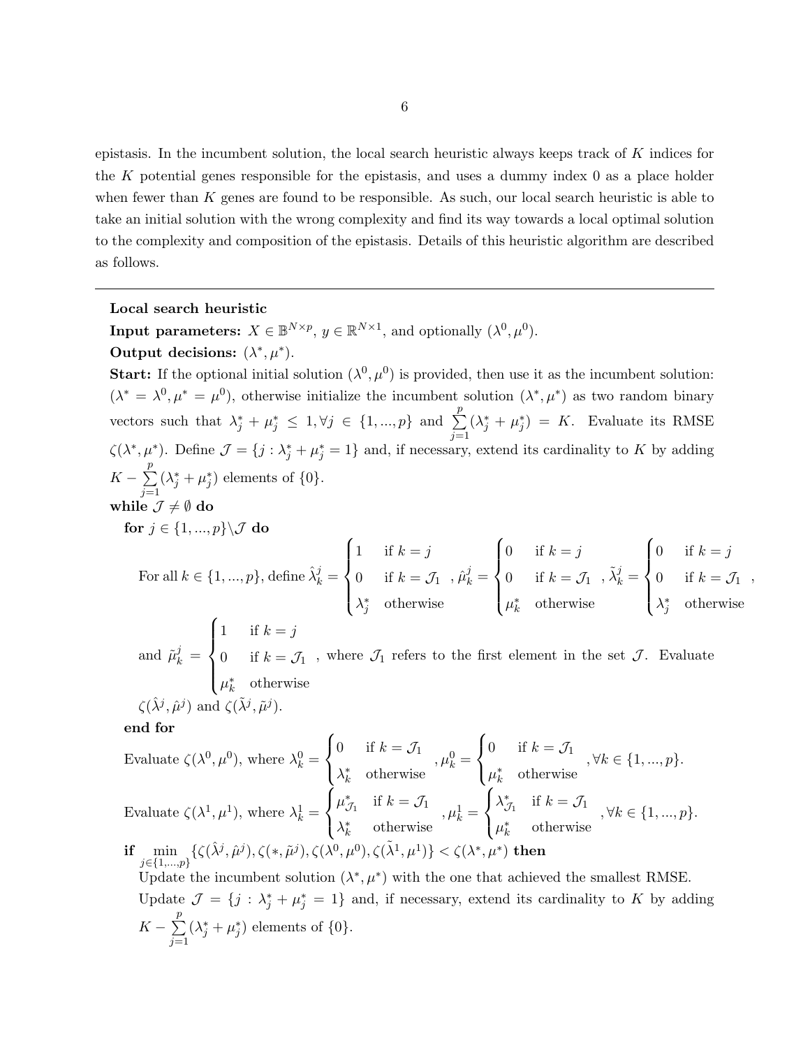epistasis. In the incumbent solution, the local search heuristic always keeps track of $K$ indices for the $K$ potential genes responsible for the epistasis, and uses a dummy index 0 as a place holder when fewer than $K$ genes are found to be responsible. As such, our local search heuristic is able to take an initial solution with the wrong complexity and find its way towards a local optimal solution to the complexity and composition of the epistasis. Details of this heuristic algorithm are described as follows.

---

**Local search heuristic**

**Input parameters:** $X \in \mathbb{B}^{N\times p}$, $y \in \mathbb{R}^{N\times 1}$, and optionally $(\lambda^0, \mu^0)$.

**Output decisions:** $(\lambda^*, \mu^*)$.

**Start:** If the optional initial solution $(\lambda^0, \mu^0)$ is provided, then use it as the incumbent solution: $(\lambda^* = \lambda^0, \mu^* = \mu^0)$, otherwise initialize the incumbent solution $(\lambda^*, \mu^*)$ as two random binary vectors such that $\lambda_j^* + \mu_j^* \leq 1, \forall j \in \{1, ..., p\}$ and $\sum_{j=1}^{p}(\lambda_j^* + \mu_j^*) = K$. Evaluate its RMSE $\zeta(\lambda^*, \mu^*)$. Define $\mathcal{J} = \{j : \lambda_j^* + \mu_j^* = 1\}$ and, if necessary, extend its cardinality to $K$ by adding $K - \sum_{j=1}^{p}(\lambda_j^* + \mu_j^*)$ elements of $\{0\}$.

**while** $\mathcal{J} \neq \emptyset$ **do**

  **for** $j \in \{1, ..., p\}\backslash\mathcal{J}$ **do**

  For all $k \in \{1, ..., p\}$, define $\hat{\lambda}_k^j = \begin{cases} 1 & \text{if } k = j \\ 0 & \text{if } k = \mathcal{J}_1 \\ \lambda_j^* & \text{otherwise} \end{cases}$, $\hat{\mu}_k^j = \begin{cases} 0 & \text{if } k = j \\ 0 & \text{if } k = \mathcal{J}_1 \\ \mu_k^* & \text{otherwise} \end{cases}$, $\tilde{\lambda}_k^j = \begin{cases} 0 & \text{if } k = j \\ 0 & \text{if } k = \mathcal{J}_1 \\ \lambda_j^* & \text{otherwise} \end{cases}$, and $\tilde{\mu}_k^j = \begin{cases} 1 & \text{if } k = j \\ 0 & \text{if } k = \mathcal{J}_1 \\ \mu_k^* & \text{otherwise} \end{cases}$, where $\mathcal{J}_1$ refers to the first element in the set $\mathcal{J}$. Evaluate $\zeta(\hat{\lambda}^j, \hat{\mu}^j)$ and $\zeta(\tilde{\lambda}^j, \tilde{\mu}^j)$.

  **end for**

  Evaluate $\zeta(\lambda^0, \mu^0)$, where $\lambda_k^0 = \begin{cases} 0 & \text{if } k = \mathcal{J}_1 \\ \lambda_k^* & \text{otherwise} \end{cases}$, $\mu_k^0 = \begin{cases} 0 & \text{if } k = \mathcal{J}_1 \\ \mu_k^* & \text{otherwise} \end{cases}$, $\forall k \in \{1, ..., p\}$.

  Evaluate $\zeta(\lambda^1, \mu^1)$, where $\lambda_k^1 = \begin{cases} \mu_{\mathcal{J}_1}^* & \text{if } k = \mathcal{J}_1 \\ \lambda_k^* & \text{otherwise} \end{cases}$, $\mu_k^1 = \begin{cases} \lambda_{\mathcal{J}_1}^* & \text{if } k = \mathcal{J}_1 \\ \mu_k^* & \text{otherwise} \end{cases}$, $\forall k \in \{1, ..., p\}$.

  **if** $\min_{j\in\{1,...,p\}}\{\zeta(\hat{\lambda}^j, \hat{\mu}^j), \zeta(*, \tilde{\mu}^j), \zeta(\lambda^0, \mu^0), \zeta(\tilde{\lambda}^1, \mu^1)\} < \zeta(\lambda^*, \mu^*)$ **then**

   Update the incumbent solution $(\lambda^*, \mu^*)$ with the one that achieved the smallest RMSE.

   Update $\mathcal{J} = \{j : \lambda_j^* + \mu_j^* = 1\}$ and, if necessary, extend its cardinality to $K$ by adding $K - \sum_{j=1}^{p}(\lambda_j^* + \mu_j^*)$ elements of $\{0\}$.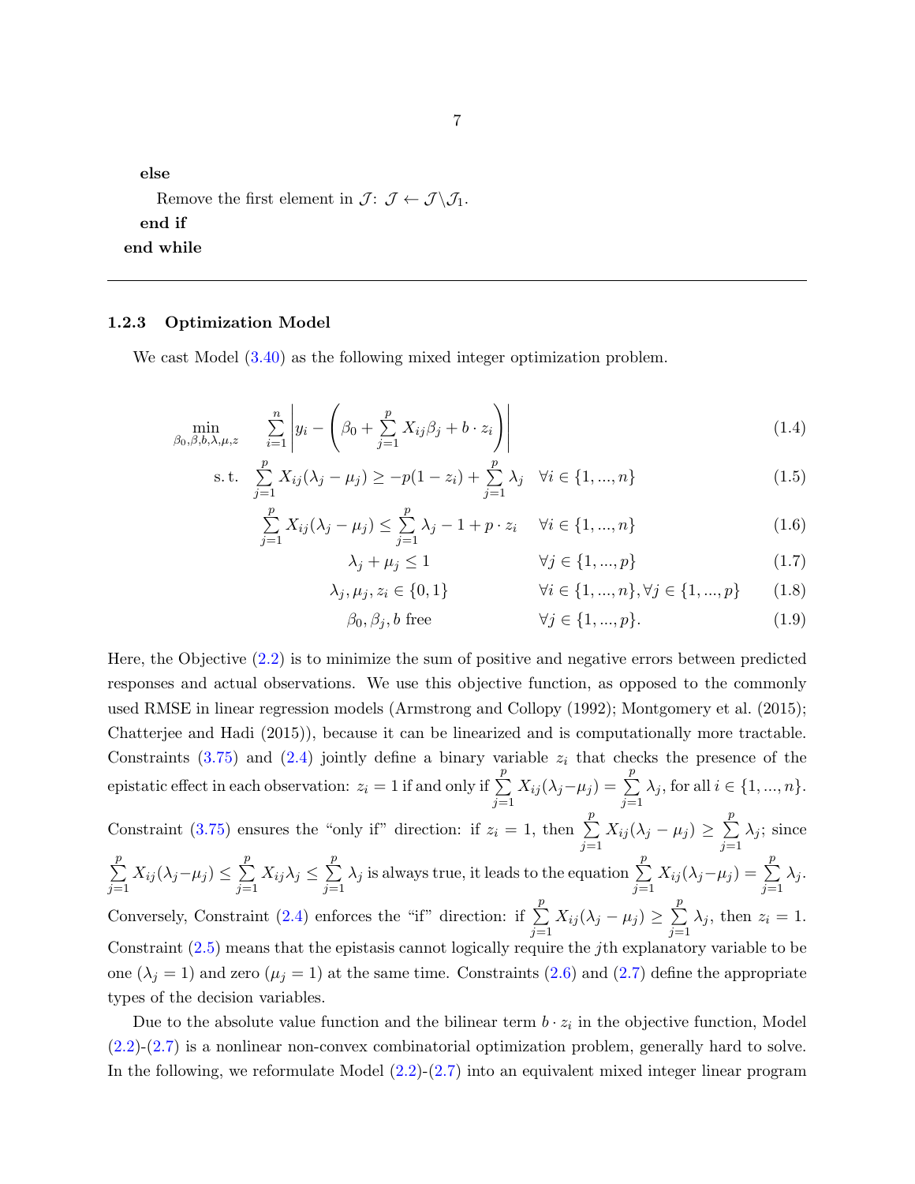**else**

Remove the first element in $\mathcal{J}$: $\mathcal{J} \leftarrow \mathcal{J} \backslash \mathcal{J}_1$.

**end if**

**end while**

---

### 1.2.3 Optimization Model

We cast Model (3.40) as the following mixed integer optimization problem.

$$\min_{\beta_0, \beta, b, \lambda, \mu, z} \quad \sum_{i=1}^{n} \left| y_i - \left( \beta_0 + \sum_{j=1}^{p} X_{ij}\beta_j + b \cdot z_i \right) \right| \tag{1.4}$$

$$\text{s.t.} \quad \sum_{j=1}^{p} X_{ij}(\lambda_j - \mu_j) \geq -p(1 - z_i) + \sum_{j=1}^{p} \lambda_j \quad \forall i \in \{1, ..., n\} \tag{1.5}$$

$$\sum_{j=1}^{p} X_{ij}(\lambda_j - \mu_j) \leq \sum_{j=1}^{p} \lambda_j - 1 + p \cdot z_i \quad \forall i \in \{1, ..., n\} \tag{1.6}$$

$$\lambda_j + \mu_j \leq 1 \quad \forall j \in \{1, ..., p\} \tag{1.7}$$

$$\lambda_j, \mu_j, z_i \in \{0, 1\} \quad \forall i \in \{1, ..., n\}, \forall j \in \{1, ..., p\} \tag{1.8}$$

$$\beta_0, \beta_j, b \text{ free} \quad \forall j \in \{1, ..., p\}. \tag{1.9}$$

Here, the Objective (2.2) is to minimize the sum of positive and negative errors between predicted responses and actual observations. We use this objective function, as opposed to the commonly used RMSE in linear regression models (Armstrong and Collopy (1992); Montgomery et al. (2015); Chatterjee and Hadi (2015)), because it can be linearized and is computationally more tractable. Constraints (3.75) and (2.4) jointly define a binary variable $z_i$ that checks the presence of the epistatic effect in each observation: $z_i = 1$ if and only if $\sum_{j=1}^{p} X_{ij}(\lambda_j - \mu_j) = \sum_{j=1}^{p} \lambda_j$, for all $i \in \{1, ..., n\}$. Constraint (3.75) ensures the "only if" direction: if $z_i = 1$, then $\sum_{j=1}^{p} X_{ij}(\lambda_j - \mu_j) \geq \sum_{j=1}^{p} \lambda_j$; since $\sum_{j=1}^{p} X_{ij}(\lambda_j - \mu_j) \leq \sum_{j=1}^{p} X_{ij}\lambda_j \leq \sum_{j=1}^{p} \lambda_j$ is always true, it leads to the equation $\sum_{j=1}^{p} X_{ij}(\lambda_j - \mu_j) = \sum_{j=1}^{p} \lambda_j$. Conversely, Constraint (2.4) enforces the "if" direction: if $\sum_{j=1}^{p} X_{ij}(\lambda_j - \mu_j) \geq \sum_{j=1}^{p} \lambda_j$, then $z_i = 1$. Constraint (2.5) means that the epistasis cannot logically require the $j$th explanatory variable to be one ($\lambda_j = 1$) and zero ($\mu_j = 1$) at the same time. Constraints (2.6) and (2.7) define the appropriate types of the decision variables.

Due to the absolute value function and the bilinear term $b \cdot z_i$ in the objective function, Model (2.2)-(2.7) is a nonlinear non-convex combinatorial optimization problem, generally hard to solve. In the following, we reformulate Model (2.2)-(2.7) into an equivalent mixed integer linear program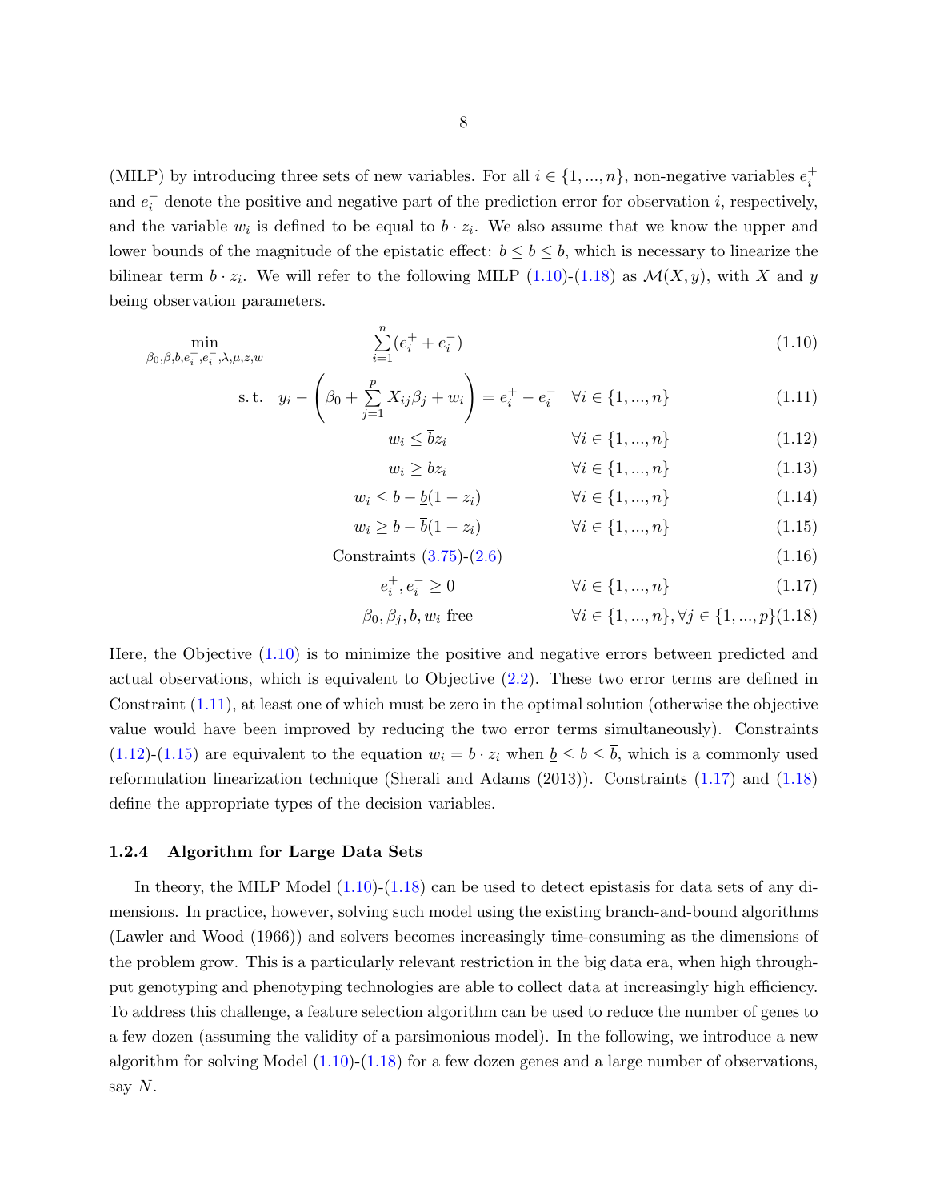(MILP) by introducing three sets of new variables. For all $i \in \{1, ..., n\}$, non-negative variables $e_i^+$ and $e_i^-$ denote the positive and negative part of the prediction error for observation $i$, respectively, and the variable $w_i$ is defined to be equal to $b \cdot z_i$. We also assume that we know the upper and lower bounds of the magnitude of the epistatic effect: $\underline{b} \leq b \leq \overline{b}$, which is necessary to linearize the bilinear term $b \cdot z_i$. We will refer to the following MILP (1.10)-(1.18) as $\mathcal{M}(X, y)$, with $X$ and $y$ being observation parameters.

$$\min_{\beta_0, \beta, b, e_i^+, e_i^-, \lambda, \mu, z, w} \quad \sum_{i=1}^{n} (e_i^+ + e_i^-) \tag{1.10}$$

$$\text{s.t.} \quad y_i - \left( \beta_0 + \sum_{j=1}^{p} X_{ij}\beta_j + w_i \right) = e_i^+ - e_i^- \quad \forall i \in \{1, ..., n\} \tag{1.11}$$

$$w_i \leq \overline{b} z_i \quad \forall i \in \{1, ..., n\} \tag{1.12}$$

$$w_i \geq \underline{b} z_i \quad \forall i \in \{1, ..., n\} \tag{1.13}$$

$$w_i \leq b - \underline{b}(1 - z_i) \quad \forall i \in \{1, ..., n\} \tag{1.14}$$

$$w_i \geq b - \overline{b}(1 - z_i) \quad \forall i \in \{1, ..., n\} \tag{1.15}$$

$$\text{Constraints (3.75)-(2.6)} \tag{1.16}$$

$$e_i^+, e_i^- \geq 0 \quad \forall i \in \{1, ..., n\} \tag{1.17}$$

$$\beta_0, \beta_j, b, w_i \text{ free} \quad \forall i \in \{1, ..., n\}, \forall j \in \{1, ..., p\} \tag{1.18}$$

Here, the Objective (1.10) is to minimize the positive and negative errors between predicted and actual observations, which is equivalent to Objective (2.2). These two error terms are defined in Constraint (1.11), at least one of which must be zero in the optimal solution (otherwise the objective value would have been improved by reducing the two error terms simultaneously). Constraints (1.12)-(1.15) are equivalent to the equation $w_i = b \cdot z_i$ when $\underline{b} \leq b \leq \overline{b}$, which is a commonly used reformulation linearization technique (Sherali and Adams (2013)). Constraints (1.17) and (1.18) define the appropriate types of the decision variables.

### 1.2.4 Algorithm for Large Data Sets

In theory, the MILP Model (1.10)-(1.18) can be used to detect epistasis for data sets of any dimensions. In practice, however, solving such model using the existing branch-and-bound algorithms (Lawler and Wood (1966)) and solvers becomes increasingly time-consuming as the dimensions of the problem grow. This is a particularly relevant restriction in the big data era, when high throughput genotyping and phenotyping technologies are able to collect data at increasingly high efficiency. To address this challenge, a feature selection algorithm can be used to reduce the number of genes to a few dozen (assuming the validity of a parsimonious model). In the following, we introduce a new algorithm for solving Model (1.10)-(1.18) for a few dozen genes and a large number of observations, say $N$.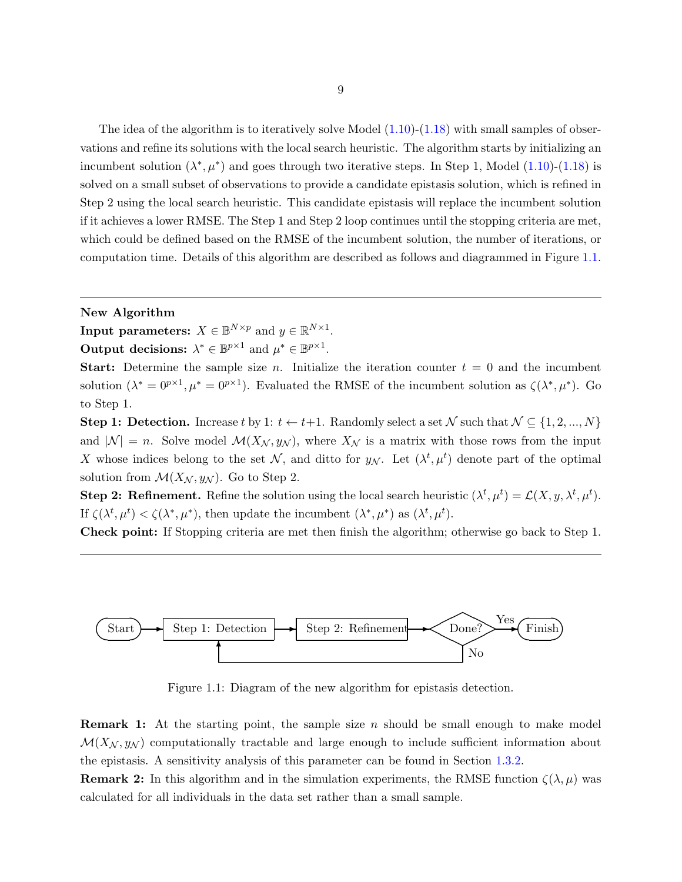The idea of the algorithm is to iteratively solve Model (1.10)-(1.18) with small samples of observations and refine its solutions with the local search heuristic. The algorithm starts by initializing an incumbent solution $(\lambda^*, \mu^*)$ and goes through two iterative steps. In Step 1, Model (1.10)-(1.18) is solved on a small subset of observations to provide a candidate epistasis solution, which is refined in Step 2 using the local search heuristic. This candidate epistasis will replace the incumbent solution if it achieves a lower RMSE. The Step 1 and Step 2 loop continues until the stopping criteria are met, which could be defined based on the RMSE of the incumbent solution, the number of iterations, or computation time. Details of this algorithm are described as follows and diagrammed in Figure 1.1.

---

**New Algorithm**

**Input parameters:** $X \in \mathbb{B}^{N \times p}$ and $y \in \mathbb{R}^{N \times 1}$.

**Output decisions:** $\lambda^* \in \mathbb{B}^{p \times 1}$ and $\mu^* \in \mathbb{B}^{p \times 1}$.

**Start:** Determine the sample size $n$. Initialize the iteration counter $t = 0$ and the incumbent solution $(\lambda^* = 0^{p \times 1}, \mu^* = 0^{p \times 1})$. Evaluated the RMSE of the incumbent solution as $\zeta(\lambda^*, \mu^*)$. Go to Step 1.

**Step 1: Detection.** Increase $t$ by 1: $t \leftarrow t+1$. Randomly select a set $\mathcal{N}$ such that $\mathcal{N} \subseteq \{1, 2, ..., N\}$ and $|\mathcal{N}| = n$. Solve model $\mathcal{M}(X_{\mathcal{N}}, y_{\mathcal{N}})$, where $X_{\mathcal{N}}$ is a matrix with those rows from the input $X$ whose indices belong to the set $\mathcal{N}$, and ditto for $y_{\mathcal{N}}$. Let $(\lambda^t, \mu^t)$ denote part of the optimal solution from $\mathcal{M}(X_{\mathcal{N}}, y_{\mathcal{N}})$. Go to Step 2.

**Step 2: Refinement.** Refine the solution using the local search heuristic $(\lambda^t, \mu^t) = \mathcal{L}(X, y, \lambda^t, \mu^t)$. If $\zeta(\lambda^t, \mu^t) < \zeta(\lambda^*, \mu^*)$, then update the incumbent $(\lambda^*, \mu^*)$ as $(\lambda^t, \mu^t)$.

**Check point:** If Stopping criteria are met then finish the algorithm; otherwise go back to Step 1.

---

```
Start --> Step 1: Detection --> Step 2: Refinement --> Done? --Yes--> Finish
               ^                                         |
               |------------------- No ------------------|
```

Figure 1.1: Diagram of the new algorithm for epistasis detection.

**Remark 1:** At the starting point, the sample size $n$ should be small enough to make model $\mathcal{M}(X_{\mathcal{N}}, y_{\mathcal{N}})$ computationally tractable and large enough to include sufficient information about the epistasis. A sensitivity analysis of this parameter can be found in Section 1.3.2.

**Remark 2:** In this algorithm and in the simulation experiments, the RMSE function $\zeta(\lambda, \mu)$ was calculated for all individuals in the data set rather than a small sample.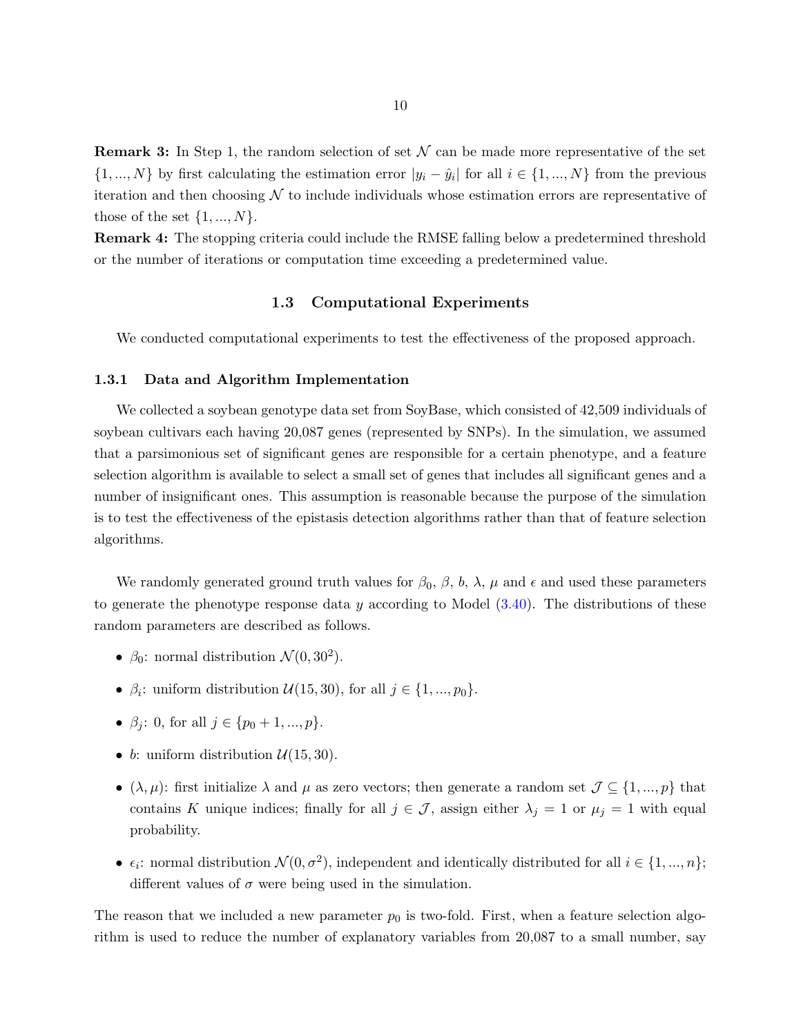**Remark 3:** In Step 1, the random selection of set $\mathcal{N}$ can be made more representative of the set $\{1, ..., N\}$ by first calculating the estimation error $|y_i - \hat{y}_i|$ for all $i \in \{1, ..., N\}$ from the previous iteration and then choosing $\mathcal{N}$ to include individuals whose estimation errors are representative of those of the set $\{1, ..., N\}$.

**Remark 4:** The stopping criteria could include the RMSE falling below a predetermined threshold or the number of iterations or computation time exceeding a predetermined value.

## 1.3 Computational Experiments

We conducted computational experiments to test the effectiveness of the proposed approach.

### 1.3.1 Data and Algorithm Implementation

We collected a soybean genotype data set from SoyBase, which consisted of 42,509 individuals of soybean cultivars each having 20,087 genes (represented by SNPs). In the simulation, we assumed that a parsimonious set of significant genes are responsible for a certain phenotype, and a feature selection algorithm is available to select a small set of genes that includes all significant genes and a number of insignificant ones. This assumption is reasonable because the purpose of the simulation is to test the effectiveness of the epistasis detection algorithms rather than that of feature selection algorithms.

We randomly generated ground truth values for $\beta_0$, $\beta$, $b$, $\lambda$, $\mu$ and $\epsilon$ and used these parameters to generate the phenotype response data $y$ according to Model (3.40). The distributions of these random parameters are described as follows.

- $\beta_0$: normal distribution $\mathcal{N}(0, 30^2)$.
- $\beta_i$: uniform distribution $\mathcal{U}(15, 30)$, for all $j \in \{1, ..., p_0\}$.
- $\beta_j$: 0, for all $j \in \{p_0 + 1, ..., p\}$.
- $b$: uniform distribution $\mathcal{U}(15, 30)$.
- $(\lambda, \mu)$: first initialize $\lambda$ and $\mu$ as zero vectors; then generate a random set $\mathcal{J} \subseteq \{1, ..., p\}$ that contains $K$ unique indices; finally for all $j \in \mathcal{J}$, assign either $\lambda_j = 1$ or $\mu_j = 1$ with equal probability.
- $\epsilon_i$: normal distribution $\mathcal{N}(0, \sigma^2)$, independent and identically distributed for all $i \in \{1, ..., n\}$; different values of $\sigma$ were being used in the simulation.

The reason that we included a new parameter $p_0$ is two-fold. First, when a feature selection algorithm is used to reduce the number of explanatory variables from 20,087 to a small number, say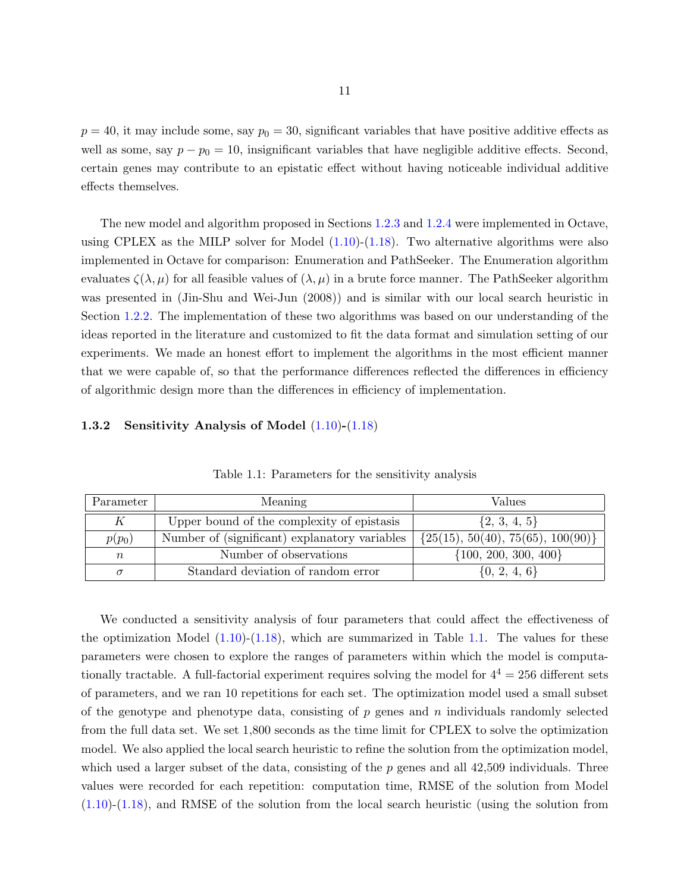$p = 40$, it may include some, say $p_0 = 30$, significant variables that have positive additive effects as well as some, say $p - p_0 = 10$, insignificant variables that have negligible additive effects. Second, certain genes may contribute to an epistatic effect without having noticeable individual additive effects themselves.

The new model and algorithm proposed in Sections 1.2.3 and 1.2.4 were implemented in Octave, using CPLEX as the MILP solver for Model (1.10)-(1.18). Two alternative algorithms were also implemented in Octave for comparison: Enumeration and PathSeeker. The Enumeration algorithm evaluates $\zeta(\lambda, \mu)$ for all feasible values of $(\lambda, \mu)$ in a brute force manner. The PathSeeker algorithm was presented in (Jin-Shu and Wei-Jun (2008)) and is similar with our local search heuristic in Section 1.2.2. The implementation of these two algorithms was based on our understanding of the ideas reported in the literature and customized to fit the data format and simulation setting of our experiments. We made an honest effort to implement the algorithms in the most efficient manner that we were capable of, so that the performance differences reflected the differences in efficiency of algorithmic design more than the differences in efficiency of implementation.

### 1.3.2 Sensitivity Analysis of Model (1.10)-(1.18)

Table 1.1: Parameters for the sensitivity analysis

| Parameter | Meaning | Values |
|---|---|---|
| $K$ | Upper bound of the complexity of epistasis | {2, 3, 4, 5} |
| $p(p_0)$ | Number of (significant) explanatory variables | {25(15), 50(40), 75(65), 100(90)} |
| $n$ | Number of observations | {100, 200, 300, 400} |
| $\sigma$ | Standard deviation of random error | {0, 2, 4, 6} |

We conducted a sensitivity analysis of four parameters that could affect the effectiveness of the optimization Model (1.10)-(1.18), which are summarized in Table 1.1. The values for these parameters were chosen to explore the ranges of parameters within which the model is computationally tractable. A full-factorial experiment requires solving the model for $4^4 = 256$ different sets of parameters, and we ran 10 repetitions for each set. The optimization model used a small subset of the genotype and phenotype data, consisting of $p$ genes and $n$ individuals randomly selected from the full data set. We set 1,800 seconds as the time limit for CPLEX to solve the optimization model. We also applied the local search heuristic to refine the solution from the optimization model, which used a larger subset of the data, consisting of the $p$ genes and all 42,509 individuals. Three values were recorded for each repetition: computation time, RMSE of the solution from Model (1.10)-(1.18), and RMSE of the solution from the local search heuristic (using the solution from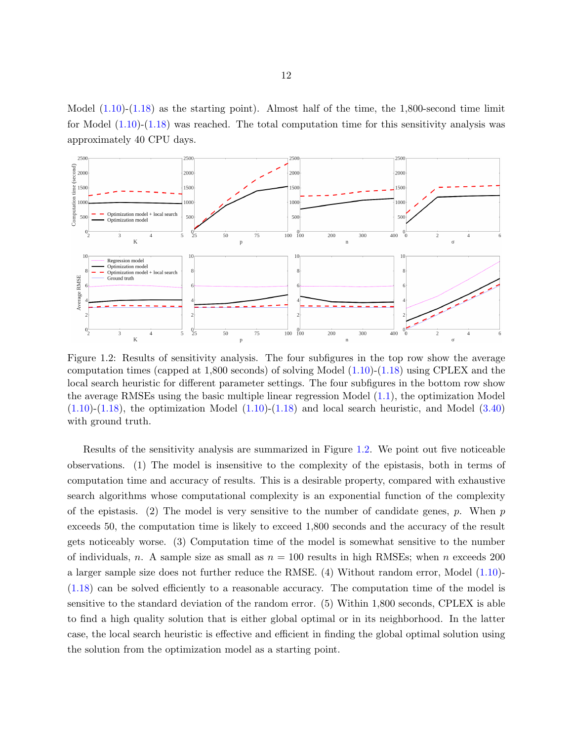Model (1.10)-(1.18) as the starting point). Almost half of the time, the 1,800-second time limit for Model (1.10)-(1.18) was reached. The total computation time for this sensitivity analysis was approximately 40 CPU days.

Figure 1.2: Results of sensitivity analysis. The four subfigures in the top row show the average computation times (capped at 1,800 seconds) of solving Model (1.10)-(1.18) using CPLEX and the local search heuristic for different parameter settings. The four subfigures in the bottom row show the average RMSEs using the basic multiple linear regression Model (1.1), the optimization Model (1.10)-(1.18), the optimization Model (1.10)-(1.18) and local search heuristic, and Model (3.40) with ground truth.

Results of the sensitivity analysis are summarized in Figure 1.2. We point out five noticeable observations. (1) The model is insensitive to the complexity of the epistasis, both in terms of computation time and accuracy of results. This is a desirable property, compared with exhaustive search algorithms whose computational complexity is an exponential function of the complexity of the epistasis. (2) The model is very sensitive to the number of candidate genes, $p$. When $p$ exceeds 50, the computation time is likely to exceed 1,800 seconds and the accuracy of the result gets noticeably worse. (3) Computation time of the model is somewhat sensitive to the number of individuals, $n$. A sample size as small as $n = 100$ results in high RMSEs; when $n$ exceeds 200 a larger sample size does not further reduce the RMSE. (4) Without random error, Model (1.10)-(1.18) can be solved efficiently to a reasonable accuracy. The computation time of the model is sensitive to the standard deviation of the random error. (5) Within 1,800 seconds, CPLEX is able to find a high quality solution that is either global optimal or in its neighborhood. In the latter case, the local search heuristic is effective and efficient in finding the global optimal solution using the solution from the optimization model as a starting point.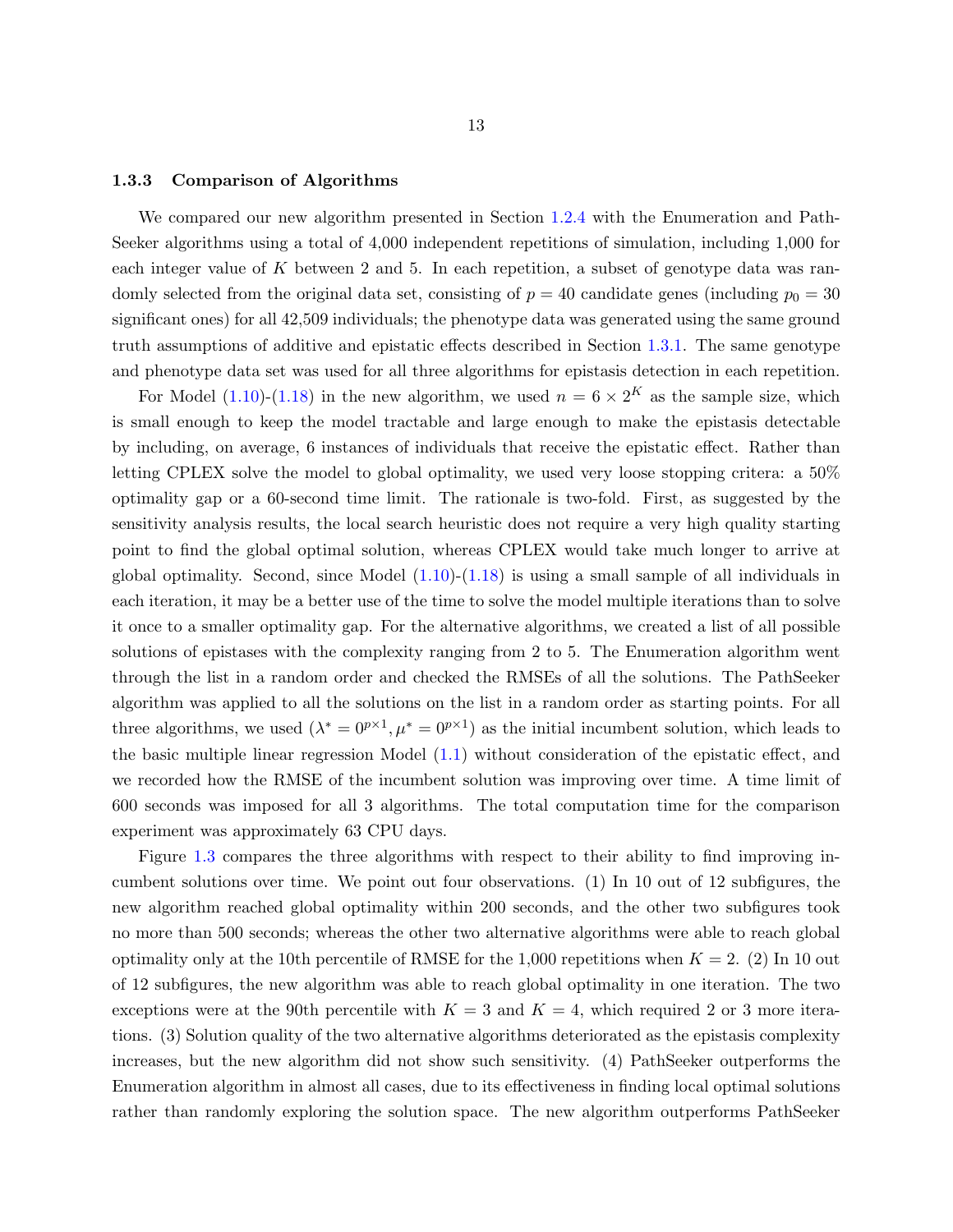### 1.3.3 Comparison of Algorithms

We compared our new algorithm presented in Section 1.2.4 with the Enumeration and PathSeeker algorithms using a total of 4,000 independent repetitions of simulation, including 1,000 for each integer value of $K$ between 2 and 5. In each repetition, a subset of genotype data was randomly selected from the original data set, consisting of $p = 40$ candidate genes (including $p_0 = 30$ significant ones) for all 42,509 individuals; the phenotype data was generated using the same ground truth assumptions of additive and epistatic effects described in Section 1.3.1. The same genotype and phenotype data set was used for all three algorithms for epistasis detection in each repetition.

For Model (1.10)-(1.18) in the new algorithm, we used $n = 6 \times 2^K$ as the sample size, which is small enough to keep the model tractable and large enough to make the epistasis detectable by including, on average, 6 instances of individuals that receive the epistatic effect. Rather than letting CPLEX solve the model to global optimality, we used very loose stopping critera: a 50% optimality gap or a 60-second time limit. The rationale is two-fold. First, as suggested by the sensitivity analysis results, the local search heuristic does not require a very high quality starting point to find the global optimal solution, whereas CPLEX would take much longer to arrive at global optimality. Second, since Model (1.10)-(1.18) is using a small sample of all individuals in each iteration, it may be a better use of the time to solve the model multiple iterations than to solve it once to a smaller optimality gap. For the alternative algorithms, we created a list of all possible solutions of epistases with the complexity ranging from 2 to 5. The Enumeration algorithm went through the list in a random order and checked the RMSEs of all the solutions. The PathSeeker algorithm was applied to all the solutions on the list in a random order as starting points. For all three algorithms, we used ($\lambda^* = 0^{p \times 1}, \mu^* = 0^{p \times 1}$) as the initial incumbent solution, which leads to the basic multiple linear regression Model (1.1) without consideration of the epistatic effect, and we recorded how the RMSE of the incumbent solution was improving over time. A time limit of 600 seconds was imposed for all 3 algorithms. The total computation time for the comparison experiment was approximately 63 CPU days.

Figure 1.3 compares the three algorithms with respect to their ability to find improving incumbent solutions over time. We point out four observations. (1) In 10 out of 12 subfigures, the new algorithm reached global optimality within 200 seconds, and the other two subfigures took no more than 500 seconds; whereas the other two alternative algorithms were able to reach global optimality only at the 10th percentile of RMSE for the 1,000 repetitions when $K = 2$. (2) In 10 out of 12 subfigures, the new algorithm was able to reach global optimality in one iteration. The two exceptions were at the 90th percentile with $K = 3$ and $K = 4$, which required 2 or 3 more iterations. (3) Solution quality of the two alternative algorithms deteriorated as the epistasis complexity increases, but the new algorithm did not show such sensitivity. (4) PathSeeker outperforms the Enumeration algorithm in almost all cases, due to its effectiveness in finding local optimal solutions rather than randomly exploring the solution space. The new algorithm outperforms PathSeeker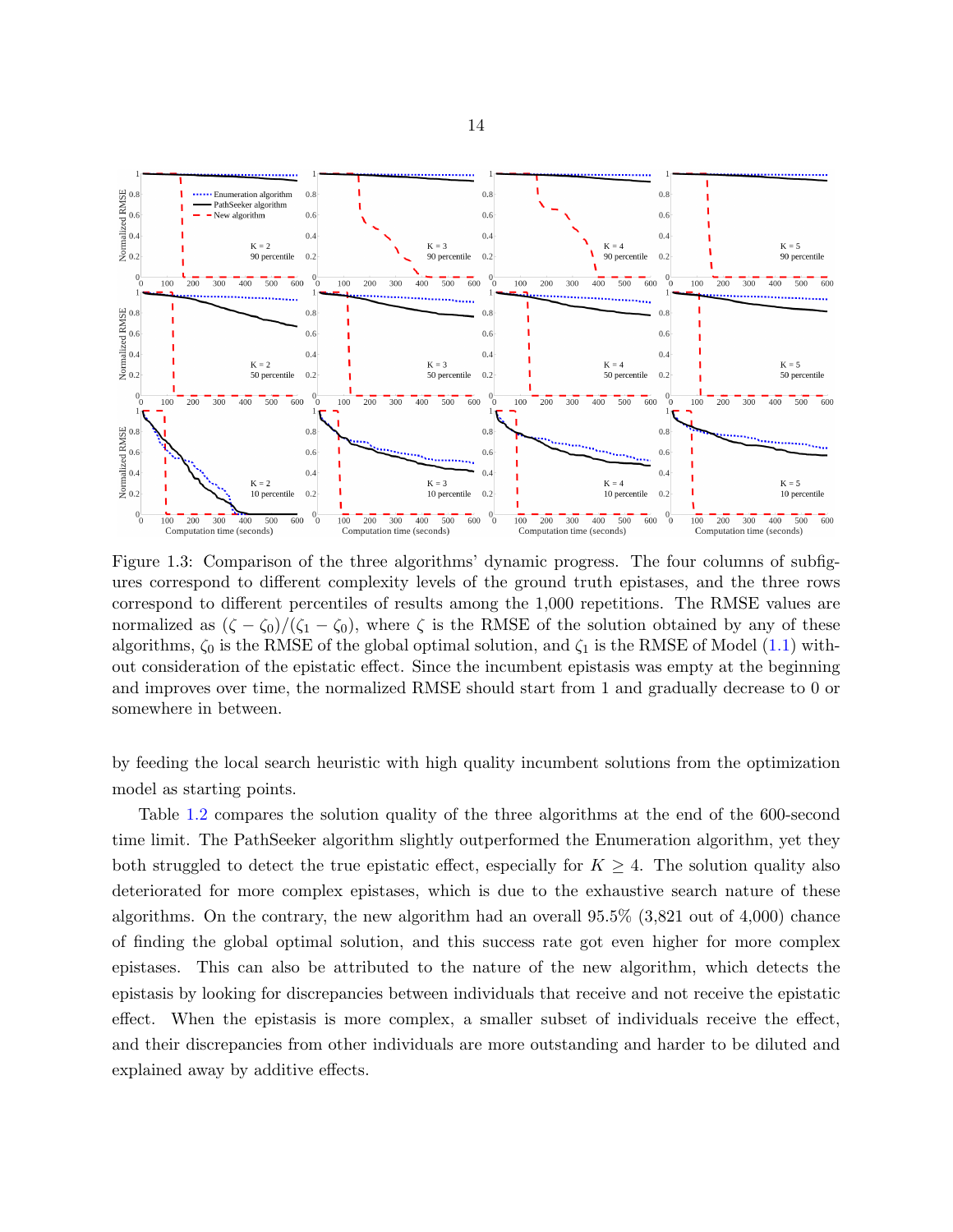Figure 1.3: Comparison of the three algorithms' dynamic progress. The four columns of subfigures correspond to different complexity levels of the ground truth epistases, and the three rows correspond to different percentiles of results among the 1,000 repetitions. The RMSE values are normalized as $(\zeta - \zeta_0)/(\zeta_1 - \zeta_0)$, where $\zeta$ is the RMSE of the solution obtained by any of these algorithms, $\zeta_0$ is the RMSE of the global optimal solution, and $\zeta_1$ is the RMSE of Model (1.1) without consideration of the epistatic effect. Since the incumbent epistasis was empty at the beginning and improves over time, the normalized RMSE should start from 1 and gradually decrease to 0 or somewhere in between.

by feeding the local search heuristic with high quality incumbent solutions from the optimization model as starting points.

Table 1.2 compares the solution quality of the three algorithms at the end of the 600-second time limit. The PathSeeker algorithm slightly outperformed the Enumeration algorithm, yet they both struggled to detect the true epistatic effect, especially for $K \geq 4$. The solution quality also deteriorated for more complex epistases, which is due to the exhaustive search nature of these algorithms. On the contrary, the new algorithm had an overall 95.5% (3,821 out of 4,000) chance of finding the global optimal solution, and this success rate got even higher for more complex epistases. This can also be attributed to the nature of the new algorithm, which detects the epistasis by looking for discrepancies between individuals that receive and not receive the epistatic effect. When the epistasis is more complex, a smaller subset of individuals receive the effect, and their discrepancies from other individuals are more outstanding and harder to be diluted and explained away by additive effects.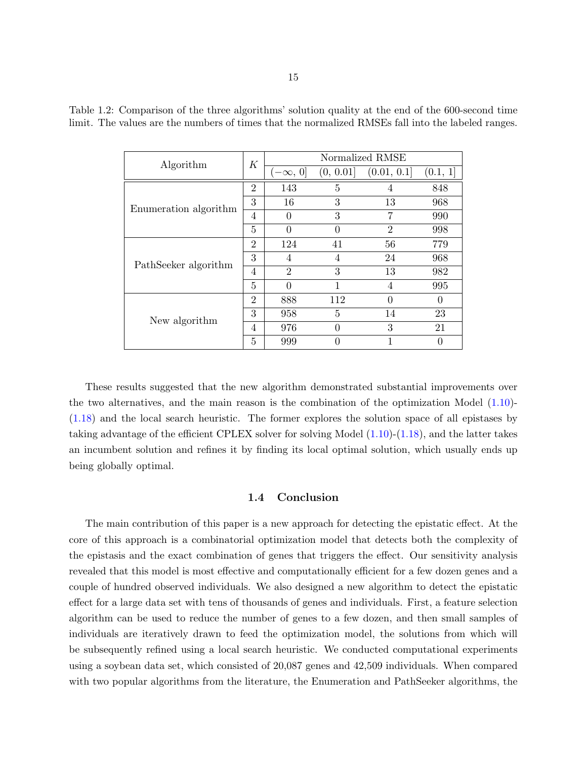Table 1.2: Comparison of the three algorithms' solution quality at the end of the 600-second time limit. The values are the numbers of times that the normalized RMSEs fall into the labeled ranges.

| Algorithm | $K$ | Normalized RMSE | | | |
|---|---|---|---|---|---|
| | | $(-\infty, 0]$ | $(0, 0.01]$ | $(0.01, 0.1]$ | $(0.1, 1]$ |
| Enumeration algorithm | 2 | 143 | 5 | 4 | 848 |
| | 3 | 16 | 3 | 13 | 968 |
| | 4 | 0 | 3 | 7 | 990 |
| | 5 | 0 | 0 | 2 | 998 |
| PathSeeker algorithm | 2 | 124 | 41 | 56 | 779 |
| | 3 | 4 | 4 | 24 | 968 |
| | 4 | 2 | 3 | 13 | 982 |
| | 5 | 0 | 1 | 4 | 995 |
| New algorithm | 2 | 888 | 112 | 0 | 0 |
| | 3 | 958 | 5 | 14 | 23 |
| | 4 | 976 | 0 | 3 | 21 |
| | 5 | 999 | 0 | 1 | 0 |

These results suggested that the new algorithm demonstrated substantial improvements over the two alternatives, and the main reason is the combination of the optimization Model (1.10)-(1.18) and the local search heuristic. The former explores the solution space of all epistases by taking advantage of the efficient CPLEX solver for solving Model (1.10)-(1.18), and the latter takes an incumbent solution and refines it by finding its local optimal solution, which usually ends up being globally optimal.

### 1.4 Conclusion

The main contribution of this paper is a new approach for detecting the epistatic effect. At the core of this approach is a combinatorial optimization model that detects both the complexity of the epistasis and the exact combination of genes that triggers the effect. Our sensitivity analysis revealed that this model is most effective and computationally efficient for a few dozen genes and a couple of hundred observed individuals. We also designed a new algorithm to detect the epistatic effect for a large data set with tens of thousands of genes and individuals. First, a feature selection algorithm can be used to reduce the number of genes to a few dozen, and then small samples of individuals are iteratively drawn to feed the optimization model, the solutions from which will be subsequently refined using a local search heuristic. We conducted computational experiments using a soybean data set, which consisted of 20,087 genes and 42,509 individuals. When compared with two popular algorithms from the literature, the Enumeration and PathSeeker algorithms, the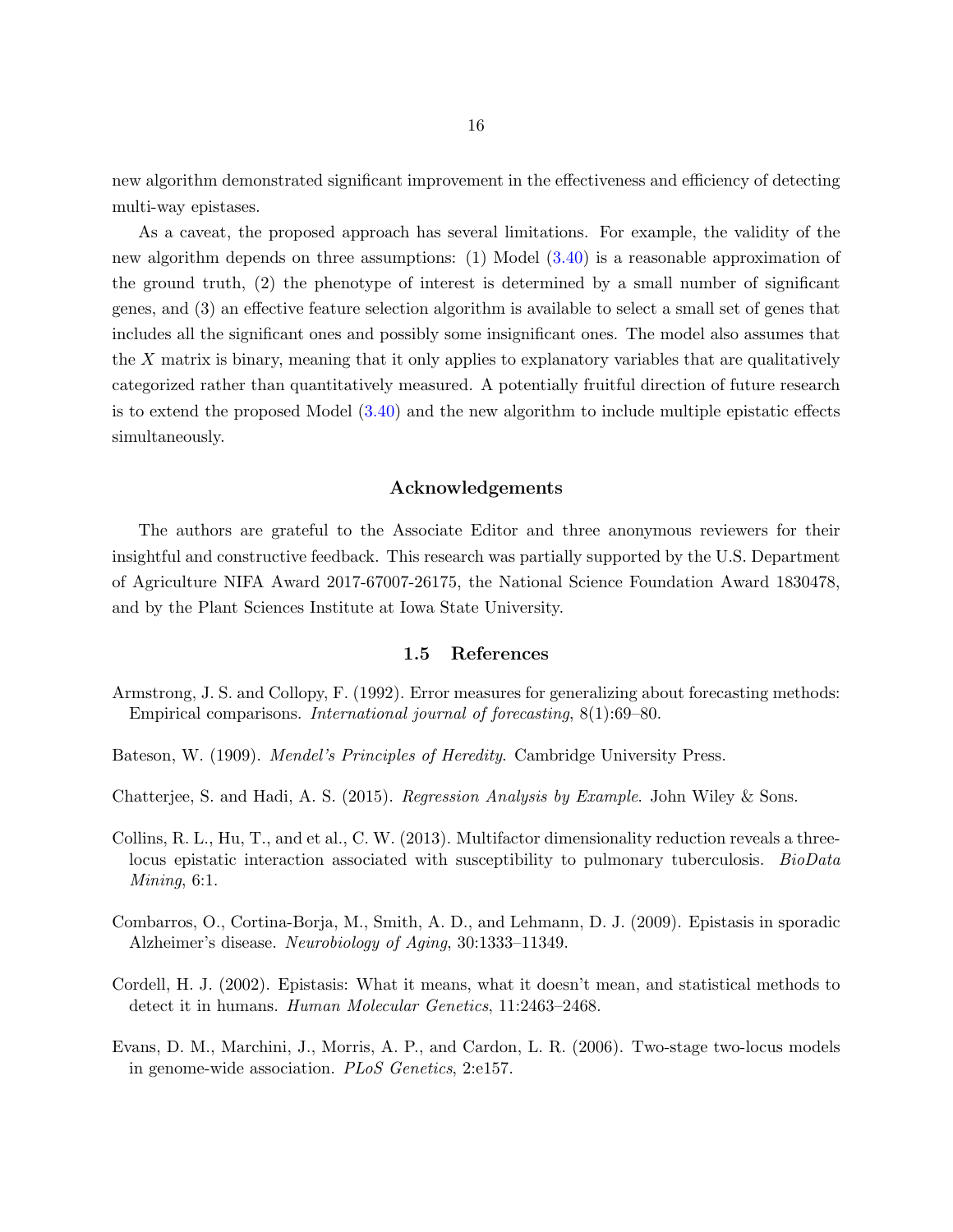new algorithm demonstrated significant improvement in the effectiveness and efficiency of detecting multi-way epistases.

As a caveat, the proposed approach has several limitations. For example, the validity of the new algorithm depends on three assumptions: (1) Model (3.40) is a reasonable approximation of the ground truth, (2) the phenotype of interest is determined by a small number of significant genes, and (3) an effective feature selection algorithm is available to select a small set of genes that includes all the significant ones and possibly some insignificant ones. The model also assumes that the $X$ matrix is binary, meaning that it only applies to explanatory variables that are qualitatively categorized rather than quantitatively measured. A potentially fruitful direction of future research is to extend the proposed Model (3.40) and the new algorithm to include multiple epistatic effects simultaneously.

### Acknowledgements

The authors are grateful to the Associate Editor and three anonymous reviewers for their insightful and constructive feedback. This research was partially supported by the U.S. Department of Agriculture NIFA Award 2017-67007-26175, the National Science Foundation Award 1830478, and by the Plant Sciences Institute at Iowa State University.

## 1.5 References

Armstrong, J. S. and Collopy, F. (1992). Error measures for generalizing about forecasting methods: Empirical comparisons. *International journal of forecasting*, 8(1):69–80.

Bateson, W. (1909). *Mendel's Principles of Heredity*. Cambridge University Press.

Chatterjee, S. and Hadi, A. S. (2015). *Regression Analysis by Example*. John Wiley & Sons.

Collins, R. L., Hu, T., and et al., C. W. (2013). Multifactor dimensionality reduction reveals a three-locus epistatic interaction associated with susceptibility to pulmonary tuberculosis. *BioData Mining*, 6:1.

Combarros, O., Cortina-Borja, M., Smith, A. D., and Lehmann, D. J. (2009). Epistasis in sporadic Alzheimer's disease. *Neurobiology of Aging*, 30:1333–11349.

Cordell, H. J. (2002). Epistasis: What it means, what it doesn't mean, and statistical methods to detect it in humans. *Human Molecular Genetics*, 11:2463–2468.

Evans, D. M., Marchini, J., Morris, A. P., and Cardon, L. R. (2006). Two-stage two-locus models in genome-wide association. *PLoS Genetics*, 2:e157.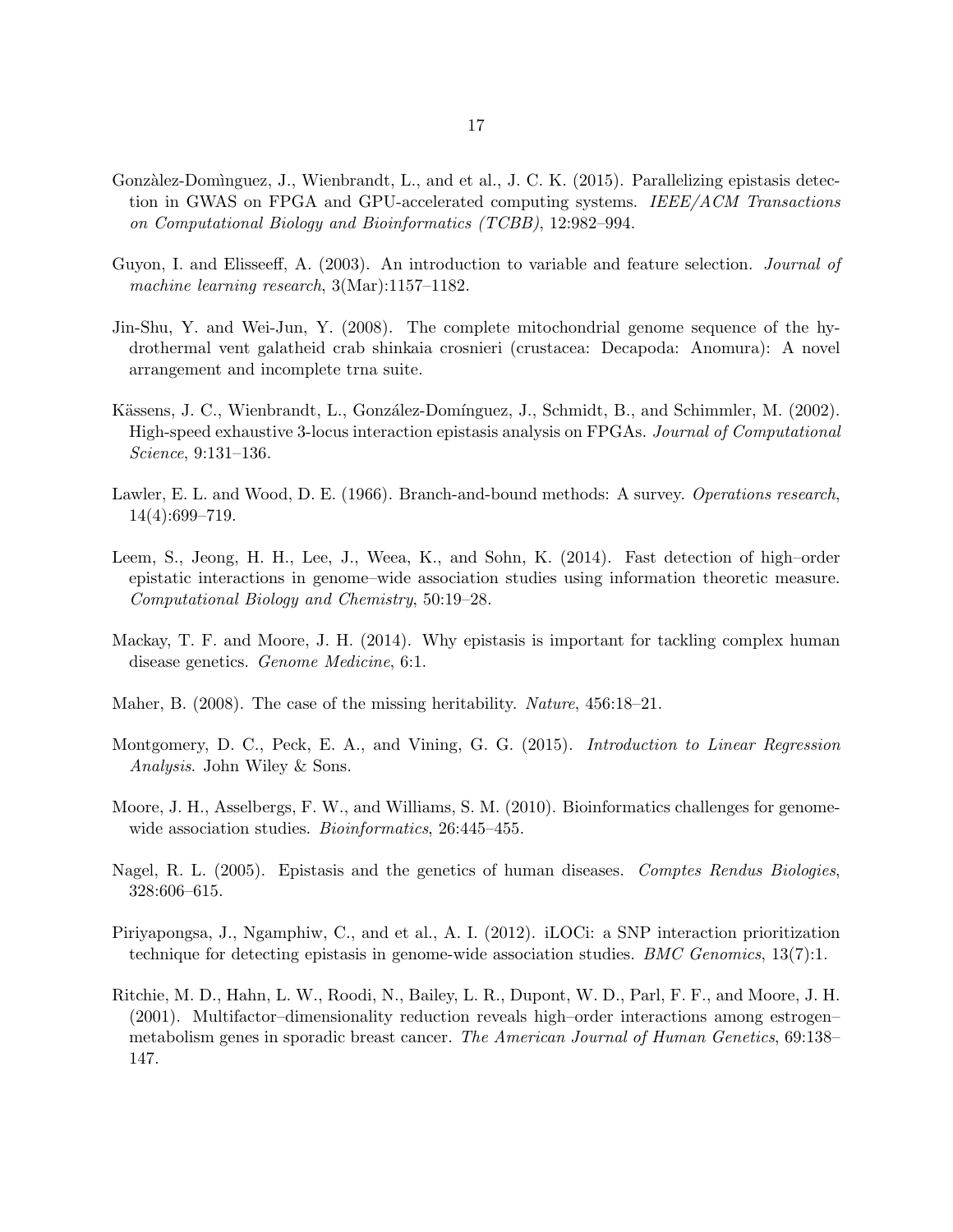Gonzàlez-Domìnguez, J., Wienbrandt, L., and et al., J. C. K. (2015). Parallelizing epistasis detection in GWAS on FPGA and GPU-accelerated computing systems. *IEEE/ACM Transactions on Computational Biology and Bioinformatics (TCBB)*, 12:982–994.

Guyon, I. and Elisseeff, A. (2003). An introduction to variable and feature selection. *Journal of machine learning research*, 3(Mar):1157–1182.

Jin-Shu, Y. and Wei-Jun, Y. (2008). The complete mitochondrial genome sequence of the hydrothermal vent galatheid crab shinkaia crosnieri (crustacea: Decapoda: Anomura): A novel arrangement and incomplete trna suite.

Kässens, J. C., Wienbrandt, L., González-Domínguez, J., Schmidt, B., and Schimmler, M. (2002). High-speed exhaustive 3-locus interaction epistasis analysis on FPGAs. *Journal of Computational Science*, 9:131–136.

Lawler, E. L. and Wood, D. E. (1966). Branch-and-bound methods: A survey. *Operations research*, 14(4):699–719.

Leem, S., Jeong, H. H., Lee, J., Weea, K., and Sohn, K. (2014). Fast detection of high–order epistatic interactions in genome–wide association studies using information theoretic measure. *Computational Biology and Chemistry*, 50:19–28.

Mackay, T. F. and Moore, J. H. (2014). Why epistasis is important for tackling complex human disease genetics. *Genome Medicine*, 6:1.

Maher, B. (2008). The case of the missing heritability. *Nature*, 456:18–21.

Montgomery, D. C., Peck, E. A., and Vining, G. G. (2015). *Introduction to Linear Regression Analysis*. John Wiley & Sons.

Moore, J. H., Asselbergs, F. W., and Williams, S. M. (2010). Bioinformatics challenges for genome-wide association studies. *Bioinformatics*, 26:445–455.

Nagel, R. L. (2005). Epistasis and the genetics of human diseases. *Comptes Rendus Biologies*, 328:606–615.

Piriyapongsa, J., Ngamphiw, C., and et al., A. I. (2012). iLOCi: a SNP interaction prioritization technique for detecting epistasis in genome-wide association studies. *BMC Genomics*, 13(7):1.

Ritchie, M. D., Hahn, L. W., Roodi, N., Bailey, L. R., Dupont, W. D., Parl, F. F., and Moore, J. H. (2001). Multifactor–dimensionality reduction reveals high–order interactions among estrogen–metabolism genes in sporadic breast cancer. *The American Journal of Human Genetics*, 69:138–147.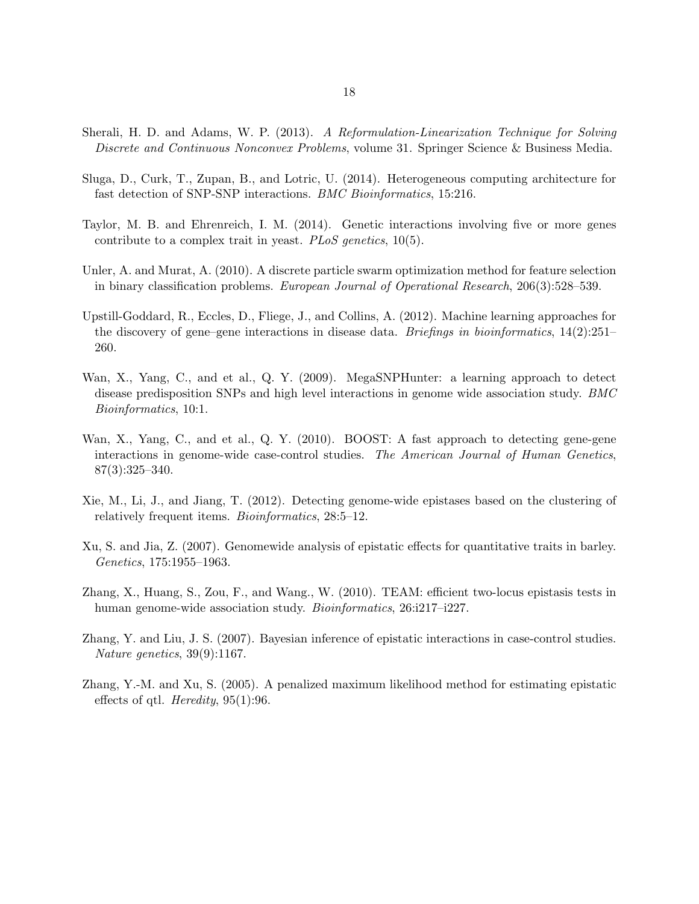Sherali, H. D. and Adams, W. P. (2013). *A Reformulation-Linearization Technique for Solving Discrete and Continuous Nonconvex Problems*, volume 31. Springer Science & Business Media.

Sluga, D., Curk, T., Zupan, B., and Lotric, U. (2014). Heterogeneous computing architecture for fast detection of SNP-SNP interactions. *BMC Bioinformatics*, 15:216.

Taylor, M. B. and Ehrenreich, I. M. (2014). Genetic interactions involving five or more genes contribute to a complex trait in yeast. *PLoS genetics*, 10(5).

Unler, A. and Murat, A. (2010). A discrete particle swarm optimization method for feature selection in binary classification problems. *European Journal of Operational Research*, 206(3):528–539.

Upstill-Goddard, R., Eccles, D., Fliege, J., and Collins, A. (2012). Machine learning approaches for the discovery of gene–gene interactions in disease data. *Briefings in bioinformatics*, 14(2):251–260.

Wan, X., Yang, C., and et al., Q. Y. (2009). MegaSNPHunter: a learning approach to detect disease predisposition SNPs and high level interactions in genome wide association study. *BMC Bioinformatics*, 10:1.

Wan, X., Yang, C., and et al., Q. Y. (2010). BOOST: A fast approach to detecting gene-gene interactions in genome-wide case-control studies. *The American Journal of Human Genetics*, 87(3):325–340.

Xie, M., Li, J., and Jiang, T. (2012). Detecting genome-wide epistases based on the clustering of relatively frequent items. *Bioinformatics*, 28:5–12.

Xu, S. and Jia, Z. (2007). Genomewide analysis of epistatic effects for quantitative traits in barley. *Genetics*, 175:1955–1963.

Zhang, X., Huang, S., Zou, F., and Wang., W. (2010). TEAM: efficient two-locus epistasis tests in human genome-wide association study. *Bioinformatics*, 26:i217–i227.

Zhang, Y. and Liu, J. S. (2007). Bayesian inference of epistatic interactions in case-control studies. *Nature genetics*, 39(9):1167.

Zhang, Y.-M. and Xu, S. (2005). A penalized maximum likelihood method for estimating epistatic effects of qtl. *Heredity*, 95(1):96.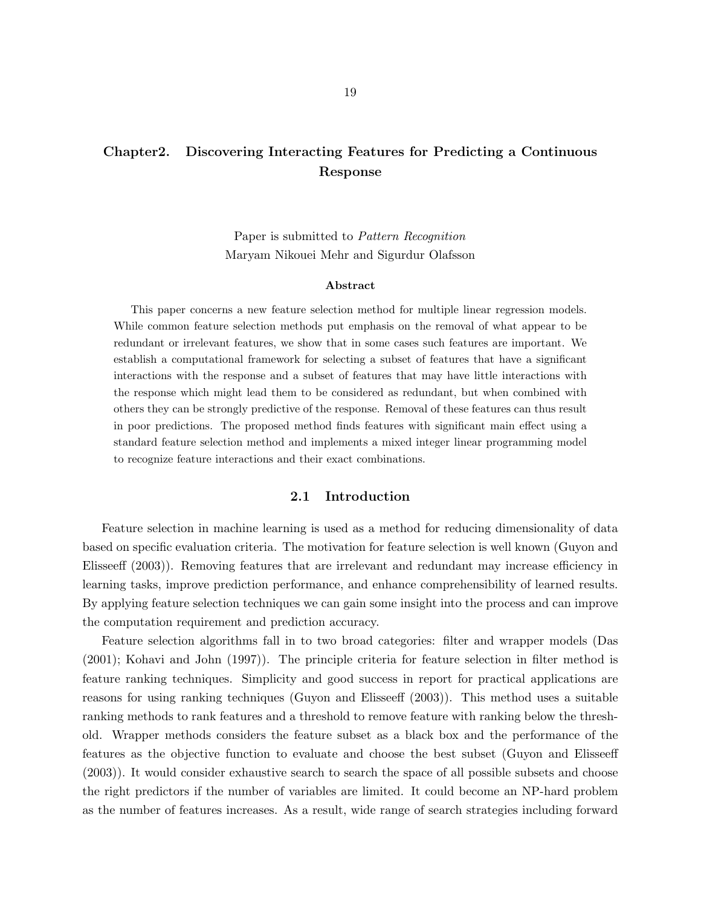# Chapter2. Discovering Interacting Features for Predicting a Continuous Response

Paper is submitted to *Pattern Recognition*
Maryam Nikouei Mehr and Sigurdur Olafsson

**Abstract**

This paper concerns a new feature selection method for multiple linear regression models. While common feature selection methods put emphasis on the removal of what appear to be redundant or irrelevant features, we show that in some cases such features are important. We establish a computational framework for selecting a subset of features that have a significant interactions with the response and a subset of features that may have little interactions with the response which might lead them to be considered as redundant, but when combined with others they can be strongly predictive of the response. Removal of these features can thus result in poor predictions. The proposed method finds features with significant main effect using a standard feature selection method and implements a mixed integer linear programming model to recognize feature interactions and their exact combinations.

## 2.1 Introduction

Feature selection in machine learning is used as a method for reducing dimensionality of data based on specific evaluation criteria. The motivation for feature selection is well known (Guyon and Elisseeff (2003)). Removing features that are irrelevant and redundant may increase efficiency in learning tasks, improve prediction performance, and enhance comprehensibility of learned results. By applying feature selection techniques we can gain some insight into the process and can improve the computation requirement and prediction accuracy.

Feature selection algorithms fall in to two broad categories: filter and wrapper models (Das (2001); Kohavi and John (1997)). The principle criteria for feature selection in filter method is feature ranking techniques. Simplicity and good success in report for practical applications are reasons for using ranking techniques (Guyon and Elisseeff (2003)). This method uses a suitable ranking methods to rank features and a threshold to remove feature with ranking below the threshold. Wrapper methods considers the feature subset as a black box and the performance of the features as the objective function to evaluate and choose the best subset (Guyon and Elisseeff (2003)). It would consider exhaustive search to search the space of all possible subsets and choose the right predictors if the number of variables are limited. It could become an NP-hard problem as the number of features increases. As a result, wide range of search strategies including forward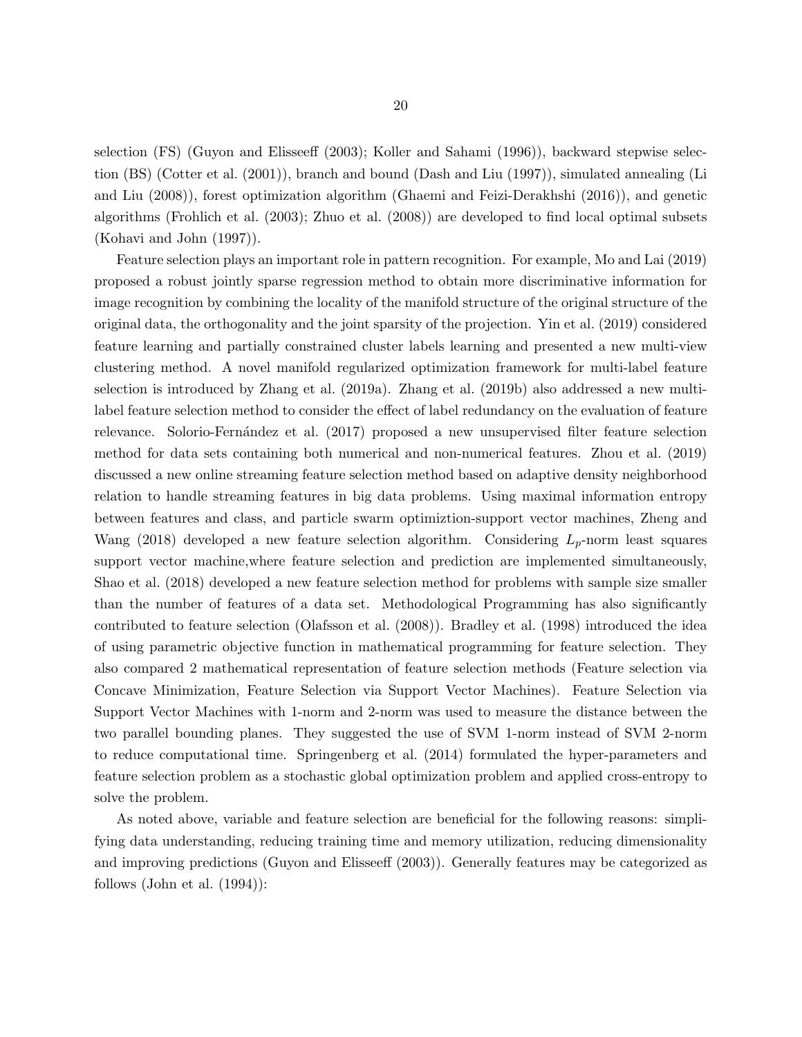selection (FS) (Guyon and Elisseeff (2003); Koller and Sahami (1996)), backward stepwise selection (BS) (Cotter et al. (2001)), branch and bound (Dash and Liu (1997)), simulated annealing (Li and Liu (2008)), forest optimization algorithm (Ghaemi and Feizi-Derakhshi (2016)), and genetic algorithms (Frohlich et al. (2003); Zhuo et al. (2008)) are developed to find local optimal subsets (Kohavi and John (1997)).

Feature selection plays an important role in pattern recognition. For example, Mo and Lai (2019) proposed a robust jointly sparse regression method to obtain more discriminative information for image recognition by combining the locality of the manifold structure of the original structure of the original data, the orthogonality and the joint sparsity of the projection. Yin et al. (2019) considered feature learning and partially constrained cluster labels learning and presented a new multi-view clustering method. A novel manifold regularized optimization framework for multi-label feature selection is introduced by Zhang et al. (2019a). Zhang et al. (2019b) also addressed a new multi-label feature selection method to consider the effect of label redundancy on the evaluation of feature relevance. Solorio-Fernández et al. (2017) proposed a new unsupervised filter feature selection method for data sets containing both numerical and non-numerical features. Zhou et al. (2019) discussed a new online streaming feature selection method based on adaptive density neighborhood relation to handle streaming features in big data problems. Using maximal information entropy between features and class, and particle swarm optimiztion-support vector machines, Zheng and Wang (2018) developed a new feature selection algorithm. Considering $L_p$-norm least squares support vector machine,where feature selection and prediction are implemented simultaneously, Shao et al. (2018) developed a new feature selection method for problems with sample size smaller than the number of features of a data set. Methodological Programming has also significantly contributed to feature selection (Olafsson et al. (2008)). Bradley et al. (1998) introduced the idea of using parametric objective function in mathematical programming for feature selection. They also compared 2 mathematical representation of feature selection methods (Feature selection via Concave Minimization, Feature Selection via Support Vector Machines). Feature Selection via Support Vector Machines with 1-norm and 2-norm was used to measure the distance between the two parallel bounding planes. They suggested the use of SVM 1-norm instead of SVM 2-norm to reduce computational time. Springenberg et al. (2014) formulated the hyper-parameters and feature selection problem as a stochastic global optimization problem and applied cross-entropy to solve the problem.

As noted above, variable and feature selection are beneficial for the following reasons: simplifying data understanding, reducing training time and memory utilization, reducing dimensionality and improving predictions (Guyon and Elisseeff (2003)). Generally features may be categorized as follows (John et al. (1994)):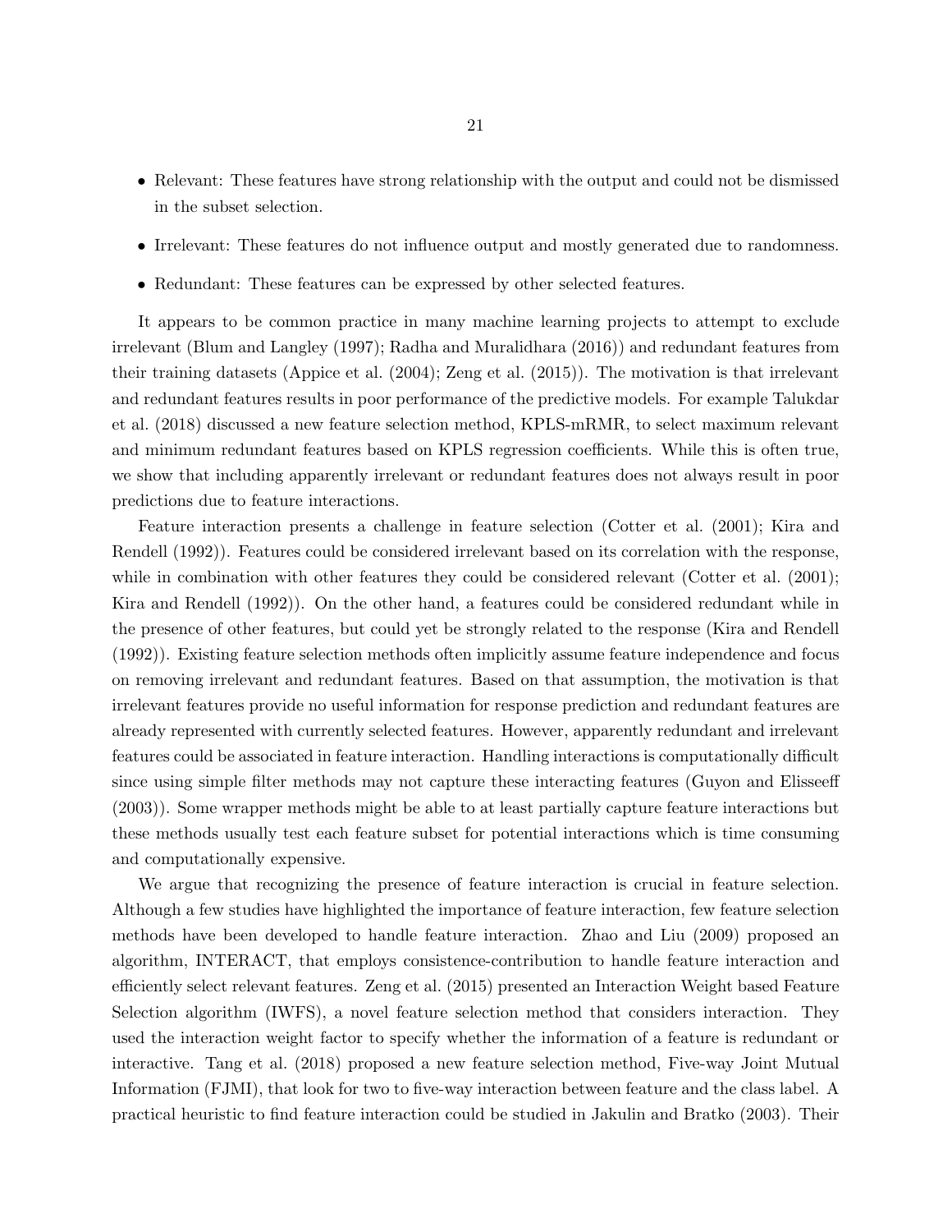- Relevant: These features have strong relationship with the output and could not be dismissed in the subset selection.
- Irrelevant: These features do not influence output and mostly generated due to randomness.
- Redundant: These features can be expressed by other selected features.

It appears to be common practice in many machine learning projects to attempt to exclude irrelevant (Blum and Langley (1997); Radha and Muralidhara (2016)) and redundant features from their training datasets (Appice et al. (2004); Zeng et al. (2015)). The motivation is that irrelevant and redundant features results in poor performance of the predictive models. For example Talukdar et al. (2018) discussed a new feature selection method, KPLS-mRMR, to select maximum relevant and minimum redundant features based on KPLS regression coefficients. While this is often true, we show that including apparently irrelevant or redundant features does not always result in poor predictions due to feature interactions.

Feature interaction presents a challenge in feature selection (Cotter et al. (2001); Kira and Rendell (1992)). Features could be considered irrelevant based on its correlation with the response, while in combination with other features they could be considered relevant (Cotter et al. (2001); Kira and Rendell (1992)). On the other hand, a features could be considered redundant while in the presence of other features, but could yet be strongly related to the response (Kira and Rendell (1992)). Existing feature selection methods often implicitly assume feature independence and focus on removing irrelevant and redundant features. Based on that assumption, the motivation is that irrelevant features provide no useful information for response prediction and redundant features are already represented with currently selected features. However, apparently redundant and irrelevant features could be associated in feature interaction. Handling interactions is computationally difficult since using simple filter methods may not capture these interacting features (Guyon and Elisseeff (2003)). Some wrapper methods might be able to at least partially capture feature interactions but these methods usually test each feature subset for potential interactions which is time consuming and computationally expensive.

We argue that recognizing the presence of feature interaction is crucial in feature selection. Although a few studies have highlighted the importance of feature interaction, few feature selection methods have been developed to handle feature interaction. Zhao and Liu (2009) proposed an algorithm, INTERACT, that employs consistence-contribution to handle feature interaction and efficiently select relevant features. Zeng et al. (2015) presented an Interaction Weight based Feature Selection algorithm (IWFS), a novel feature selection method that considers interaction. They used the interaction weight factor to specify whether the information of a feature is redundant or interactive. Tang et al. (2018) proposed a new feature selection method, Five-way Joint Mutual Information (FJMI), that look for two to five-way interaction between feature and the class label. A practical heuristic to find feature interaction could be studied in Jakulin and Bratko (2003). Their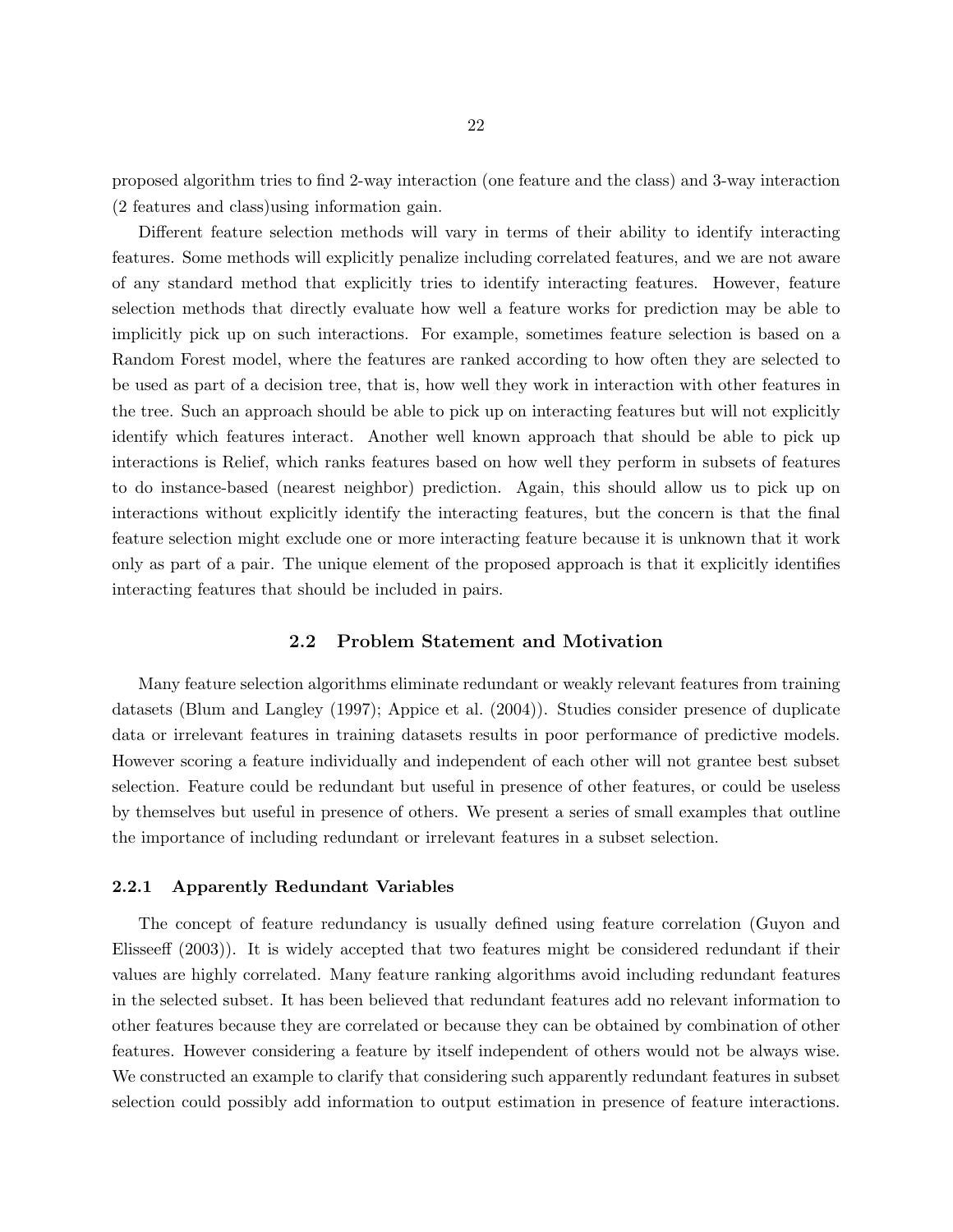proposed algorithm tries to find 2-way interaction (one feature and the class) and 3-way interaction (2 features and class)using information gain.

Different feature selection methods will vary in terms of their ability to identify interacting features. Some methods will explicitly penalize including correlated features, and we are not aware of any standard method that explicitly tries to identify interacting features. However, feature selection methods that directly evaluate how well a feature works for prediction may be able to implicitly pick up on such interactions. For example, sometimes feature selection is based on a Random Forest model, where the features are ranked according to how often they are selected to be used as part of a decision tree, that is, how well they work in interaction with other features in the tree. Such an approach should be able to pick up on interacting features but will not explicitly identify which features interact. Another well known approach that should be able to pick up interactions is Relief, which ranks features based on how well they perform in subsets of features to do instance-based (nearest neighbor) prediction. Again, this should allow us to pick up on interactions without explicitly identify the interacting features, but the concern is that the final feature selection might exclude one or more interacting feature because it is unknown that it work only as part of a pair. The unique element of the proposed approach is that it explicitly identifies interacting features that should be included in pairs.

## 2.2 Problem Statement and Motivation

Many feature selection algorithms eliminate redundant or weakly relevant features from training datasets (Blum and Langley (1997); Appice et al. (2004)). Studies consider presence of duplicate data or irrelevant features in training datasets results in poor performance of predictive models. However scoring a feature individually and independent of each other will not grantee best subset selection. Feature could be redundant but useful in presence of other features, or could be useless by themselves but useful in presence of others. We present a series of small examples that outline the importance of including redundant or irrelevant features in a subset selection.

### 2.2.1 Apparently Redundant Variables

The concept of feature redundancy is usually defined using feature correlation (Guyon and Elisseeff (2003)). It is widely accepted that two features might be considered redundant if their values are highly correlated. Many feature ranking algorithms avoid including redundant features in the selected subset. It has been believed that redundant features add no relevant information to other features because they are correlated or because they can be obtained by combination of other features. However considering a feature by itself independent of others would not be always wise. We constructed an example to clarify that considering such apparently redundant features in subset selection could possibly add information to output estimation in presence of feature interactions.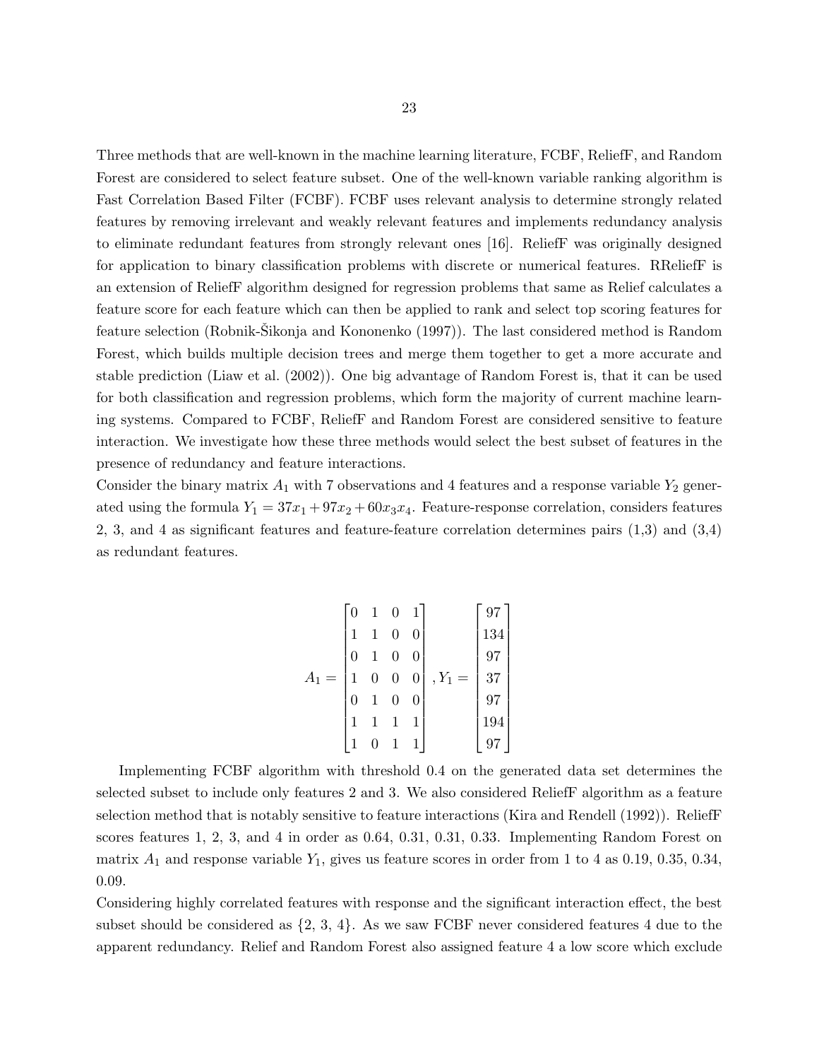Three methods that are well-known in the machine learning literature, FCBF, ReliefF, and Random Forest are considered to select feature subset. One of the well-known variable ranking algorithm is Fast Correlation Based Filter (FCBF). FCBF uses relevant analysis to determine strongly related features by removing irrelevant and weakly relevant features and implements redundancy analysis to eliminate redundant features from strongly relevant ones [16]. ReliefF was originally designed for application to binary classification problems with discrete or numerical features. RReliefF is an extension of ReliefF algorithm designed for regression problems that same as Relief calculates a feature score for each feature which can then be applied to rank and select top scoring features for feature selection (Robnik-Šikonja and Kononenko (1997)). The last considered method is Random Forest, which builds multiple decision trees and merge them together to get a more accurate and stable prediction (Liaw et al. (2002)). One big advantage of Random Forest is, that it can be used for both classification and regression problems, which form the majority of current machine learning systems. Compared to FCBF, ReliefF and Random Forest are considered sensitive to feature interaction. We investigate how these three methods would select the best subset of features in the presence of redundancy and feature interactions.

Consider the binary matrix $A_1$ with 7 observations and 4 features and a response variable $Y_2$ generated using the formula $Y_1 = 37x_1 + 97x_2 + 60x_3x_4$. Feature-response correlation, considers features 2, 3, and 4 as significant features and feature-feature correlation determines pairs (1,3) and (3,4) as redundant features.

$$A_1 = \begin{bmatrix} 0 & 1 & 0 & 1 \\ 1 & 1 & 0 & 0 \\ 0 & 1 & 0 & 0 \\ 1 & 0 & 0 & 0 \\ 0 & 1 & 0 & 0 \\ 1 & 1 & 1 & 1 \\ 1 & 0 & 1 & 1 \end{bmatrix}, Y_1 = \begin{bmatrix} 97 \\ 134 \\ 97 \\ 37 \\ 97 \\ 194 \\ 97 \end{bmatrix}$$

Implementing FCBF algorithm with threshold 0.4 on the generated data set determines the selected subset to include only features 2 and 3. We also considered ReliefF algorithm as a feature selection method that is notably sensitive to feature interactions (Kira and Rendell (1992)). ReliefF scores features 1, 2, 3, and 4 in order as 0.64, 0.31, 0.31, 0.33. Implementing Random Forest on matrix $A_1$ and response variable $Y_1$, gives us feature scores in order from 1 to 4 as 0.19, 0.35, 0.34, 0.09.

Considering highly correlated features with response and the significant interaction effect, the best subset should be considered as {2, 3, 4}. As we saw FCBF never considered features 4 due to the apparent redundancy. Relief and Random Forest also assigned feature 4 a low score which exclude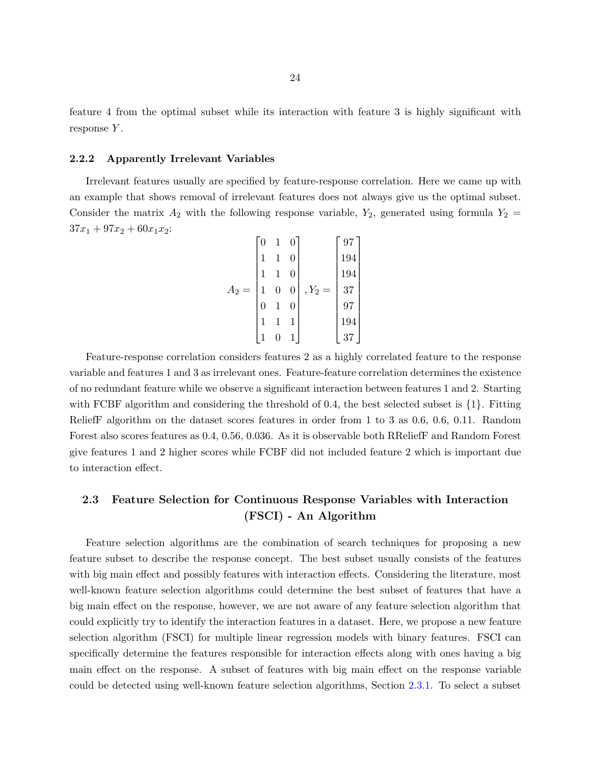feature 4 from the optimal subset while its interaction with feature 3 is highly significant with response $Y$.

### 2.2.2 Apparently Irrelevant Variables

Irrelevant features usually are specified by feature-response correlation. Here we came up with an example that shows removal of irrelevant features does not always give us the optimal subset. Consider the matrix $A_2$ with the following response variable, $Y_2$, generated using formula $Y_2 = 37x_1 + 97x_2 + 60x_1x_2$:

$$A_2 = \begin{bmatrix} 0 & 1 & 0 \\ 1 & 1 & 0 \\ 1 & 1 & 0 \\ 1 & 0 & 0 \\ 0 & 1 & 0 \\ 1 & 1 & 1 \\ 1 & 0 & 1 \end{bmatrix}, Y_2 = \begin{bmatrix} 97 \\ 194 \\ 194 \\ 37 \\ 97 \\ 194 \\ 37 \end{bmatrix}$$

Feature-response correlation considers features 2 as a highly correlated feature to the response variable and features 1 and 3 as irrelevant ones. Feature-feature correlation determines the existence of no redundant feature while we observe a significant interaction between features 1 and 2. Starting with FCBF algorithm and considering the threshold of 0.4, the best selected subset is {1}. Fitting ReliefF algorithm on the dataset scores features in order from 1 to 3 as 0.6, 0.6, 0.11. Random Forest also scores features as 0.4, 0.56, 0.036. As it is observable both RReliefF and Random Forest give features 1 and 2 higher scores while FCBF did not included feature 2 which is important due to interaction effect.

## 2.3 Feature Selection for Continuous Response Variables with Interaction (FSCI) - An Algorithm

Feature selection algorithms are the combination of search techniques for proposing a new feature subset to describe the response concept. The best subset usually consists of the features with big main effect and possibly features with interaction effects. Considering the literature, most well-known feature selection algorithms could determine the best subset of features that have a big main effect on the response, however, we are not aware of any feature selection algorithm that could explicitly try to identify the interaction features in a dataset. Here, we propose a new feature selection algorithm (FSCI) for multiple linear regression models with binary features. FSCI can specifically determine the features responsible for interaction effects along with ones having a big main effect on the response. A subset of features with big main effect on the response variable could be detected using well-known feature selection algorithms, Section 2.3.1. To select a subset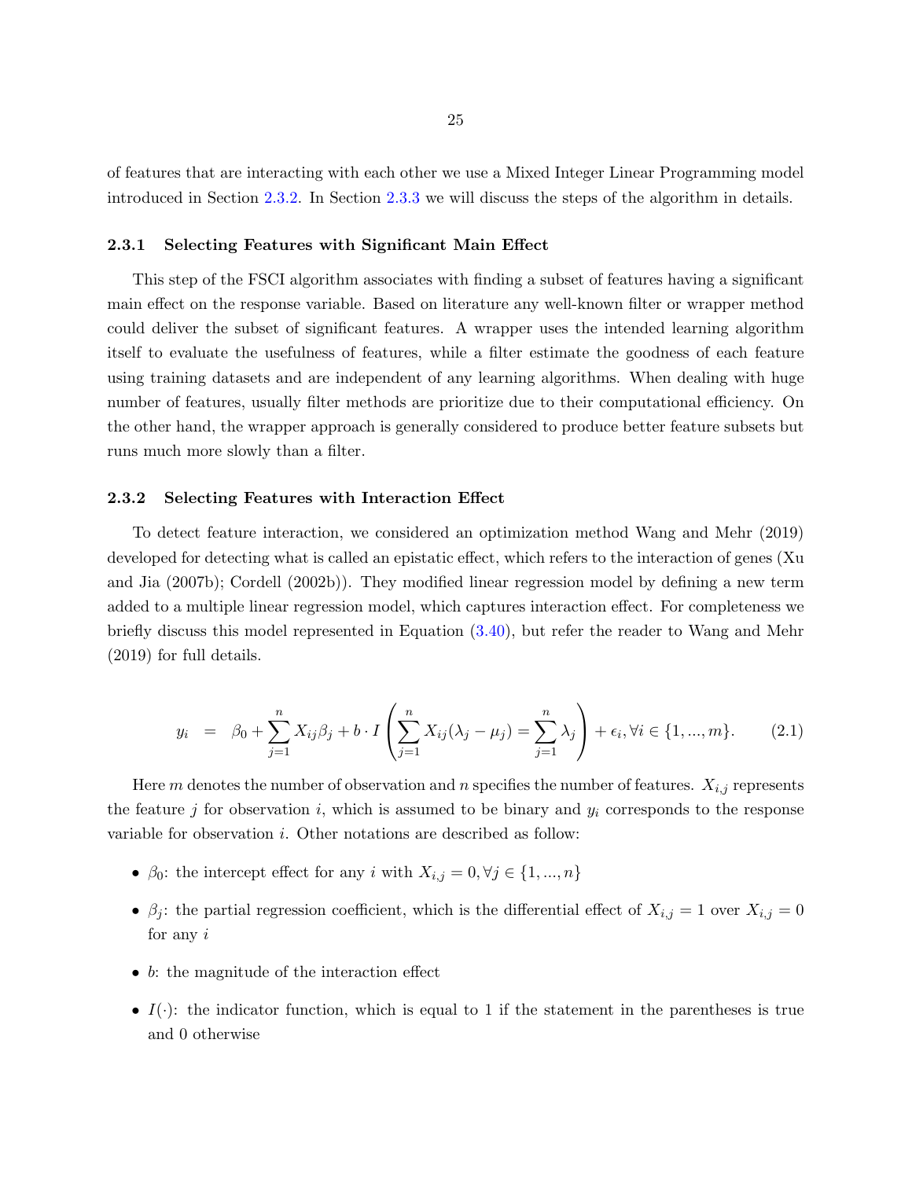of features that are interacting with each other we use a Mixed Integer Linear Programming model introduced in Section 2.3.2. In Section 2.3.3 we will discuss the steps of the algorithm in details.

### 2.3.1 Selecting Features with Significant Main Effect

This step of the FSCI algorithm associates with finding a subset of features having a significant main effect on the response variable. Based on literature any well-known filter or wrapper method could deliver the subset of significant features. A wrapper uses the intended learning algorithm itself to evaluate the usefulness of features, while a filter estimate the goodness of each feature using training datasets and are independent of any learning algorithms. When dealing with huge number of features, usually filter methods are prioritize due to their computational efficiency. On the other hand, the wrapper approach is generally considered to produce better feature subsets but runs much more slowly than a filter.

### 2.3.2 Selecting Features with Interaction Effect

To detect feature interaction, we considered an optimization method Wang and Mehr (2019) developed for detecting what is called an epistatic effect, which refers to the interaction of genes (Xu and Jia (2007b); Cordell (2002b)). They modified linear regression model by defining a new term added to a multiple linear regression model, which captures interaction effect. For completeness we briefly discuss this model represented in Equation (3.40), but refer the reader to Wang and Mehr (2019) for full details.

$$y_i \;=\; \beta_0 + \sum_{j=1}^{n} X_{ij}\beta_j + b \cdot I\left(\sum_{j=1}^{n} X_{ij}(\lambda_j - \mu_j) = \sum_{j=1}^{n} \lambda_j\right) + \epsilon_i, \forall i \in \{1, ..., m\}. \tag{2.1}$$

Here $m$ denotes the number of observation and $n$ specifies the number of features. $X_{i,j}$ represents the feature $j$ for observation $i$, which is assumed to be binary and $y_i$ corresponds to the response variable for observation $i$. Other notations are described as follow:

- $\beta_0$: the intercept effect for any $i$ with $X_{i,j} = 0, \forall j \in \{1, ..., n\}$
- $\beta_j$: the partial regression coefficient, which is the differential effect of $X_{i,j} = 1$ over $X_{i,j} = 0$ for any $i$
- $b$: the magnitude of the interaction effect
- $I(\cdot)$: the indicator function, which is equal to 1 if the statement in the parentheses is true and 0 otherwise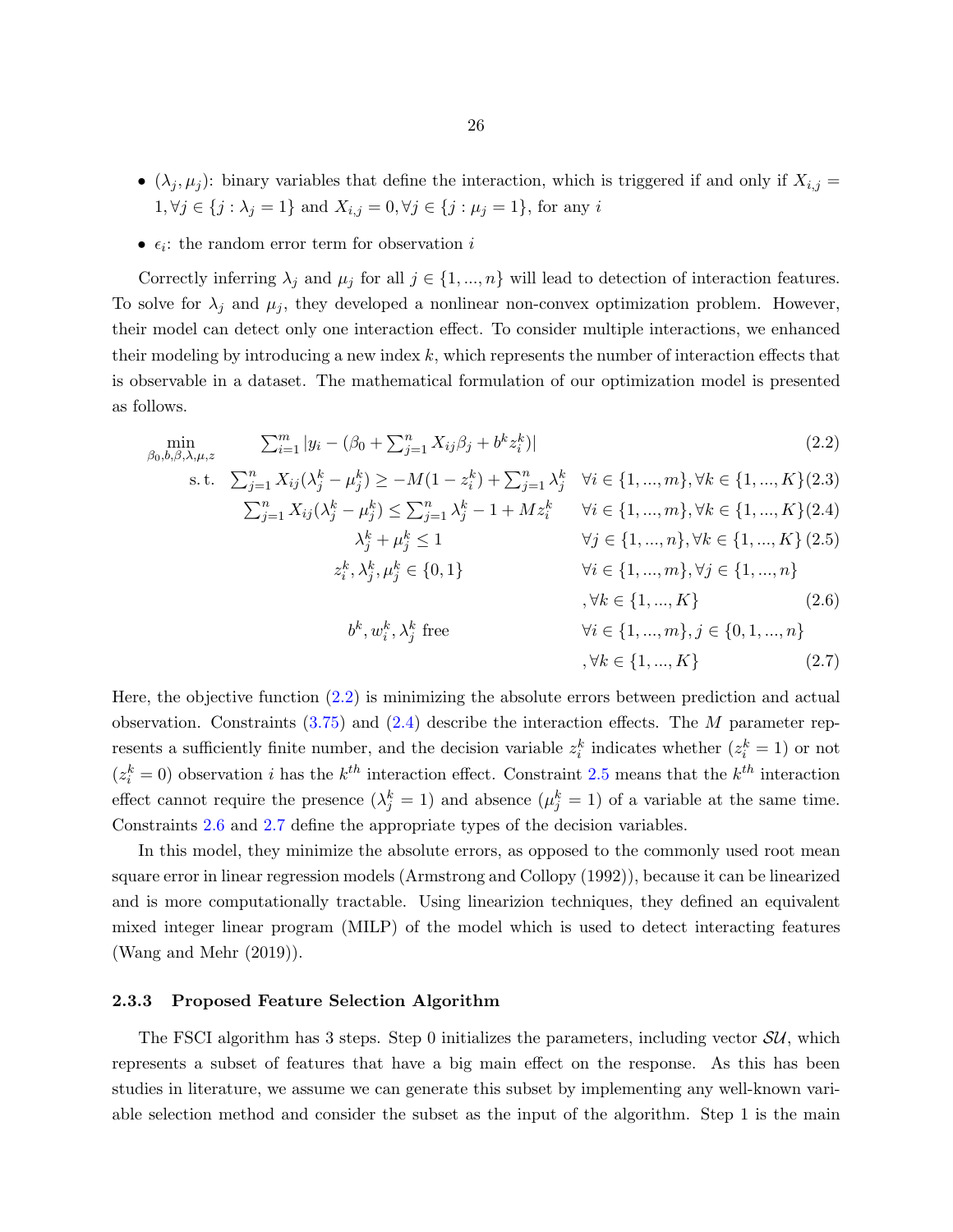- $(\lambda_j, \mu_j)$: binary variables that define the interaction, which is triggered if and only if $X_{i,j} = 1, \forall j \in \{j : \lambda_j = 1\}$ and $X_{i,j} = 0, \forall j \in \{j : \mu_j = 1\}$, for any $i$
- $\epsilon_i$: the random error term for observation $i$

Correctly inferring $\lambda_j$ and $\mu_j$ for all $j \in \{1, ..., n\}$ will lead to detection of interaction features. To solve for $\lambda_j$ and $\mu_j$, they developed a nonlinear non-convex optimization problem. However, their model can detect only one interaction effect. To consider multiple interactions, we enhanced their modeling by introducing a new index $k$, which represents the number of interaction effects that is observable in a dataset. The mathematical formulation of our optimization model is presented as follows.

$$\min_{\beta_0, b, \beta, \lambda, \mu, z} \quad \sum_{i=1}^{m} |y_i - (\beta_0 + \sum_{j=1}^{n} X_{ij}\beta_j + b^k z_i^k)| \tag{2.2}$$

$$\text{s.t.} \quad \sum_{j=1}^{n} X_{ij}(\lambda_j^k - \mu_j^k) \geq -M(1 - z_i^k) + \sum_{j=1}^{n} \lambda_j^k \quad \forall i \in \{1, ..., m\}, \forall k \in \{1, ..., K\} \tag{2.3}$$

$$\sum_{j=1}^{n} X_{ij}(\lambda_j^k - \mu_j^k) \leq \sum_{j=1}^{n} \lambda_j^k - 1 + M z_i^k \quad \forall i \in \{1, ..., m\}, \forall k \in \{1, ..., K\} \tag{2.4}$$

$$\lambda_j^k + \mu_j^k \leq 1 \quad \forall j \in \{1, ..., n\}, \forall k \in \{1, ..., K\} \tag{2.5}$$

$$z_i^k, \lambda_j^k, \mu_j^k \in \{0, 1\} \quad \forall i \in \{1, ..., m\}, \forall j \in \{1, ..., n\}, \forall k \in \{1, ..., K\} \tag{2.6}$$

$$b^k, w_i^k, \lambda_j^k \text{ free} \quad \forall i \in \{1, ..., m\}, j \in \{0, 1, ..., n\}, \forall k \in \{1, ..., K\} \tag{2.7}$$

Here, the objective function (2.2) is minimizing the absolute errors between prediction and actual observation. Constraints (3.75) and (2.4) describe the interaction effects. The $M$ parameter represents a sufficiently finite number, and the decision variable $z_i^k$ indicates whether ($z_i^k = 1$) or not ($z_i^k = 0$) observation $i$ has the $k^{th}$ interaction effect. Constraint 2.5 means that the $k^{th}$ interaction effect cannot require the presence ($\lambda_j^k = 1$) and absence ($\mu_j^k = 1$) of a variable at the same time. Constraints 2.6 and 2.7 define the appropriate types of the decision variables.

In this model, they minimize the absolute errors, as opposed to the commonly used root mean square error in linear regression models (Armstrong and Collopy (1992)), because it can be linearized and is more computationally tractable. Using linearizion techniques, they defined an equivalent mixed integer linear program (MILP) of the model which is used to detect interacting features (Wang and Mehr (2019)).

### 2.3.3 Proposed Feature Selection Algorithm

The FSCI algorithm has 3 steps. Step 0 initializes the parameters, including vector $\mathcal{SU}$, which represents a subset of features that have a big main effect on the response. As this has been studies in literature, we assume we can generate this subset by implementing any well-known variable selection method and consider the subset as the input of the algorithm. Step 1 is the main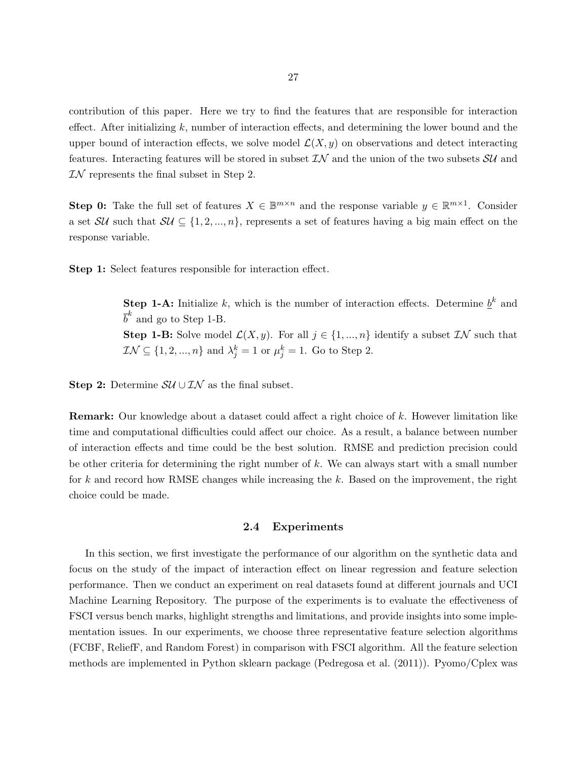contribution of this paper. Here we try to find the features that are responsible for interaction effect. After initializing $k$, number of interaction effects, and determining the lower bound and the upper bound of interaction effects, we solve model $\mathcal{L}(X, y)$ on observations and detect interacting features. Interacting features will be stored in subset $\mathcal{IN}$ and the union of the two subsets $\mathcal{SU}$ and $\mathcal{IN}$ represents the final subset in Step 2.

**Step 0:** Take the full set of features $X \in \mathbb{B}^{m \times n}$ and the response variable $y \in \mathbb{R}^{m \times 1}$. Consider a set $\mathcal{SU}$ such that $\mathcal{SU} \subseteq \{1, 2, ..., n\}$, represents a set of features having a big main effect on the response variable.

**Step 1:** Select features responsible for interaction effect.

> **Step 1-A:** Initialize $k$, which is the number of interaction effects. Determine $\underline{b}^k$ and $\overline{b}^k$ and go to Step 1-B.
>
> **Step 1-B:** Solve model $\mathcal{L}(X, y)$. For all $j \in \{1, ..., n\}$ identify a subset $\mathcal{IN}$ such that $\mathcal{IN} \subseteq \{1, 2, ..., n\}$ and $\lambda_j^k = 1$ or $\mu_j^k = 1$. Go to Step 2.

**Step 2:** Determine $\mathcal{SU} \cup \mathcal{IN}$ as the final subset.

**Remark:** Our knowledge about a dataset could affect a right choice of $k$. However limitation like time and computational difficulties could affect our choice. As a result, a balance between number of interaction effects and time could be the best solution. RMSE and prediction precision could be other criteria for determining the right number of $k$. We can always start with a small number for $k$ and record how RMSE changes while increasing the $k$. Based on the improvement, the right choice could be made.

### 2.4 Experiments

In this section, we first investigate the performance of our algorithm on the synthetic data and focus on the study of the impact of interaction effect on linear regression and feature selection performance. Then we conduct an experiment on real datasets found at different journals and UCI Machine Learning Repository. The purpose of the experiments is to evaluate the effectiveness of FSCI versus bench marks, highlight strengths and limitations, and provide insights into some implementation issues. In our experiments, we choose three representative feature selection algorithms (FCBF, ReliefF, and Random Forest) in comparison with FSCI algorithm. All the feature selection methods are implemented in Python sklearn package (Pedregosa et al. (2011)). Pyomo/Cplex was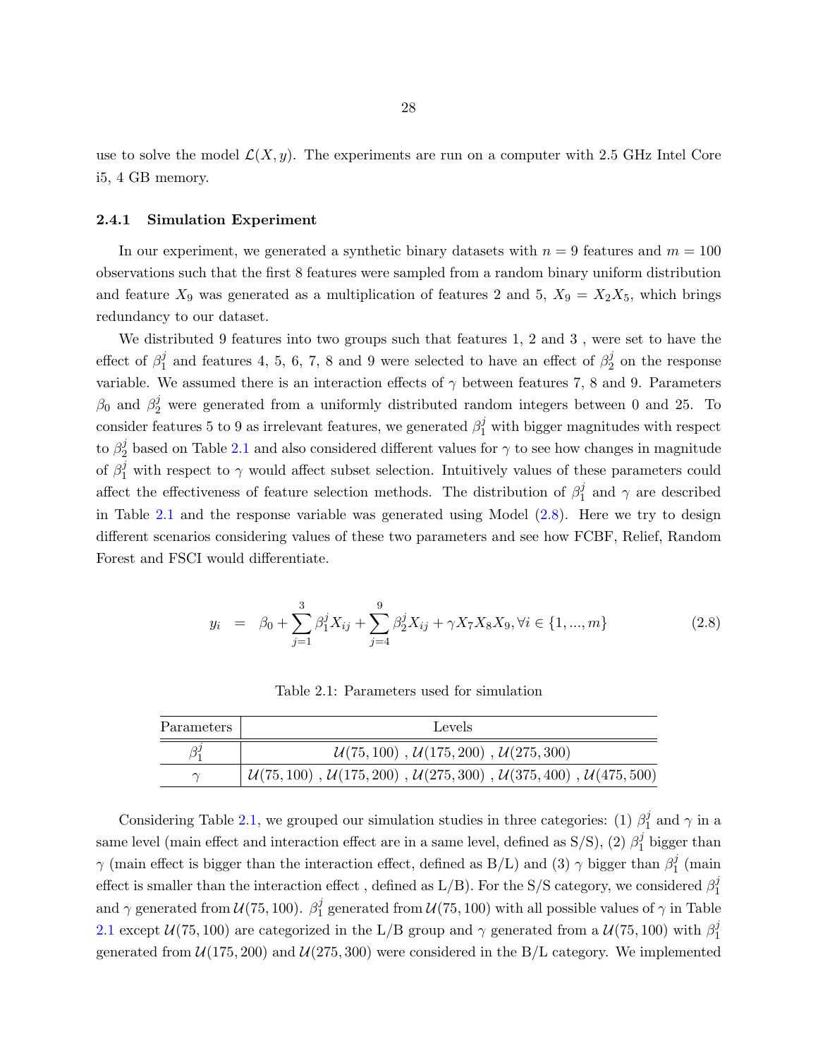use to solve the model $\mathcal{L}(X, y)$. The experiments are run on a computer with 2.5 GHz Intel Core i5, 4 GB memory.

### 2.4.1 Simulation Experiment

In our experiment, we generated a synthetic binary datasets with $n = 9$ features and $m = 100$ observations such that the first 8 features were sampled from a random binary uniform distribution and feature $X_9$ was generated as a multiplication of features 2 and 5, $X_9 = X_2 X_5$, which brings redundancy to our dataset.

We distributed 9 features into two groups such that features 1, 2 and 3 , were set to have the effect of $\beta_1^j$ and features 4, 5, 6, 7, 8 and 9 were selected to have an effect of $\beta_2^j$ on the response variable. We assumed there is an interaction effects of $\gamma$ between features 7, 8 and 9. Parameters $\beta_0$ and $\beta_2^j$ were generated from a uniformly distributed random integers between 0 and 25. To consider features 5 to 9 as irrelevant features, we generated $\beta_1^j$ with bigger magnitudes with respect to $\beta_2^j$ based on Table 2.1 and also considered different values for $\gamma$ to see how changes in magnitude of $\beta_1^j$ with respect to $\gamma$ would affect subset selection. Intuitively values of these parameters could affect the effectiveness of feature selection methods. The distribution of $\beta_1^j$ and $\gamma$ are described in Table 2.1 and the response variable was generated using Model (2.8). Here we try to design different scenarios considering values of these two parameters and see how FCBF, Relief, Random Forest and FSCI would differentiate.

$$y_i \;\; = \;\; \beta_0 + \sum_{j=1}^{3} \beta_1^j X_{ij} + \sum_{j=4}^{9} \beta_2^j X_{ij} + \gamma X_7 X_8 X_9, \forall i \in \{1, ..., m\} \tag{2.8}$$

Table 2.1: Parameters used for simulation

| Parameters | Levels |
|---|---|
| $\beta_1^j$ | $\mathcal{U}(75, 100)$ , $\mathcal{U}(175, 200)$ , $\mathcal{U}(275, 300)$ |
| $\gamma$ | $\mathcal{U}(75, 100)$ , $\mathcal{U}(175, 200)$ , $\mathcal{U}(275, 300)$ , $\mathcal{U}(375, 400)$ , $\mathcal{U}(475, 500)$ |

Considering Table 2.1, we grouped our simulation studies in three categories: (1) $\beta_1^j$ and $\gamma$ in a same level (main effect and interaction effect are in a same level, defined as S/S), (2) $\beta_1^j$ bigger than $\gamma$ (main effect is bigger than the interaction effect, defined as B/L) and (3) $\gamma$ bigger than $\beta_1^j$ (main effect is smaller than the interaction effect , defined as L/B). For the S/S category, we considered $\beta_1^j$ and $\gamma$ generated from $\mathcal{U}(75, 100)$. $\beta_1^j$ generated from $\mathcal{U}(75, 100)$ with all possible values of $\gamma$ in Table 2.1 except $\mathcal{U}(75, 100)$ are categorized in the L/B group and $\gamma$ generated from a $\mathcal{U}(75, 100)$ with $\beta_1^j$ generated from $\mathcal{U}(175, 200)$ and $\mathcal{U}(275, 300)$ were considered in the B/L category. We implemented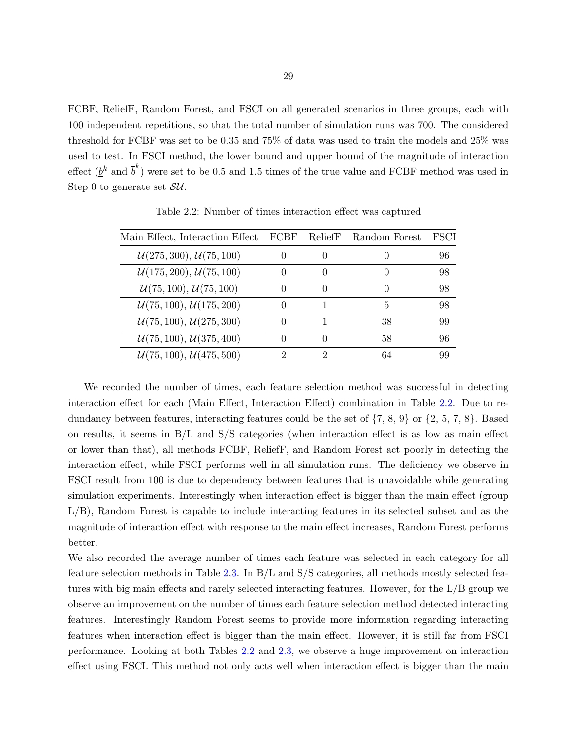FCBF, ReliefF, Random Forest, and FSCI on all generated scenarios in three groups, each with 100 independent repetitions, so that the total number of simulation runs was 700. The considered threshold for FCBF was set to be 0.35 and 75% of data was used to train the models and 25% was used to test. In FSCI method, the lower bound and upper bound of the magnitude of interaction effect ($\underline{b}^k$ and $\overline{b}^k$) were set to be 0.5 and 1.5 times of the true value and FCBF method was used in Step 0 to generate set $\mathcal{SU}$.

Table 2.2: Number of times interaction effect was captured

| Main Effect, Interaction Effect | FCBF | ReliefF | Random Forest | FSCI |
|---|---|---|---|---|
| $\mathcal{U}(275, 300)$, $\mathcal{U}(75, 100)$ | 0 | 0 | 0 | 96 |
| $\mathcal{U}(175, 200)$, $\mathcal{U}(75, 100)$ | 0 | 0 | 0 | 98 |
| $\mathcal{U}(75, 100)$, $\mathcal{U}(75, 100)$ | 0 | 0 | 0 | 98 |
| $\mathcal{U}(75, 100)$, $\mathcal{U}(175, 200)$ | 0 | 1 | 5 | 98 |
| $\mathcal{U}(75, 100)$, $\mathcal{U}(275, 300)$ | 0 | 1 | 38 | 99 |
| $\mathcal{U}(75, 100)$, $\mathcal{U}(375, 400)$ | 0 | 0 | 58 | 96 |
| $\mathcal{U}(75, 100)$, $\mathcal{U}(475, 500)$ | 2 | 2 | 64 | 99 |

We recorded the number of times, each feature selection method was successful in detecting interaction effect for each (Main Effect, Interaction Effect) combination in Table 2.2. Due to redundancy between features, interacting features could be the set of {7, 8, 9} or {2, 5, 7, 8}. Based on results, it seems in B/L and S/S categories (when interaction effect is as low as main effect or lower than that), all methods FCBF, ReliefF, and Random Forest act poorly in detecting the interaction effect, while FSCI performs well in all simulation runs. The deficiency we observe in FSCI result from 100 is due to dependency between features that is unavoidable while generating simulation experiments. Interestingly when interaction effect is bigger than the main effect (group L/B), Random Forest is capable to include interacting features in its selected subset and as the magnitude of interaction effect with response to the main effect increases, Random Forest performs better.

We also recorded the average number of times each feature was selected in each category for all feature selection methods in Table 2.3. In B/L and S/S categories, all methods mostly selected features with big main effects and rarely selected interacting features. However, for the L/B group we observe an improvement on the number of times each feature selection method detected interacting features. Interestingly Random Forest seems to provide more information regarding interacting features when interaction effect is bigger than the main effect. However, it is still far from FSCI performance. Looking at both Tables 2.2 and 2.3, we observe a huge improvement on interaction effect using FSCI. This method not only acts well when interaction effect is bigger than the main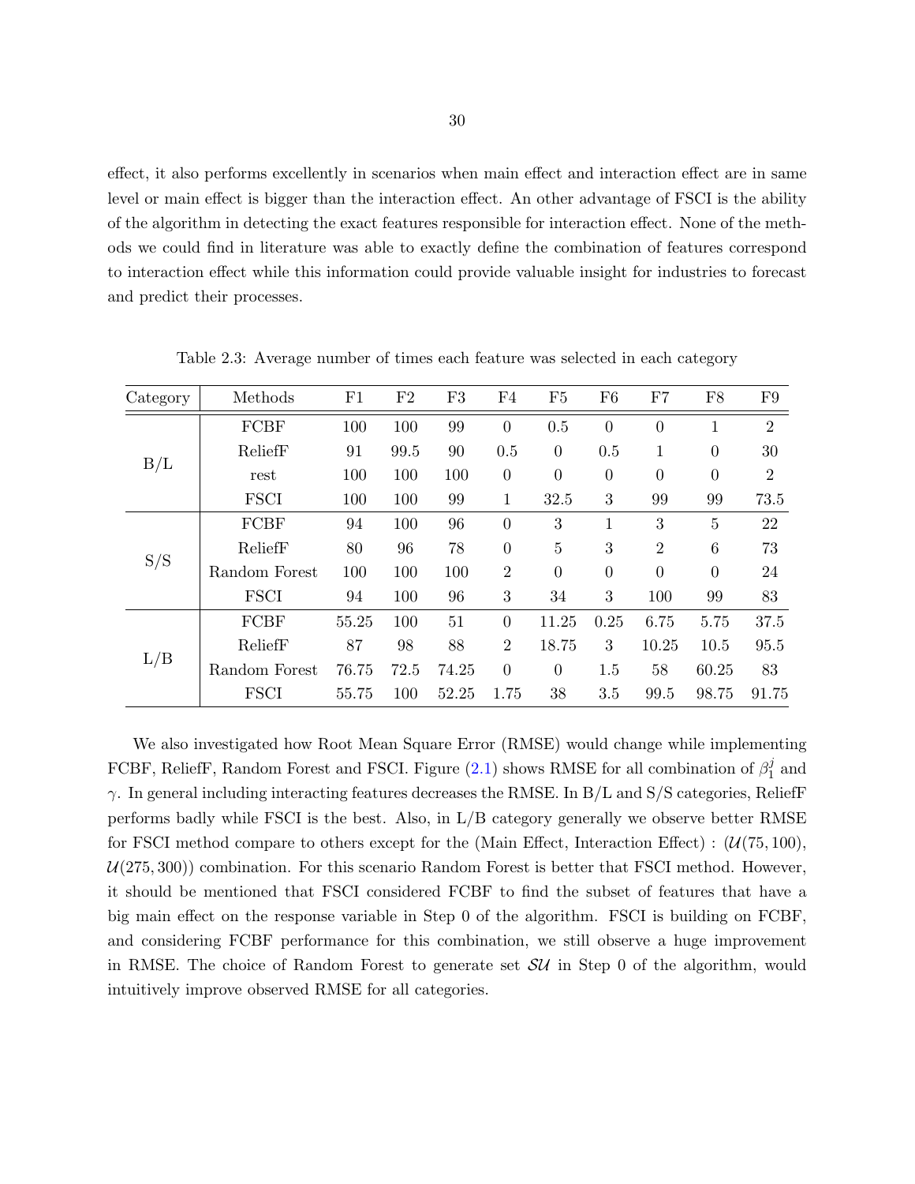effect, it also performs excellently in scenarios when main effect and interaction effect are in same level or main effect is bigger than the interaction effect. An other advantage of FSCI is the ability of the algorithm in detecting the exact features responsible for interaction effect. None of the methods we could find in literature was able to exactly define the combination of features correspond to interaction effect while this information could provide valuable insight for industries to forecast and predict their processes.

Table 2.3: Average number of times each feature was selected in each category

| Category | Methods | F1 | F2 | F3 | F4 | F5 | F6 | F7 | F8 | F9 |
|---|---|---|---|---|---|---|---|---|---|---|
| B/L | FCBF | 100 | 100 | 99 | 0 | 0.5 | 0 | 0 | 1 | 2 |
| | ReliefF | 91 | 99.5 | 90 | 0.5 | 0 | 0.5 | 1 | 0 | 30 |
| | rest | 100 | 100 | 100 | 0 | 0 | 0 | 0 | 0 | 2 |
| | FSCI | 100 | 100 | 99 | 1 | 32.5 | 3 | 99 | 99 | 73.5 |
| S/S | FCBF | 94 | 100 | 96 | 0 | 3 | 1 | 3 | 5 | 22 |
| | ReliefF | 80 | 96 | 78 | 0 | 5 | 3 | 2 | 6 | 73 |
| | Random Forest | 100 | 100 | 100 | 2 | 0 | 0 | 0 | 0 | 24 |
| | FSCI | 94 | 100 | 96 | 3 | 34 | 3 | 100 | 99 | 83 |
| L/B | FCBF | 55.25 | 100 | 51 | 0 | 11.25 | 0.25 | 6.75 | 5.75 | 37.5 |
| | ReliefF | 87 | 98 | 88 | 2 | 18.75 | 3 | 10.25 | 10.5 | 95.5 |
| | Random Forest | 76.75 | 72.5 | 74.25 | 0 | 0 | 1.5 | 58 | 60.25 | 83 |
| | FSCI | 55.75 | 100 | 52.25 | 1.75 | 38 | 3.5 | 99.5 | 98.75 | 91.75 |

We also investigated how Root Mean Square Error (RMSE) would change while implementing FCBF, ReliefF, Random Forest and FSCI. Figure (2.1) shows RMSE for all combination of $\beta_1^j$ and $\gamma$. In general including interacting features decreases the RMSE. In B/L and S/S categories, ReliefF performs badly while FSCI is the best. Also, in L/B category generally we observe better RMSE for FSCI method compare to others except for the (Main Effect, Interaction Effect) : ($\mathcal{U}(75, 100)$, $\mathcal{U}(275, 300)$) combination. For this scenario Random Forest is better that FSCI method. However, it should be mentioned that FSCI considered FCBF to find the subset of features that have a big main effect on the response variable in Step 0 of the algorithm. FSCI is building on FCBF, and considering FCBF performance for this combination, we still observe a huge improvement in RMSE. The choice of Random Forest to generate set $\mathcal{SU}$ in Step 0 of the algorithm, would intuitively improve observed RMSE for all categories.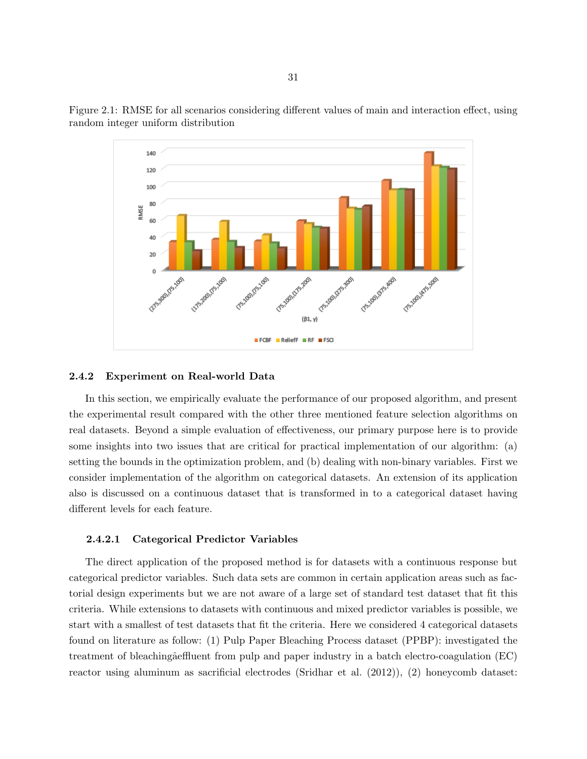Figure 2.1: RMSE for all scenarios considering different values of main and interaction effect, using random integer uniform distribution

### 2.4.2 Experiment on Real-world Data

In this section, we empirically evaluate the performance of our proposed algorithm, and present the experimental result compared with the other three mentioned feature selection algorithms on real datasets. Beyond a simple evaluation of effectiveness, our primary purpose here is to provide some insights into two issues that are critical for practical implementation of our algorithm: (a) setting the bounds in the optimization problem, and (b) dealing with non-binary variables. First we consider implementation of the algorithm on categorical datasets. An extension of its application also is discussed on a continuous dataset that is transformed in to a categorical dataset having different levels for each feature.

#### 2.4.2.1 Categorical Predictor Variables

The direct application of the proposed method is for datasets with a continuous response but categorical predictor variables. Such data sets are common in certain application areas such as factorial design experiments but we are not aware of a large set of standard test dataset that fit this criteria. While extensions to datasets with continuous and mixed predictor variables is possible, we start with a smallest of test datasets that fit the criteria. Here we considered 4 categorical datasets found on literature as follow: (1) Pulp Paper Bleaching Process dataset (PPBP): investigated the treatment of bleachingâeffluent from pulp and paper industry in a batch electro-coagulation (EC) reactor using aluminum as sacrificial electrodes (Sridhar et al. (2012)), (2) honeycomb dataset: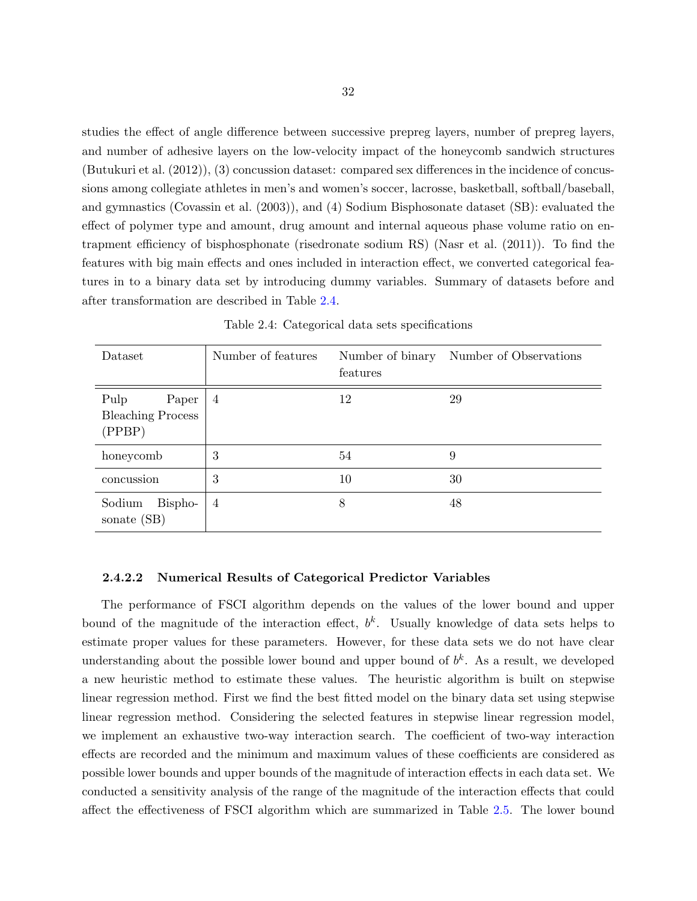studies the effect of angle difference between successive prepreg layers, number of prepreg layers, and number of adhesive layers on the low-velocity impact of the honeycomb sandwich structures (Butukuri et al. (2012)), (3) concussion dataset: compared sex differences in the incidence of concussions among collegiate athletes in men's and women's soccer, lacrosse, basketball, softball/baseball, and gymnastics (Covassin et al. (2003)), and (4) Sodium Bisphosonate dataset (SB): evaluated the effect of polymer type and amount, drug amount and internal aqueous phase volume ratio on entrapment efficiency of bisphosphonate (risedronate sodium RS) (Nasr et al. (2011)). To find the features with big main effects and ones included in interaction effect, we converted categorical features in to a binary data set by introducing dummy variables. Summary of datasets before and after transformation are described in Table 2.4.

Table 2.4: Categorical data sets specifications

| Dataset | Number of features | Number of binary features | Number of Observations |
|---|---|---|---|
| Pulp Paper Bleaching Process (PPBP) | 4 | 12 | 29 |
| honeycomb | 3 | 54 | 9 |
| concussion | 3 | 10 | 30 |
| Sodium Bisphosonate (SB) | 4 | 8 | 48 |

#### 2.4.2.2 Numerical Results of Categorical Predictor Variables

The performance of FSCI algorithm depends on the values of the lower bound and upper bound of the magnitude of the interaction effect, $b^k$. Usually knowledge of data sets helps to estimate proper values for these parameters. However, for these data sets we do not have clear understanding about the possible lower bound and upper bound of $b^k$. As a result, we developed a new heuristic method to estimate these values. The heuristic algorithm is built on stepwise linear regression method. First we find the best fitted model on the binary data set using stepwise linear regression method. Considering the selected features in stepwise linear regression model, we implement an exhaustive two-way interaction search. The coefficient of two-way interaction effects are recorded and the minimum and maximum values of these coefficients are considered as possible lower bounds and upper bounds of the magnitude of interaction effects in each data set. We conducted a sensitivity analysis of the range of the magnitude of the interaction effects that could affect the effectiveness of FSCI algorithm which are summarized in Table 2.5. The lower bound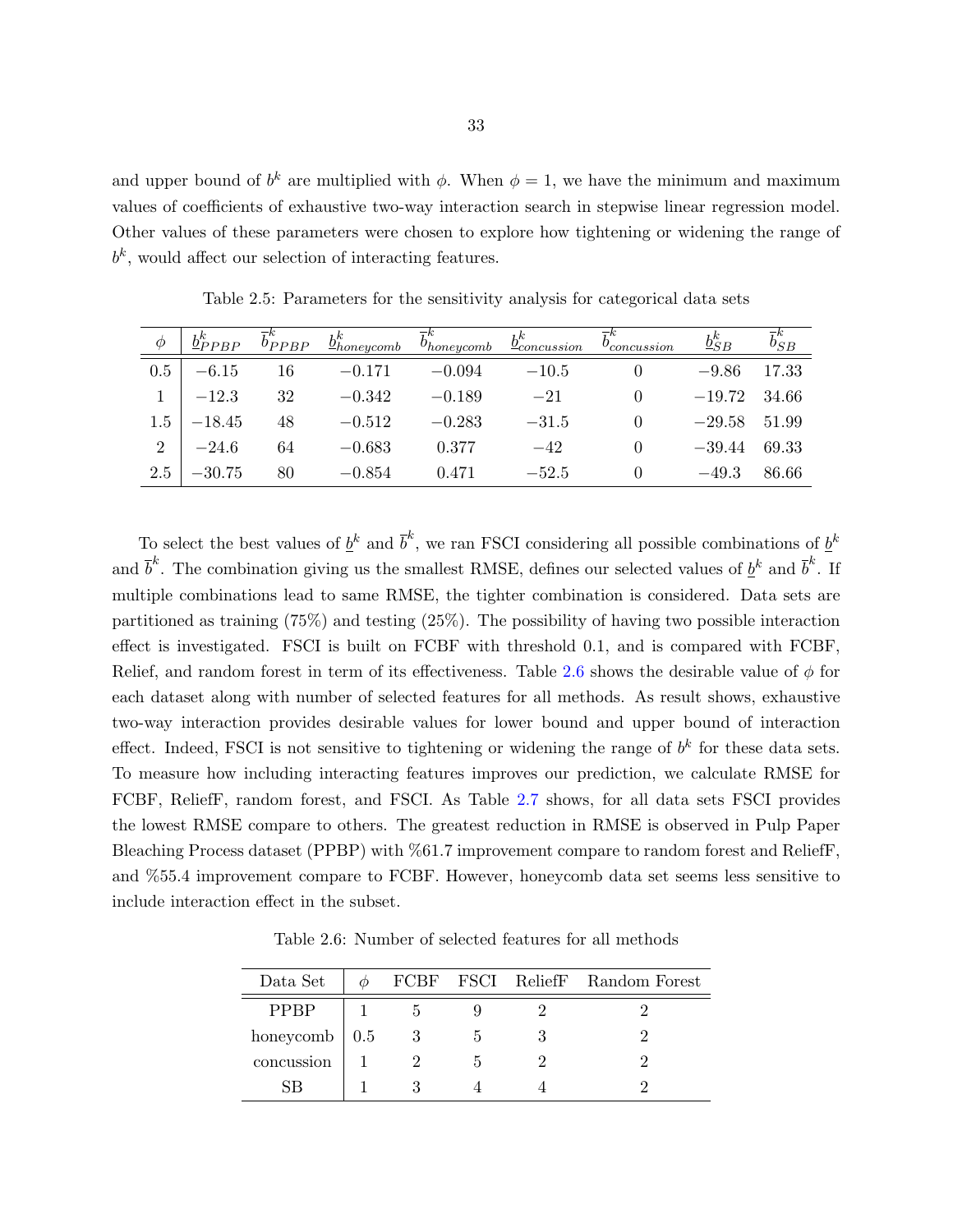and upper bound of $b^k$ are multiplied with $\phi$. When $\phi = 1$, we have the minimum and maximum values of coefficients of exhaustive two-way interaction search in stepwise linear regression model. Other values of these parameters were chosen to explore how tightening or widening the range of $b^k$, would affect our selection of interacting features.

Table 2.5: Parameters for the sensitivity analysis for categorical data sets

| $\phi$ | $\underline{b}^k_{PPBP}$ | $\overline{b}^k_{PPBP}$ | $\underline{b}^k_{honeycomb}$ | $\overline{b}^k_{honeycomb}$ | $\underline{b}^k_{concussion}$ | $\overline{b}^k_{concussion}$ | $\underline{b}^k_{SB}$ | $\overline{b}^k_{SB}$ |
|---|---|---|---|---|---|---|---|---|
| 0.5 | $-6.15$ | 16 | $-0.171$ | $-0.094$ | $-10.5$ | 0 | $-9.86$ | 17.33 |
| 1 | $-12.3$ | 32 | $-0.342$ | $-0.189$ | $-21$ | 0 | $-19.72$ | 34.66 |
| 1.5 | $-18.45$ | 48 | $-0.512$ | $-0.283$ | $-31.5$ | 0 | $-29.58$ | 51.99 |
| 2 | $-24.6$ | 64 | $-0.683$ | 0.377 | $-42$ | 0 | $-39.44$ | 69.33 |
| 2.5 | $-30.75$ | 80 | $-0.854$ | 0.471 | $-52.5$ | 0 | $-49.3$ | 86.66 |

To select the best values of $\underline{b}^k$ and $\overline{b}^k$, we ran FSCI considering all possible combinations of $\underline{b}^k$ and $\overline{b}^k$. The combination giving us the smallest RMSE, defines our selected values of $\underline{b}^k$ and $\overline{b}^k$. If multiple combinations lead to same RMSE, the tighter combination is considered. Data sets are partitioned as training (75%) and testing (25%). The possibility of having two possible interaction effect is investigated. FSCI is built on FCBF with threshold 0.1, and is compared with FCBF, Relief, and random forest in term of its effectiveness. Table 2.6 shows the desirable value of $\phi$ for each dataset along with number of selected features for all methods. As result shows, exhaustive two-way interaction provides desirable values for lower bound and upper bound of interaction effect. Indeed, FSCI is not sensitive to tightening or widening the range of $b^k$ for these data sets. To measure how including interacting features improves our prediction, we calculate RMSE for FCBF, ReliefF, random forest, and FSCI. As Table 2.7 shows, for all data sets FSCI provides the lowest RMSE compare to others. The greatest reduction in RMSE is observed in Pulp Paper Bleaching Process dataset (PPBP) with %61.7 improvement compare to random forest and ReliefF, and %55.4 improvement compare to FCBF. However, honeycomb data set seems less sensitive to include interaction effect in the subset.

Table 2.6: Number of selected features for all methods

| Data Set | $\phi$ | FCBF | FSCI | ReliefF | Random Forest |
|---|---|---|---|---|---|
| PPBP | 1 | 5 | 9 | 2 | 2 |
| honeycomb | 0.5 | 3 | 5 | 3 | 2 |
| concussion | 1 | 2 | 5 | 2 | 2 |
| SB | 1 | 3 | 4 | 4 | 2 |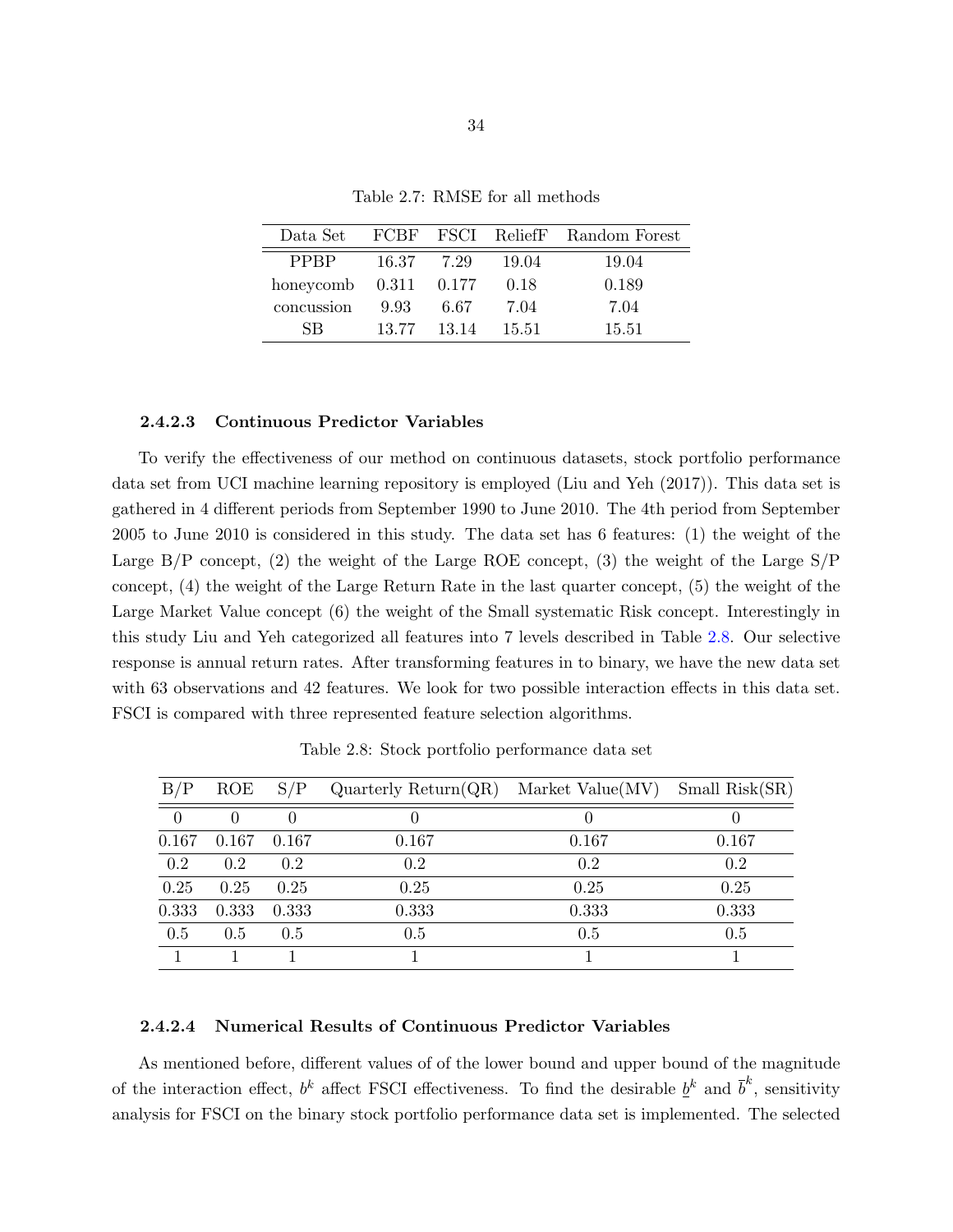Table 2.7: RMSE for all methods

| Data Set | FCBF | FSCI | ReliefF | Random Forest |
|---|---|---|---|---|
| PPBP | 16.37 | 7.29 | 19.04 | 19.04 |
| honeycomb | 0.311 | 0.177 | 0.18 | 0.189 |
| concussion | 9.93 | 6.67 | 7.04 | 7.04 |
| SB | 13.77 | 13.14 | 15.51 | 15.51 |

#### 2.4.2.3 Continuous Predictor Variables

To verify the effectiveness of our method on continuous datasets, stock portfolio performance data set from UCI machine learning repository is employed (Liu and Yeh (2017)). This data set is gathered in 4 different periods from September 1990 to June 2010. The 4th period from September 2005 to June 2010 is considered in this study. The data set has 6 features: (1) the weight of the Large B/P concept, (2) the weight of the Large ROE concept, (3) the weight of the Large S/P concept, (4) the weight of the Large Return Rate in the last quarter concept, (5) the weight of the Large Market Value concept (6) the weight of the Small systematic Risk concept. Interestingly in this study Liu and Yeh categorized all features into 7 levels described in Table 2.8. Our selective response is annual return rates. After transforming features in to binary, we have the new data set with 63 observations and 42 features. We look for two possible interaction effects in this data set. FSCI is compared with three represented feature selection algorithms.

Table 2.8: Stock portfolio performance data set

| B/P | ROE | S/P | Quarterly Return(QR) | Market Value(MV) | Small Risk(SR) |
|---|---|---|---|---|---|
| 0 | 0 | 0 | 0 | 0 | 0 |
| 0.167 | 0.167 | 0.167 | 0.167 | 0.167 | 0.167 |
| 0.2 | 0.2 | 0.2 | 0.2 | 0.2 | 0.2 |
| 0.25 | 0.25 | 0.25 | 0.25 | 0.25 | 0.25 |
| 0.333 | 0.333 | 0.333 | 0.333 | 0.333 | 0.333 |
| 0.5 | 0.5 | 0.5 | 0.5 | 0.5 | 0.5 |
| 1 | 1 | 1 | 1 | 1 | 1 |

#### 2.4.2.4 Numerical Results of Continuous Predictor Variables

As mentioned before, different values of of the lower bound and upper bound of the magnitude of the interaction effect, $b^k$ affect FSCI effectiveness. To find the desirable $\underline{b}^k$ and $\overline{b}^k$, sensitivity analysis for FSCI on the binary stock portfolio performance data set is implemented. The selected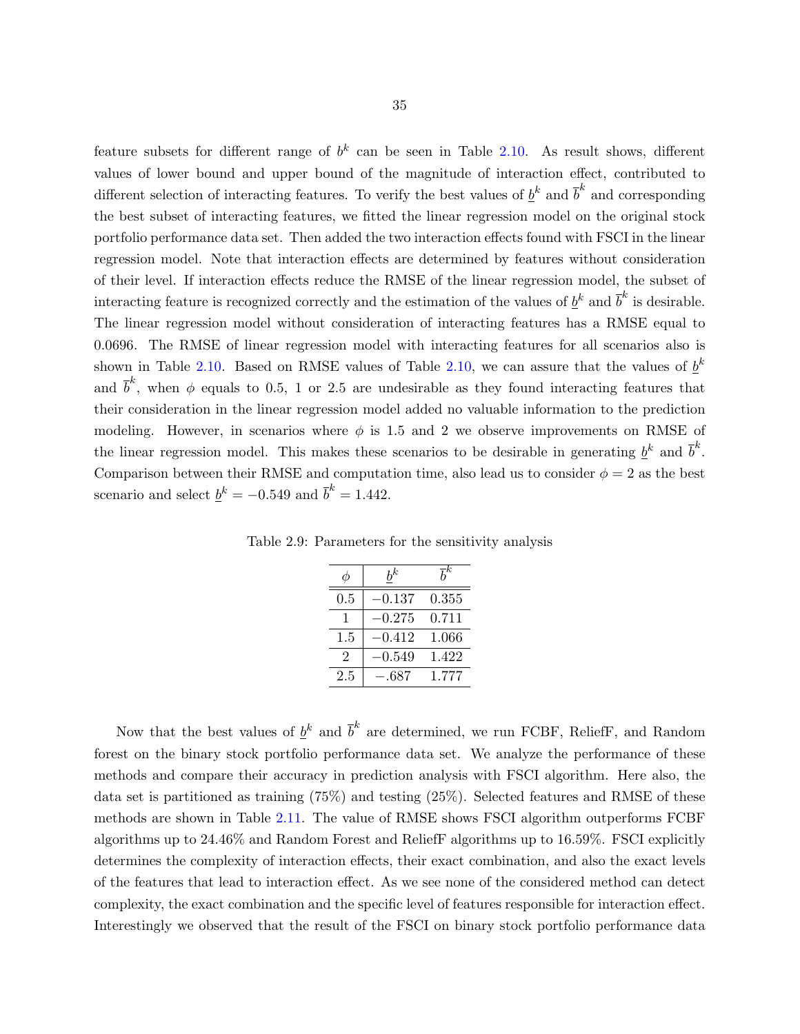feature subsets for different range of $b^k$ can be seen in Table 2.10. As result shows, different values of lower bound and upper bound of the magnitude of interaction effect, contributed to different selection of interacting features. To verify the best values of $\underline{b}^k$ and $\overline{b}^k$ and corresponding the best subset of interacting features, we fitted the linear regression model on the original stock portfolio performance data set. Then added the two interaction effects found with FSCI in the linear regression model. Note that interaction effects are determined by features without consideration of their level. If interaction effects reduce the RMSE of the linear regression model, the subset of interacting feature is recognized correctly and the estimation of the values of $\underline{b}^k$ and $\overline{b}^k$ is desirable. The linear regression model without consideration of interacting features has a RMSE equal to 0.0696. The RMSE of linear regression model with interacting features for all scenarios also is shown in Table 2.10. Based on RMSE values of Table 2.10, we can assure that the values of $\underline{b}^k$ and $\overline{b}^k$, when $\phi$ equals to 0.5, 1 or 2.5 are undesirable as they found interacting features that their consideration in the linear regression model added no valuable information to the prediction modeling. However, in scenarios where $\phi$ is 1.5 and 2 we observe improvements on RMSE of the linear regression model. This makes these scenarios to be desirable in generating $\underline{b}^k$ and $\overline{b}^k$. Comparison between their RMSE and computation time, also lead us to consider $\phi = 2$ as the best scenario and select $\underline{b}^k = -0.549$ and $\overline{b}^k = 1.442$.

Table 2.9: Parameters for the sensitivity analysis

| $\phi$ | $\underline{b}^k$ | $\overline{b}^k$ |
|---|---|---|
| 0.5 | $-0.137$ | 0.355 |
| 1 | $-0.275$ | 0.711 |
| 1.5 | $-0.412$ | 1.066 |
| 2 | $-0.549$ | 1.422 |
| 2.5 | $-.687$ | 1.777 |

Now that the best values of $\underline{b}^k$ and $\overline{b}^k$ are determined, we run FCBF, ReliefF, and Random forest on the binary stock portfolio performance data set. We analyze the performance of these methods and compare their accuracy in prediction analysis with FSCI algorithm. Here also, the data set is partitioned as training (75%) and testing (25%). Selected features and RMSE of these methods are shown in Table 2.11. The value of RMSE shows FSCI algorithm outperforms FCBF algorithms up to 24.46% and Random Forest and ReliefF algorithms up to 16.59%. FSCI explicitly determines the complexity of interaction effects, their exact combination, and also the exact levels of the features that lead to interaction effect. As we see none of the considered method can detect complexity, the exact combination and the specific level of features responsible for interaction effect. Interestingly we observed that the result of the FSCI on binary stock portfolio performance data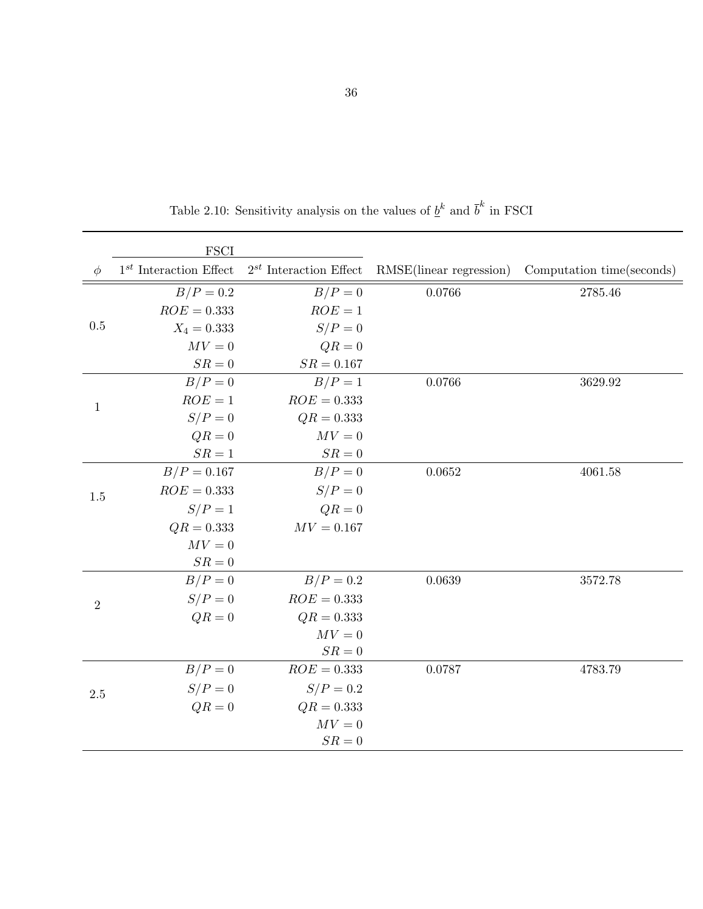Table 2.10: Sensitivity analysis on the values of $\underline{b}^k$ and $\overline{b}^k$ in FSCI

| $\phi$ | FSCI | | RMSE(linear regression) | Computation time(seconds) |
|---|---|---|---|---|
| | $1^{st}$ Interaction Effect | $2^{st}$ Interaction Effect | | |
| 0.5 | $B/P = 0.2$ | $B/P = 0$ | 0.0766 | 2785.46 |
| | $ROE = 0.333$ | $ROE = 1$ | | |
| | $X_4 = 0.333$ | $S/P = 0$ | | |
| | $MV = 0$ | $QR = 0$ | | |
| | $SR = 0$ | $SR = 0.167$ | | |
| 1 | $B/P = 0$ | $B/P = 1$ | 0.0766 | 3629.92 |
| | $ROE = 1$ | $ROE = 0.333$ | | |
| | $S/P = 0$ | $QR = 0.333$ | | |
| | $QR = 0$ | $MV = 0$ | | |
| | $SR = 1$ | $SR = 0$ | | |
| 1.5 | $B/P = 0.167$ | $B/P = 0$ | 0.0652 | 4061.58 |
| | $ROE = 0.333$ | $S/P = 0$ | | |
| | $S/P = 1$ | $QR = 0$ | | |
| | $QR = 0.333$ | $MV = 0.167$ | | |
| | $MV = 0$ | | | |
| | $SR = 0$ | | | |
| 2 | $B/P = 0$ | $B/P = 0.2$ | 0.0639 | 3572.78 |
| | $S/P = 0$ | $ROE = 0.333$ | | |
| | $QR = 0$ | $QR = 0.333$ | | |
| | | $MV = 0$ | | |
| | | $SR = 0$ | | |
| 2.5 | $B/P = 0$ | $ROE = 0.333$ | 0.0787 | 4783.79 |
| | $S/P = 0$ | $S/P = 0.2$ | | |
| | $QR = 0$ | $QR = 0.333$ | | |
| | | $MV = 0$ | | |
| | | $SR = 0$ | | |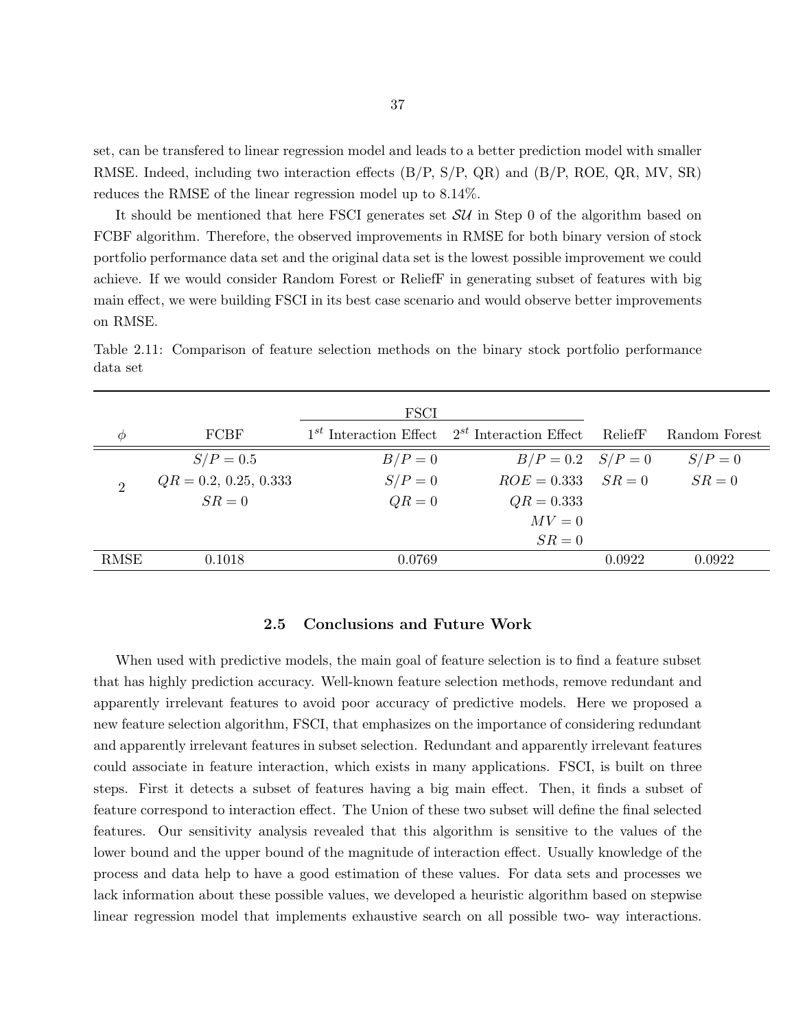set, can be transfered to linear regression model and leads to a better prediction model with smaller RMSE. Indeed, including two interaction effects (B/P, S/P, QR) and (B/P, ROE, QR, MV, SR) reduces the RMSE of the linear regression model up to 8.14%.

It should be mentioned that here FSCI generates set $\mathcal{SU}$ in Step 0 of the algorithm based on FCBF algorithm. Therefore, the observed improvements in RMSE for both binary version of stock portfolio performance data set and the original data set is the lowest possible improvement we could achieve. If we would consider Random Forest or ReliefF in generating subset of features with big main effect, we were building FSCI in its best case scenario and would observe better improvements on RMSE.

Table 2.11: Comparison of feature selection methods on the binary stock portfolio performance data set

| | | FSCI | | | |
|---|---|---|---|---|---|
| $\phi$ | FCBF | $1^{st}$ Interaction Effect | $2^{st}$ Interaction Effect | ReliefF | Random Forest |
| 2 | $S/P = 0.5$ | $B/P = 0$ | $B/P = 0.2$ | $S/P = 0$ | $S/P = 0$ |
| | $QR = 0.2$, $0.25$, $0.333$ | $S/P = 0$ | $ROE = 0.333$ | $SR = 0$ | $SR = 0$ |
| | $SR = 0$ | $QR = 0$ | $QR = 0.333$ | | |
| | | | $MV = 0$ | | |
| | | | $SR = 0$ | | |
| RMSE | 0.1018 | 0.0769 | | 0.0922 | 0.0922 |

## 2.5 Conclusions and Future Work

When used with predictive models, the main goal of feature selection is to find a feature subset that has highly prediction accuracy. Well-known feature selection methods, remove redundant and apparently irrelevant features to avoid poor accuracy of predictive models. Here we proposed a new feature selection algorithm, FSCI, that emphasizes on the importance of considering redundant and apparently irrelevant features in subset selection. Redundant and apparently irrelevant features could associate in feature interaction, which exists in many applications. FSCI, is built on three steps. First it detects a subset of features having a big main effect. Then, it finds a subset of feature correspond to interaction effect. The Union of these two subset will define the final selected features. Our sensitivity analysis revealed that this algorithm is sensitive to the values of the lower bound and the upper bound of the magnitude of interaction effect. Usually knowledge of the process and data help to have a good estimation of these values. For data sets and processes we lack information about these possible values, we developed a heuristic algorithm based on stepwise linear regression model that implements exhaustive search on all possible two- way interactions.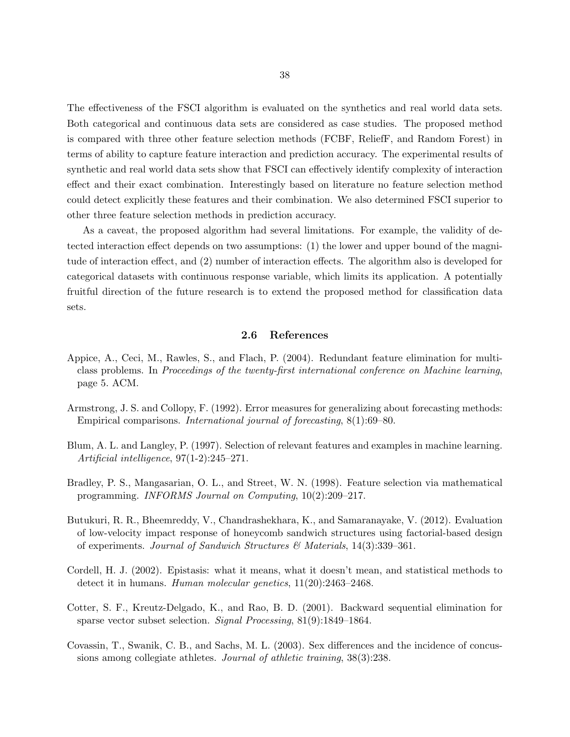The effectiveness of the FSCI algorithm is evaluated on the synthetics and real world data sets. Both categorical and continuous data sets are considered as case studies. The proposed method is compared with three other feature selection methods (FCBF, ReliefF, and Random Forest) in terms of ability to capture feature interaction and prediction accuracy. The experimental results of synthetic and real world data sets show that FSCI can effectively identify complexity of interaction effect and their exact combination. Interestingly based on literature no feature selection method could detect explicitly these features and their combination. We also determined FSCI superior to other three feature selection methods in prediction accuracy.

As a caveat, the proposed algorithm had several limitations. For example, the validity of detected interaction effect depends on two assumptions: (1) the lower and upper bound of the magnitude of interaction effect, and (2) number of interaction effects. The algorithm also is developed for categorical datasets with continuous response variable, which limits its application. A potentially fruitful direction of the future research is to extend the proposed method for classification data sets.

## 2.6 References

Appice, A., Ceci, M., Rawles, S., and Flach, P. (2004). Redundant feature elimination for multi-class problems. In *Proceedings of the twenty-first international conference on Machine learning*, page 5. ACM.

Armstrong, J. S. and Collopy, F. (1992). Error measures for generalizing about forecasting methods: Empirical comparisons. *International journal of forecasting*, 8(1):69–80.

Blum, A. L. and Langley, P. (1997). Selection of relevant features and examples in machine learning. *Artificial intelligence*, 97(1-2):245–271.

Bradley, P. S., Mangasarian, O. L., and Street, W. N. (1998). Feature selection via mathematical programming. *INFORMS Journal on Computing*, 10(2):209–217.

Butukuri, R. R., Bheemreddy, V., Chandrashekhara, K., and Samaranayake, V. (2012). Evaluation of low-velocity impact response of honeycomb sandwich structures using factorial-based design of experiments. *Journal of Sandwich Structures & Materials*, 14(3):339–361.

Cordell, H. J. (2002). Epistasis: what it means, what it doesn't mean, and statistical methods to detect it in humans. *Human molecular genetics*, 11(20):2463–2468.

Cotter, S. F., Kreutz-Delgado, K., and Rao, B. D. (2001). Backward sequential elimination for sparse vector subset selection. *Signal Processing*, 81(9):1849–1864.

Covassin, T., Swanik, C. B., and Sachs, M. L. (2003). Sex differences and the incidence of concussions among collegiate athletes. *Journal of athletic training*, 38(3):238.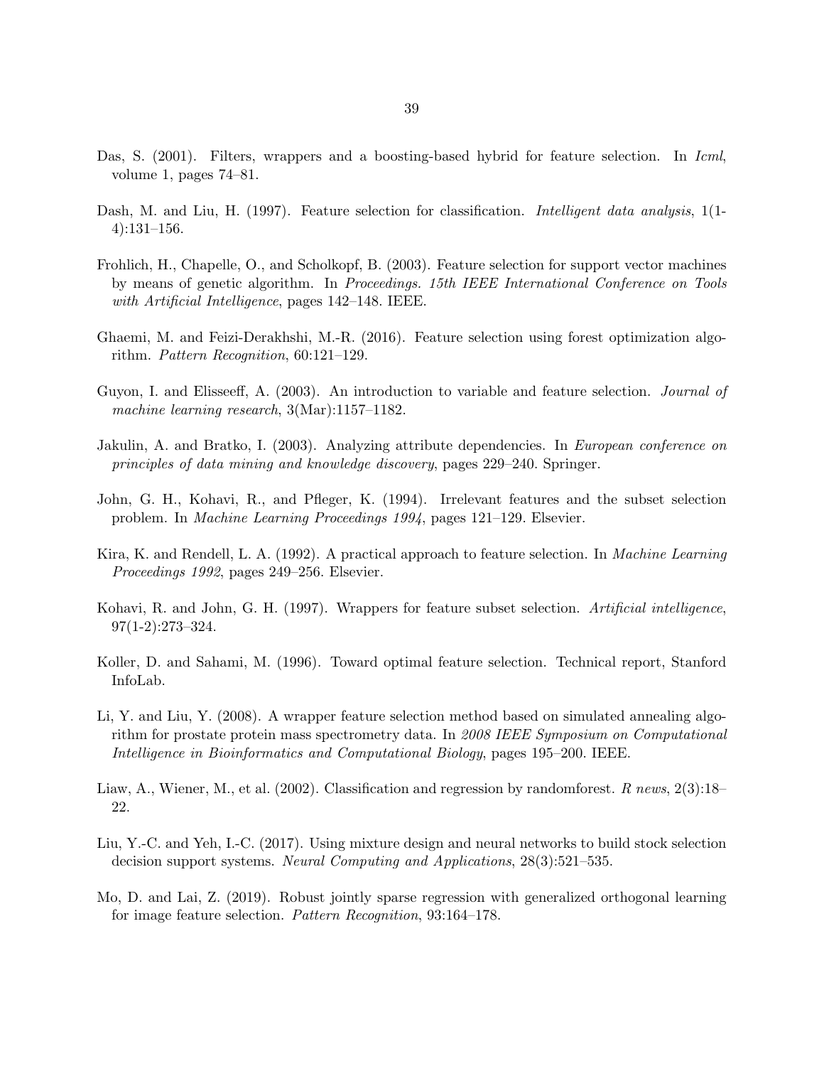Das, S. (2001). Filters, wrappers and a boosting-based hybrid for feature selection. In *Icml*, volume 1, pages 74–81.

Dash, M. and Liu, H. (1997). Feature selection for classification. *Intelligent data analysis*, 1(1-4):131–156.

Frohlich, H., Chapelle, O., and Scholkopf, B. (2003). Feature selection for support vector machines by means of genetic algorithm. In *Proceedings. 15th IEEE International Conference on Tools with Artificial Intelligence*, pages 142–148. IEEE.

Ghaemi, M. and Feizi-Derakhshi, M.-R. (2016). Feature selection using forest optimization algorithm. *Pattern Recognition*, 60:121–129.

Guyon, I. and Elisseeff, A. (2003). An introduction to variable and feature selection. *Journal of machine learning research*, 3(Mar):1157–1182.

Jakulin, A. and Bratko, I. (2003). Analyzing attribute dependencies. In *European conference on principles of data mining and knowledge discovery*, pages 229–240. Springer.

John, G. H., Kohavi, R., and Pfleger, K. (1994). Irrelevant features and the subset selection problem. In *Machine Learning Proceedings 1994*, pages 121–129. Elsevier.

Kira, K. and Rendell, L. A. (1992). A practical approach to feature selection. In *Machine Learning Proceedings 1992*, pages 249–256. Elsevier.

Kohavi, R. and John, G. H. (1997). Wrappers for feature subset selection. *Artificial intelligence*, 97(1-2):273–324.

Koller, D. and Sahami, M. (1996). Toward optimal feature selection. Technical report, Stanford InfoLab.

Li, Y. and Liu, Y. (2008). A wrapper feature selection method based on simulated annealing algorithm for prostate protein mass spectrometry data. In *2008 IEEE Symposium on Computational Intelligence in Bioinformatics and Computational Biology*, pages 195–200. IEEE.

Liaw, A., Wiener, M., et al. (2002). Classification and regression by randomforest. *R news*, 2(3):18–22.

Liu, Y.-C. and Yeh, I.-C. (2017). Using mixture design and neural networks to build stock selection decision support systems. *Neural Computing and Applications*, 28(3):521–535.

Mo, D. and Lai, Z. (2019). Robust jointly sparse regression with generalized orthogonal learning for image feature selection. *Pattern Recognition*, 93:164–178.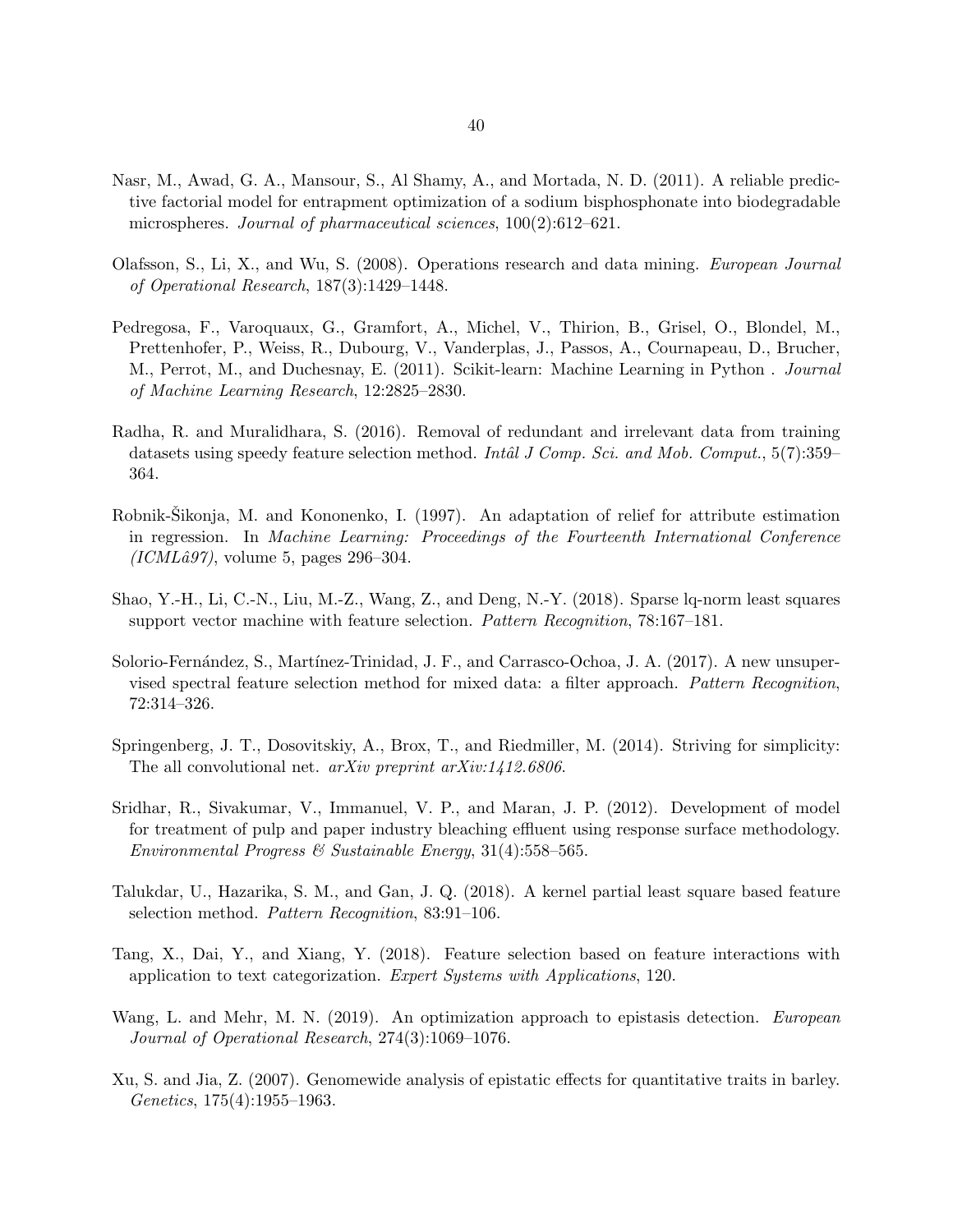Nasr, M., Awad, G. A., Mansour, S., Al Shamy, A., and Mortada, N. D. (2011). A reliable predictive factorial model for entrapment optimization of a sodium bisphosphonate into biodegradable microspheres. *Journal of pharmaceutical sciences*, 100(2):612–621.

Olafsson, S., Li, X., and Wu, S. (2008). Operations research and data mining. *European Journal of Operational Research*, 187(3):1429–1448.

Pedregosa, F., Varoquaux, G., Gramfort, A., Michel, V., Thirion, B., Grisel, O., Blondel, M., Prettenhofer, P., Weiss, R., Dubourg, V., Vanderplas, J., Passos, A., Cournapeau, D., Brucher, M., Perrot, M., and Duchesnay, E. (2011). Scikit-learn: Machine Learning in Python . *Journal of Machine Learning Research*, 12:2825–2830.

Radha, R. and Muralidhara, S. (2016). Removal of redundant and irrelevant data from training datasets using speedy feature selection method. *Intâl J Comp. Sci. and Mob. Comput.*, 5(7):359–364.

Robnik-Šikonja, M. and Kononenko, I. (1997). An adaptation of relief for attribute estimation in regression. In *Machine Learning: Proceedings of the Fourteenth International Conference (ICMLâ97)*, volume 5, pages 296–304.

Shao, Y.-H., Li, C.-N., Liu, M.-Z., Wang, Z., and Deng, N.-Y. (2018). Sparse lq-norm least squares support vector machine with feature selection. *Pattern Recognition*, 78:167–181.

Solorio-Fernández, S., Martínez-Trinidad, J. F., and Carrasco-Ochoa, J. A. (2017). A new unsupervised spectral feature selection method for mixed data: a filter approach. *Pattern Recognition*, 72:314–326.

Springenberg, J. T., Dosovitskiy, A., Brox, T., and Riedmiller, M. (2014). Striving for simplicity: The all convolutional net. *arXiv preprint arXiv:1412.6806*.

Sridhar, R., Sivakumar, V., Immanuel, V. P., and Maran, J. P. (2012). Development of model for treatment of pulp and paper industry bleaching effluent using response surface methodology. *Environmental Progress & Sustainable Energy*, 31(4):558–565.

Talukdar, U., Hazarika, S. M., and Gan, J. Q. (2018). A kernel partial least square based feature selection method. *Pattern Recognition*, 83:91–106.

Tang, X., Dai, Y., and Xiang, Y. (2018). Feature selection based on feature interactions with application to text categorization. *Expert Systems with Applications*, 120.

Wang, L. and Mehr, M. N. (2019). An optimization approach to epistasis detection. *European Journal of Operational Research*, 274(3):1069–1076.

Xu, S. and Jia, Z. (2007). Genomewide analysis of epistatic effects for quantitative traits in barley. *Genetics*, 175(4):1955–1963.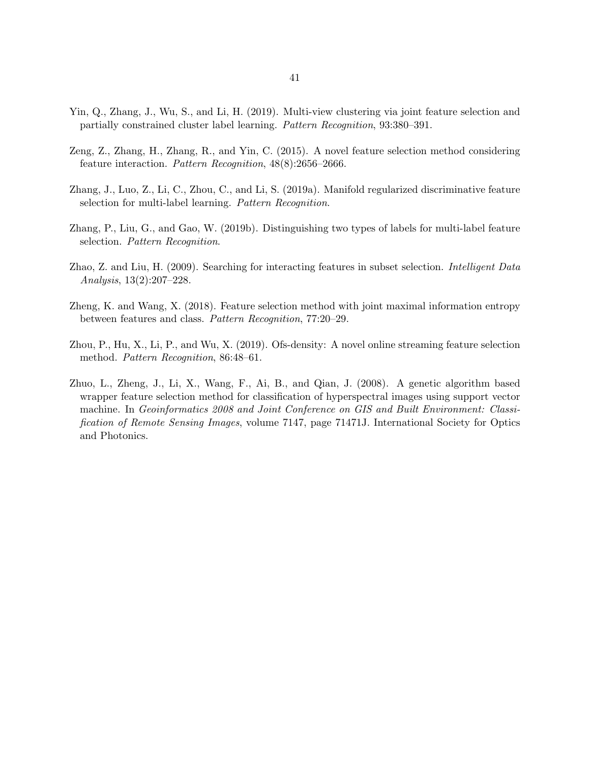Yin, Q., Zhang, J., Wu, S., and Li, H. (2019). Multi-view clustering via joint feature selection and partially constrained cluster label learning. *Pattern Recognition*, 93:380–391.

Zeng, Z., Zhang, H., Zhang, R., and Yin, C. (2015). A novel feature selection method considering feature interaction. *Pattern Recognition*, 48(8):2656–2666.

Zhang, J., Luo, Z., Li, C., Zhou, C., and Li, S. (2019a). Manifold regularized discriminative feature selection for multi-label learning. *Pattern Recognition*.

Zhang, P., Liu, G., and Gao, W. (2019b). Distinguishing two types of labels for multi-label feature selection. *Pattern Recognition*.

Zhao, Z. and Liu, H. (2009). Searching for interacting features in subset selection. *Intelligent Data Analysis*, 13(2):207–228.

Zheng, K. and Wang, X. (2018). Feature selection method with joint maximal information entropy between features and class. *Pattern Recognition*, 77:20–29.

Zhou, P., Hu, X., Li, P., and Wu, X. (2019). Ofs-density: A novel online streaming feature selection method. *Pattern Recognition*, 86:48–61.

Zhuo, L., Zheng, J., Li, X., Wang, F., Ai, B., and Qian, J. (2008). A genetic algorithm based wrapper feature selection method for classification of hyperspectral images using support vector machine. In *Geoinformatics 2008 and Joint Conference on GIS and Built Environment: Classification of Remote Sensing Images*, volume 7147, page 71471J. International Society for Optics and Photonics.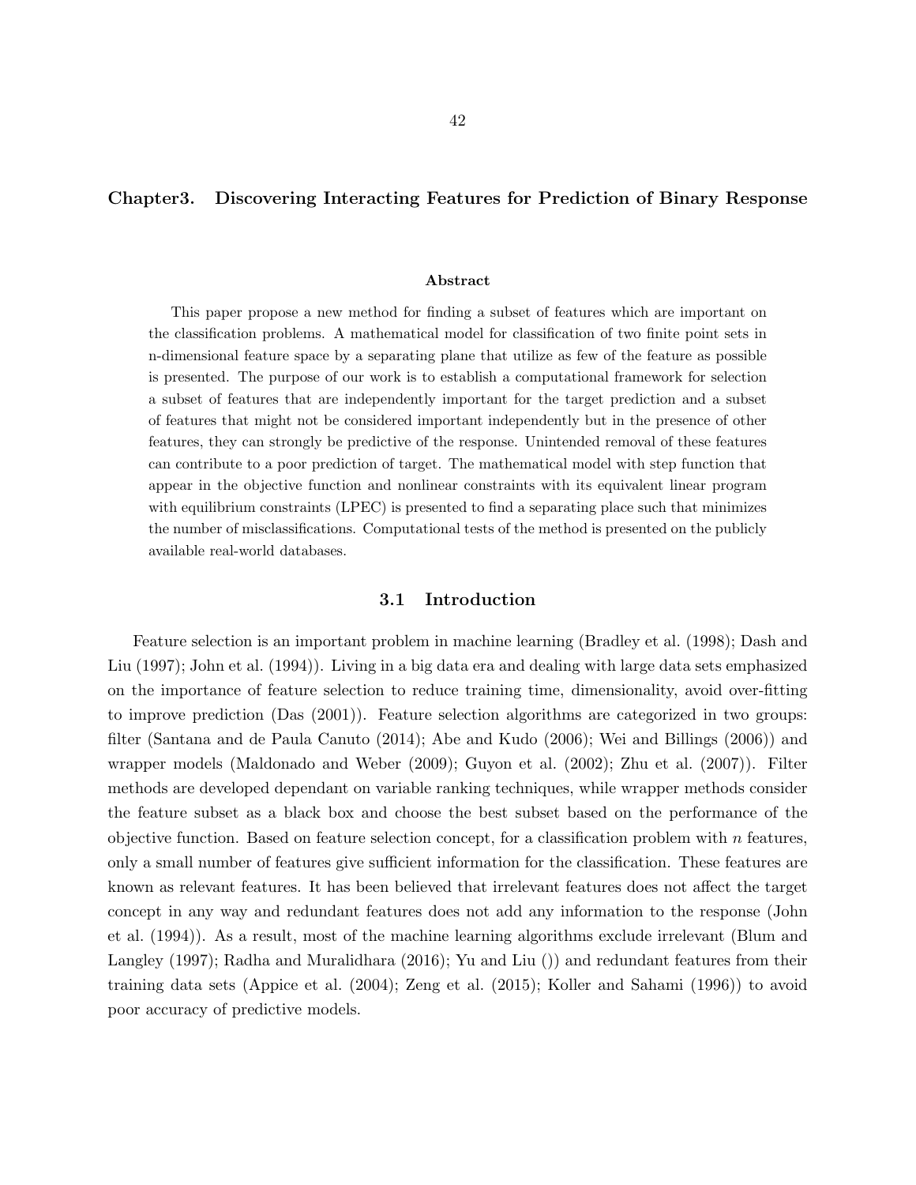# Chapter3. Discovering Interacting Features for Prediction of Binary Response

**Abstract**

This paper propose a new method for finding a subset of features which are important on the classification problems. A mathematical model for classification of two finite point sets in n-dimensional feature space by a separating plane that utilize as few of the feature as possible is presented. The purpose of our work is to establish a computational framework for selection a subset of features that are independently important for the target prediction and a subset of features that might not be considered important independently but in the presence of other features, they can strongly be predictive of the response. Unintended removal of these features can contribute to a poor prediction of target. The mathematical model with step function that appear in the objective function and nonlinear constraints with its equivalent linear program with equilibrium constraints (LPEC) is presented to find a separating place such that minimizes the number of misclassifications. Computational tests of the method is presented on the publicly available real-world databases.

## 3.1 Introduction

Feature selection is an important problem in machine learning (Bradley et al. (1998); Dash and Liu (1997); John et al. (1994)). Living in a big data era and dealing with large data sets emphasized on the importance of feature selection to reduce training time, dimensionality, avoid over-fitting to improve prediction (Das (2001)). Feature selection algorithms are categorized in two groups: filter (Santana and de Paula Canuto (2014); Abe and Kudo (2006); Wei and Billings (2006)) and wrapper models (Maldonado and Weber (2009); Guyon et al. (2002); Zhu et al. (2007)). Filter methods are developed dependant on variable ranking techniques, while wrapper methods consider the feature subset as a black box and choose the best subset based on the performance of the objective function. Based on feature selection concept, for a classification problem with $n$ features, only a small number of features give sufficient information for the classification. These features are known as relevant features. It has been believed that irrelevant features does not affect the target concept in any way and redundant features does not add any information to the response (John et al. (1994)). As a result, most of the machine learning algorithms exclude irrelevant (Blum and Langley (1997); Radha and Muralidhara (2016); Yu and Liu ()) and redundant features from their training data sets (Appice et al. (2004); Zeng et al. (2015); Koller and Sahami (1996)) to avoid poor accuracy of predictive models.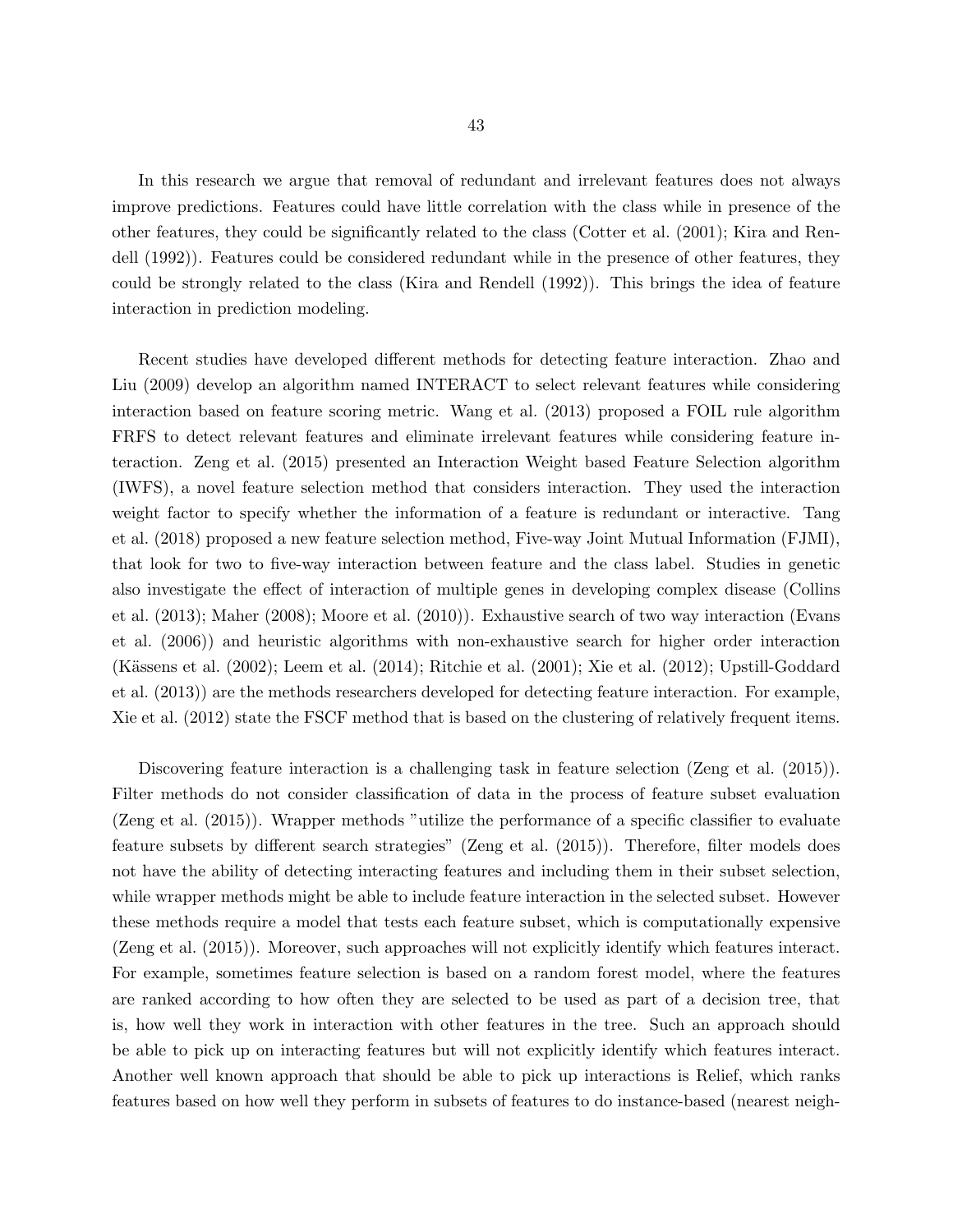In this research we argue that removal of redundant and irrelevant features does not always improve predictions. Features could have little correlation with the class while in presence of the other features, they could be significantly related to the class (Cotter et al. (2001); Kira and Rendell (1992)). Features could be considered redundant while in the presence of other features, they could be strongly related to the class (Kira and Rendell (1992)). This brings the idea of feature interaction in prediction modeling.

Recent studies have developed different methods for detecting feature interaction. Zhao and Liu (2009) develop an algorithm named INTERACT to select relevant features while considering interaction based on feature scoring metric. Wang et al. (2013) proposed a FOIL rule algorithm FRFS to detect relevant features and eliminate irrelevant features while considering feature interaction. Zeng et al. (2015) presented an Interaction Weight based Feature Selection algorithm (IWFS), a novel feature selection method that considers interaction. They used the interaction weight factor to specify whether the information of a feature is redundant or interactive. Tang et al. (2018) proposed a new feature selection method, Five-way Joint Mutual Information (FJMI), that look for two to five-way interaction between feature and the class label. Studies in genetic also investigate the effect of interaction of multiple genes in developing complex disease (Collins et al. (2013); Maher (2008); Moore et al. (2010)). Exhaustive search of two way interaction (Evans et al. (2006)) and heuristic algorithms with non-exhaustive search for higher order interaction (Kässens et al. (2002); Leem et al. (2014); Ritchie et al. (2001); Xie et al. (2012); Upstill-Goddard et al. (2013)) are the methods researchers developed for detecting feature interaction. For example, Xie et al. (2012) state the FSCF method that is based on the clustering of relatively frequent items.

Discovering feature interaction is a challenging task in feature selection (Zeng et al. (2015)). Filter methods do not consider classification of data in the process of feature subset evaluation (Zeng et al. (2015)). Wrapper methods "utilize the performance of a specific classifier to evaluate feature subsets by different search strategies" (Zeng et al. (2015)). Therefore, filter models does not have the ability of detecting interacting features and including them in their subset selection, while wrapper methods might be able to include feature interaction in the selected subset. However these methods require a model that tests each feature subset, which is computationally expensive (Zeng et al. (2015)). Moreover, such approaches will not explicitly identify which features interact. For example, sometimes feature selection is based on a random forest model, where the features are ranked according to how often they are selected to be used as part of a decision tree, that is, how well they work in interaction with other features in the tree. Such an approach should be able to pick up on interacting features but will not explicitly identify which features interact. Another well known approach that should be able to pick up interactions is Relief, which ranks features based on how well they perform in subsets of features to do instance-based (nearest neigh-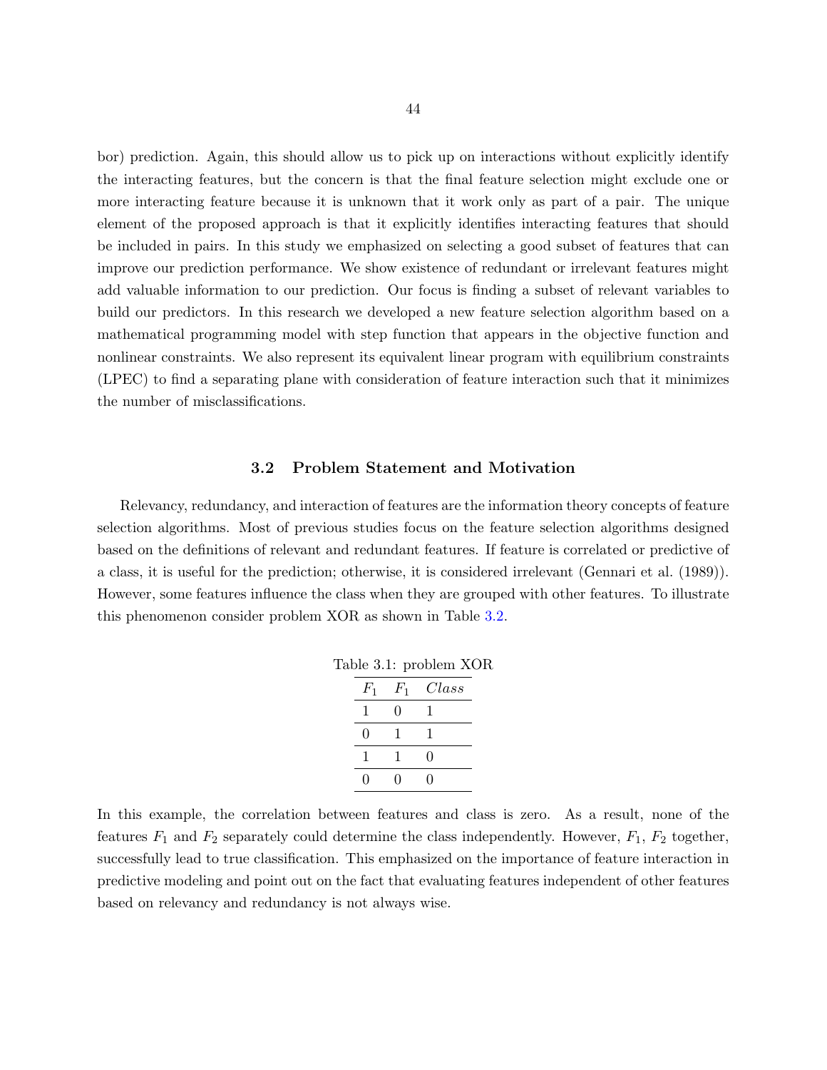bor) prediction. Again, this should allow us to pick up on interactions without explicitly identify the interacting features, but the concern is that the final feature selection might exclude one or more interacting feature because it is unknown that it work only as part of a pair. The unique element of the proposed approach is that it explicitly identifies interacting features that should be included in pairs. In this study we emphasized on selecting a good subset of features that can improve our prediction performance. We show existence of redundant or irrelevant features might add valuable information to our prediction. Our focus is finding a subset of relevant variables to build our predictors. In this research we developed a new feature selection algorithm based on a mathematical programming model with step function that appears in the objective function and nonlinear constraints. We also represent its equivalent linear program with equilibrium constraints (LPEC) to find a separating plane with consideration of feature interaction such that it minimizes the number of misclassifications.

### 3.2 Problem Statement and Motivation

Relevancy, redundancy, and interaction of features are the information theory concepts of feature selection algorithms. Most of previous studies focus on the feature selection algorithms designed based on the definitions of relevant and redundant features. If feature is correlated or predictive of a class, it is useful for the prediction; otherwise, it is considered irrelevant (Gennari et al. (1989)). However, some features influence the class when they are grouped with other features. To illustrate this phenomenon consider problem XOR as shown in Table 3.2.

Table 3.1: problem XOR

| $F_1$ | $F_1$ | $Class$ |
|---|---|---|
| 1 | 0 | 1 |
| 0 | 1 | 1 |
| 1 | 1 | 0 |
| 0 | 0 | 0 |

In this example, the correlation between features and class is zero. As a result, none of the features $F_1$ and $F_2$ separately could determine the class independently. However, $F_1$, $F_2$ together, successfully lead to true classification. This emphasized on the importance of feature interaction in predictive modeling and point out on the fact that evaluating features independent of other features based on relevancy and redundancy is not always wise.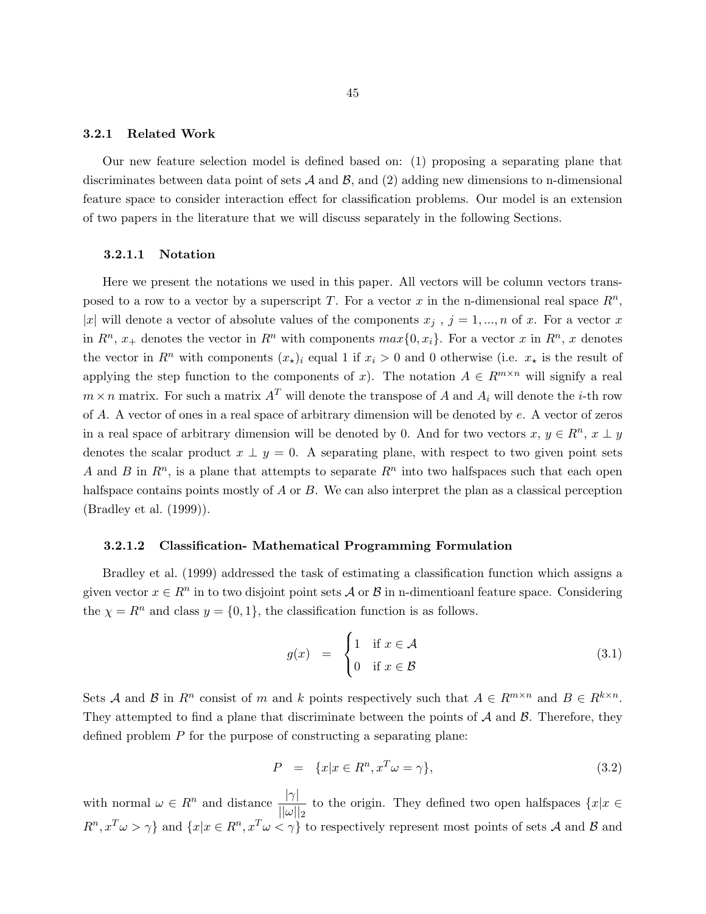### 3.2.1 Related Work

Our new feature selection model is defined based on: (1) proposing a separating plane that discriminates between data point of sets $\mathcal{A}$ and $\mathcal{B}$, and (2) adding new dimensions to n-dimensional feature space to consider interaction effect for classification problems. Our model is an extension of two papers in the literature that we will discuss separately in the following Sections.

#### 3.2.1.1 Notation

Here we present the notations we used in this paper. All vectors will be column vectors transposed to a row to a vector by a superscript $T$. For a vector $x$ in the n-dimensional real space $R^n$, $|x|$ will denote a vector of absolute values of the components $x_j$ , $j = 1, ..., n$ of $x$. For a vector $x$ in $R^n$, $x_+$ denotes the vector in $R^n$ with components $max\{0, x_i\}$. For a vector $x$ in $R^n$, $x$ denotes the vector in $R^n$ with components $(x_\star)_i$ equal 1 if $x_i > 0$ and 0 otherwise (i.e. $x_\star$ is the result of applying the step function to the components of $x$). The notation $A \in R^{m \times n}$ will signify a real $m \times n$ matrix. For such a matrix $A^T$ will denote the transpose of $A$ and $A_i$ will denote the $i$-th row of $A$. A vector of ones in a real space of arbitrary dimension will be denoted by $e$. A vector of zeros in a real space of arbitrary dimension will be denoted by 0. And for two vectors $x$, $y \in R^n$, $x \perp y$ denotes the scalar product $x \perp y = 0$. A separating plane, with respect to two given point sets $A$ and $B$ in $R^n$, is a plane that attempts to separate $R^n$ into two halfspaces such that each open halfspace contains points mostly of $A$ or $B$. We can also interpret the plan as a classical perception (Bradley et al. (1999)).

#### 3.2.1.2 Classification- Mathematical Programming Formulation

Bradley et al. (1999) addressed the task of estimating a classification function which assigns a given vector $x \in R^n$ in to two disjoint point sets $\mathcal{A}$ or $\mathcal{B}$ in n-dimentioanl feature space. Considering the $\chi = R^n$ and class $y = \{0, 1\}$, the classification function is as follows.

$$g(x) \quad = \quad \begin{cases} 1 & \text{if } x \in \mathcal{A} \\ 0 & \text{if } x \in \mathcal{B} \end{cases} \tag{3.1}$$

Sets $\mathcal{A}$ and $\mathcal{B}$ in $R^n$ consist of $m$ and $k$ points respectively such that $A \in R^{m \times n}$ and $B \in R^{k \times n}$. They attempted to find a plane that discriminate between the points of $\mathcal{A}$ and $\mathcal{B}$. Therefore, they defined problem $P$ for the purpose of constructing a separating plane:

$$P \quad = \quad \{x | x \in R^n, x^T \omega = \gamma\}, \tag{3.2}$$

with normal $\omega \in R^n$ and distance $\dfrac{|\gamma|}{||\omega||_2}$ to the origin. They defined two open halfspaces $\{x | x \in R^n, x^T \omega > \gamma\}$ and $\{x | x \in R^n, x^T \omega < \gamma\}$ to respectively represent most points of sets $\mathcal{A}$ and $\mathcal{B}$ and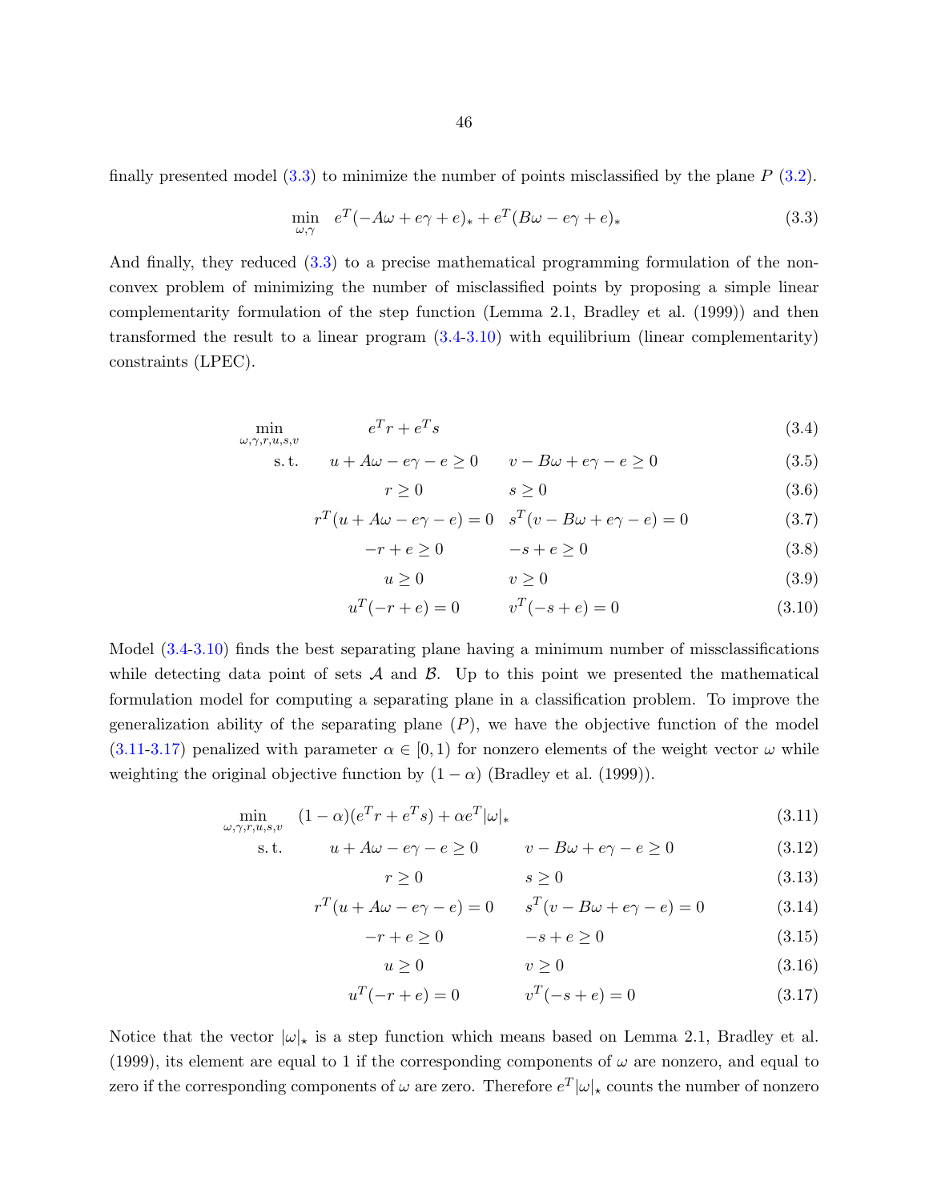finally presented model (3.3) to minimize the number of points misclassified by the plane $P$ (3.2).

$$\min_{\omega,\gamma} \quad e^T(-A\omega + e\gamma + e)_* + e^T(B\omega - e\gamma + e)_* \tag{3.3}$$

And finally, they reduced (3.3) to a precise mathematical programming formulation of the non-convex problem of minimizing the number of misclassified points by proposing a simple linear complementarity formulation of the step function (Lemma 2.1, Bradley et al. (1999)) and then transformed the result to a linear program (3.4-3.10) with equilibrium (linear complementarity) constraints (LPEC).

$$\begin{aligned}
\min_{\omega,\gamma,r,u,s,v} \quad & e^T r + e^T s && (3.4)\\
\text{s.t.} \quad & u + A\omega - e\gamma - e \geq 0 \qquad v - B\omega + e\gamma - e \geq 0 && (3.5)\\
& r \geq 0 \qquad s \geq 0 && (3.6)\\
& r^T(u + A\omega - e\gamma - e) = 0 \qquad s^T(v - B\omega + e\gamma - e) = 0 && (3.7)\\
& -r + e \geq 0 \qquad -s + e \geq 0 && (3.8)\\
& u \geq 0 \qquad v \geq 0 && (3.9)\\
& u^T(-r + e) = 0 \qquad v^T(-s + e) = 0 && (3.10)
\end{aligned}$$

Model (3.4-3.10) finds the best separating plane having a minimum number of missclassifications while detecting data point of sets $\mathcal{A}$ and $\mathcal{B}$. Up to this point we presented the mathematical formulation model for computing a separating plane in a classification problem. To improve the generalization ability of the separating plane ($P$), we have the objective function of the model (3.11-3.17) penalized with parameter $\alpha \in [0, 1)$ for nonzero elements of the weight vector $\omega$ while weighting the original objective function by $(1 - \alpha)$ (Bradley et al. (1999)).

$$\begin{aligned}
\min_{\omega,\gamma,r,u,s,v} \quad & (1-\alpha)(e^T r + e^T s) + \alpha e^T |\omega|_* && (3.11)\\
\text{s.t.} \quad & u + A\omega - e\gamma - e \geq 0 \qquad v - B\omega + e\gamma - e \geq 0 && (3.12)\\
& r \geq 0 \qquad s \geq 0 && (3.13)\\
& r^T(u + A\omega - e\gamma - e) = 0 \qquad s^T(v - B\omega + e\gamma - e) = 0 && (3.14)\\
& -r + e \geq 0 \qquad -s + e \geq 0 && (3.15)\\
& u \geq 0 \qquad v \geq 0 && (3.16)\\
& u^T(-r + e) = 0 \qquad v^T(-s + e) = 0 && (3.17)
\end{aligned}$$

Notice that the vector $|\omega|_\star$ is a step function which means based on Lemma 2.1, Bradley et al. (1999), its element are equal to 1 if the corresponding components of $\omega$ are nonzero, and equal to zero if the corresponding components of $\omega$ are zero. Therefore $e^T|\omega|_\star$ counts the number of nonzero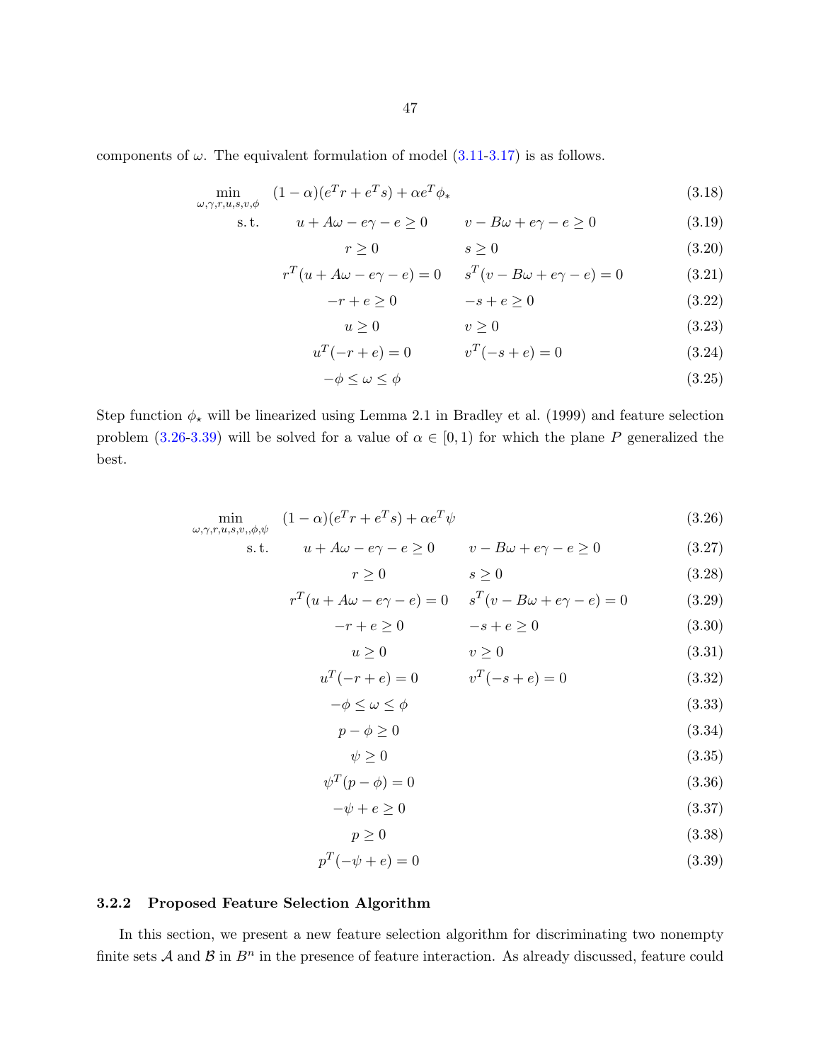components of $\omega$. The equivalent formulation of model (3.11-3.17) is as follows.

$$
\begin{aligned}
\min_{\omega,\gamma,r,u,s,v,\phi} \quad & (1-\alpha)(e^T r + e^T s) + \alpha e^T \phi_* && (3.18)\\
\text{s.t.} \quad & u + A\omega - e\gamma - e \geq 0 \qquad v - B\omega + e\gamma - e \geq 0 && (3.19)\\
& r \geq 0 \qquad s \geq 0 && (3.20)\\
& r^T(u + A\omega - e\gamma - e) = 0 \qquad s^T(v - B\omega + e\gamma - e) = 0 && (3.21)\\
& -r + e \geq 0 \qquad -s + e \geq 0 && (3.22)\\
& u \geq 0 \qquad v \geq 0 && (3.23)\\
& u^T(-r + e) = 0 \qquad v^T(-s + e) = 0 && (3.24)\\
& -\phi \leq \omega \leq \phi && (3.25)
\end{aligned}
$$

Step function $\phi_\star$ will be linearized using Lemma 2.1 in Bradley et al. (1999) and feature selection problem (3.26-3.39) will be solved for a value of $\alpha \in [0, 1)$ for which the plane $P$ generalized the best.

$$
\begin{aligned}
\min_{\omega,\gamma,r,u,s,v,,\phi,\psi} \quad & (1-\alpha)(e^T r + e^T s) + \alpha e^T \psi && (3.26)\\
\text{s.t.} \quad & u + A\omega - e\gamma - e \geq 0 \qquad v - B\omega + e\gamma - e \geq 0 && (3.27)\\
& r \geq 0 \qquad s \geq 0 && (3.28)\\
& r^T(u + A\omega - e\gamma - e) = 0 \qquad s^T(v - B\omega + e\gamma - e) = 0 && (3.29)\\
& -r + e \geq 0 \qquad -s + e \geq 0 && (3.30)\\
& u \geq 0 \qquad v \geq 0 && (3.31)\\
& u^T(-r + e) = 0 \qquad v^T(-s + e) = 0 && (3.32)\\
& -\phi \leq \omega \leq \phi && (3.33)\\
& p - \phi \geq 0 && (3.34)\\
& \psi \geq 0 && (3.35)\\
& \psi^T(p - \phi) = 0 && (3.36)\\
& -\psi + e \geq 0 && (3.37)\\
& p \geq 0 && (3.38)\\
& p^T(-\psi + e) = 0 && (3.39)
\end{aligned}
$$

### 3.2.2 Proposed Feature Selection Algorithm

In this section, we present a new feature selection algorithm for discriminating two nonempty finite sets $\mathcal{A}$ and $\mathcal{B}$ in $B^n$ in the presence of feature interaction. As already discussed, feature could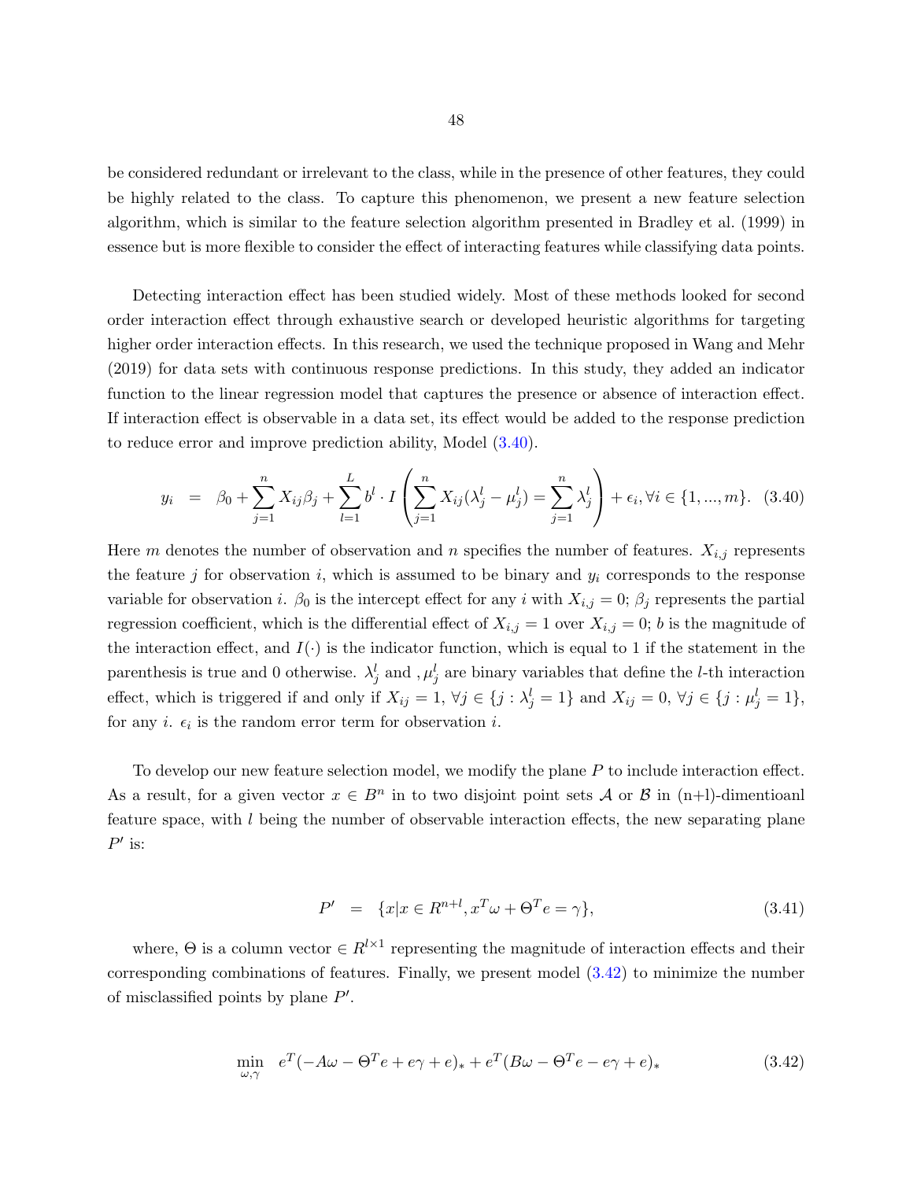be considered redundant or irrelevant to the class, while in the presence of other features, they could be highly related to the class. To capture this phenomenon, we present a new feature selection algorithm, which is similar to the feature selection algorithm presented in Bradley et al. (1999) in essence but is more flexible to consider the effect of interacting features while classifying data points.

Detecting interaction effect has been studied widely. Most of these methods looked for second order interaction effect through exhaustive search or developed heuristic algorithms for targeting higher order interaction effects. In this research, we used the technique proposed in Wang and Mehr (2019) for data sets with continuous response predictions. In this study, they added an indicator function to the linear regression model that captures the presence or absence of interaction effect. If interaction effect is observable in a data set, its effect would be added to the response prediction to reduce error and improve prediction ability, Model (3.40).

$$y_i \quad = \quad \beta_0 + \sum_{j=1}^{n} X_{ij}\beta_j + \sum_{l=1}^{L} b^l \cdot I\left(\sum_{j=1}^{n} X_{ij}(\lambda_j^l - \mu_j^l) = \sum_{j=1}^{n} \lambda_j^l\right) + \epsilon_i, \forall i \in \{1, ..., m\}. \quad (3.40)$$

Here $m$ denotes the number of observation and $n$ specifies the number of features. $X_{i,j}$ represents the feature $j$ for observation $i$, which is assumed to be binary and $y_i$ corresponds to the response variable for observation $i$. $\beta_0$ is the intercept effect for any $i$ with $X_{i,j} = 0$; $\beta_j$ represents the partial regression coefficient, which is the differential effect of $X_{i,j} = 1$ over $X_{i,j} = 0$; $b$ is the magnitude of the interaction effect, and $I(\cdot)$ is the indicator function, which is equal to 1 if the statement in the parenthesis is true and 0 otherwise. $\lambda_j^l$ and ,$\mu_j^l$ are binary variables that define the $l$-th interaction effect, which is triggered if and only if $X_{ij} = 1$, $\forall j \in \{j : \lambda_j^l = 1\}$ and $X_{ij} = 0$, $\forall j \in \{j : \mu_j^l = 1\}$, for any $i$. $\epsilon_i$ is the random error term for observation $i$.

To develop our new feature selection model, we modify the plane $P$ to include interaction effect. As a result, for a given vector $x \in B^n$ in to two disjoint point sets $\mathcal{A}$ or $\mathcal{B}$ in (n+l)-dimentioanl feature space, with $l$ being the number of observable interaction effects, the new separating plane $P'$ is:

$$P' \quad = \quad \{x | x \in R^{n+l}, x^T\omega + \Theta^T e = \gamma\}, \quad (3.41)$$

where, $\Theta$ is a column vector $\in R^{l\times 1}$ representing the magnitude of interaction effects and their corresponding combinations of features. Finally, we present model (3.42) to minimize the number of misclassified points by plane $P'$.

$$\min_{\omega,\gamma} \quad e^T(-A\omega - \Theta^T e + e\gamma + e)_* + e^T(B\omega - \Theta^T e - e\gamma + e)_* \quad (3.42)$$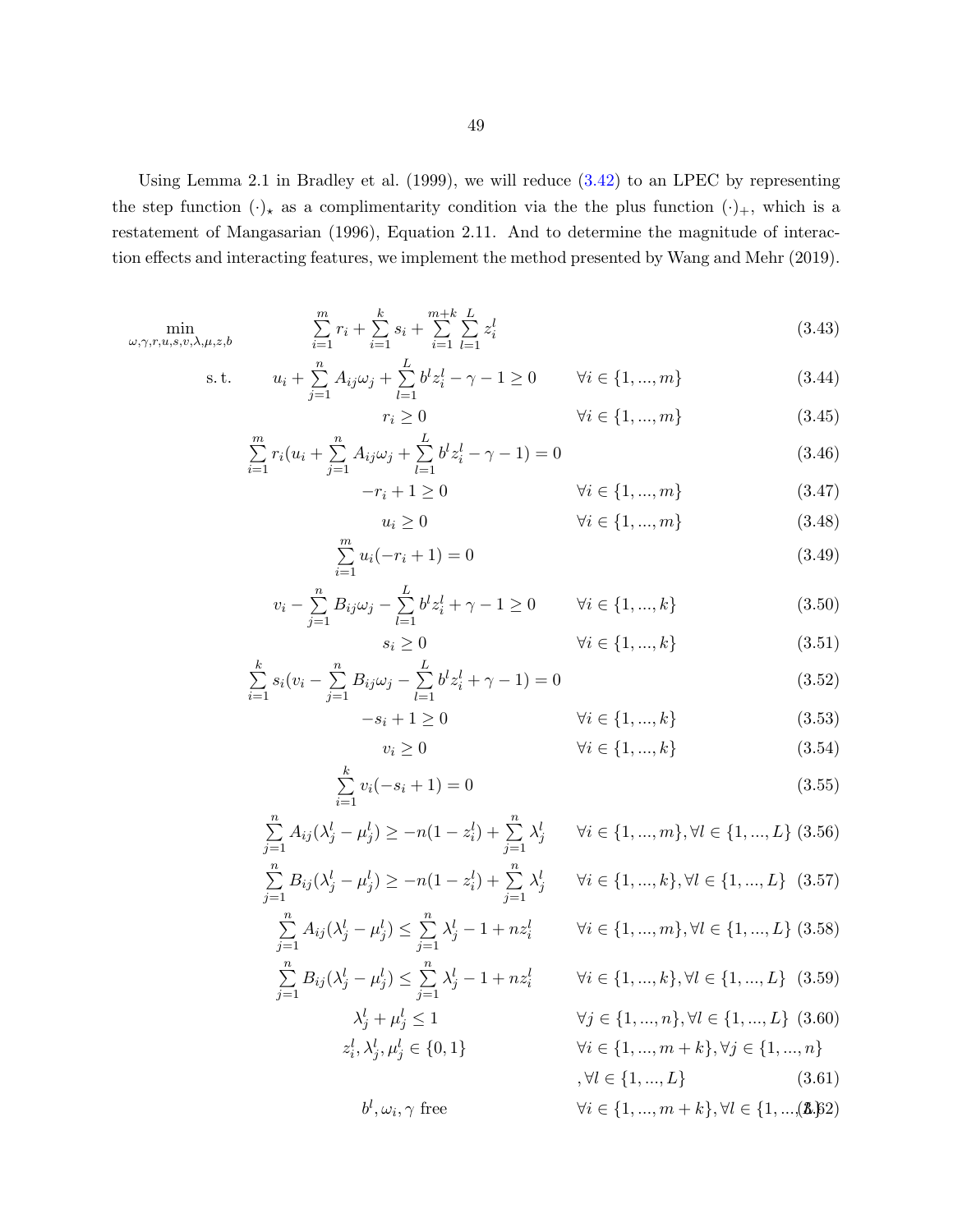Using Lemma 2.1 in Bradley et al. (1999), we will reduce (3.42) to an LPEC by representing the step function $(\cdot)_\star$ as a complimentarity condition via the the plus function $(\cdot)_+$, which is a restatement of Mangasarian (1996), Equation 2.11. And to determine the magnitude of interaction effects and interacting features, we implement the method presented by Wang and Mehr (2019).

$$
\min_{\omega,\gamma,r,u,s,v,\lambda,\mu,z,b} \quad \sum_{i=1}^{m} r_i + \sum_{i=1}^{k} s_i + \sum_{i=1}^{m+k}\sum_{l=1}^{L} z_i^l \tag{3.43}
$$

$$
\text{s.t.} \quad u_i + \sum_{j=1}^{n} A_{ij}\omega_j + \sum_{l=1}^{L} b^l z_i^l - \gamma - 1 \geq 0 \qquad \forall i \in \{1,...,m\} \tag{3.44}
$$

$$
r_i \geq 0 \qquad \forall i \in \{1,...,m\} \tag{3.45}
$$

$$
\sum_{i=1}^{m} r_i \left(u_i + \sum_{j=1}^{n} A_{ij}\omega_j + \sum_{l=1}^{L} b^l z_i^l - \gamma - 1\right) = 0 \tag{3.46}
$$

$$
-r_i + 1 \geq 0 \qquad \forall i \in \{1,...,m\} \tag{3.47}
$$

$$
u_i \geq 0 \qquad \forall i \in \{1,...,m\} \tag{3.48}
$$

$$
\sum_{i=1}^{m} u_i(-r_i + 1) = 0 \tag{3.49}
$$

$$
v_i - \sum_{j=1}^{n} B_{ij}\omega_j - \sum_{l=1}^{L} b^l z_i^l + \gamma - 1 \geq 0 \qquad \forall i \in \{1,...,k\} \tag{3.50}
$$

$$
s_i \geq 0 \qquad \forall i \in \{1,...,k\} \tag{3.51}
$$

$$
\sum_{i=1}^{k} s_i \left(v_i - \sum_{j=1}^{n} B_{ij}\omega_j - \sum_{l=1}^{L} b^l z_i^l + \gamma - 1\right) = 0 \tag{3.52}
$$

$$
-s_i + 1 \geq 0 \qquad \forall i \in \{1,...,k\} \tag{3.53}
$$

$$
v_i \geq 0 \qquad \forall i \in \{1,...,k\} \tag{3.54}
$$

$$
\sum_{i=1}^{k} v_i(-s_i + 1) = 0 \tag{3.55}
$$

$$
\sum_{j=1}^{n} A_{ij}(\lambda_j^l - \mu_j^l) \geq -n(1 - z_i^l) + \sum_{j=1}^{n} \lambda_j^l \qquad \forall i \in \{1,...,m\}, \forall l \in \{1,...,L\} \tag{3.56}
$$

$$
\sum_{j=1}^{n} B_{ij}(\lambda_j^l - \mu_j^l) \geq -n(1 - z_i^l) + \sum_{j=1}^{n} \lambda_j^l \qquad \forall i \in \{1,...,k\}, \forall l \in \{1,...,L\} \tag{3.57}
$$

$$
\sum_{j=1}^{n} A_{ij}(\lambda_j^l - \mu_j^l) \leq \sum_{j=1}^{n} \lambda_j^l - 1 + n z_i^l \qquad \forall i \in \{1,...,m\}, \forall l \in \{1,...,L\} \tag{3.58}
$$

$$
\sum_{j=1}^{n} B_{ij}(\lambda_j^l - \mu_j^l) \leq \sum_{j=1}^{n} \lambda_j^l - 1 + n z_i^l \qquad \forall i \in \{1,...,k\}, \forall l \in \{1,...,L\} \tag{3.59}
$$

$$
\lambda_j^l + \mu_j^l \leq 1 \qquad \forall j \in \{1,...,n\}, \forall l \in \{1,...,L\} \tag{3.60}
$$

$$
z_i^l, \lambda_j^l, \mu_j^l \in \{0,1\} \qquad \forall i \in \{1,...,m+k\}, \forall j \in \{1,...,n\}, \forall l \in \{1,...,L\} \tag{3.61}
$$

$$
b^l, \omega_i, \gamma \text{ free} \qquad \forall i \in \{1,...,m+k\}, \forall l \in \{1,...,L\} \tag{3.62}
$$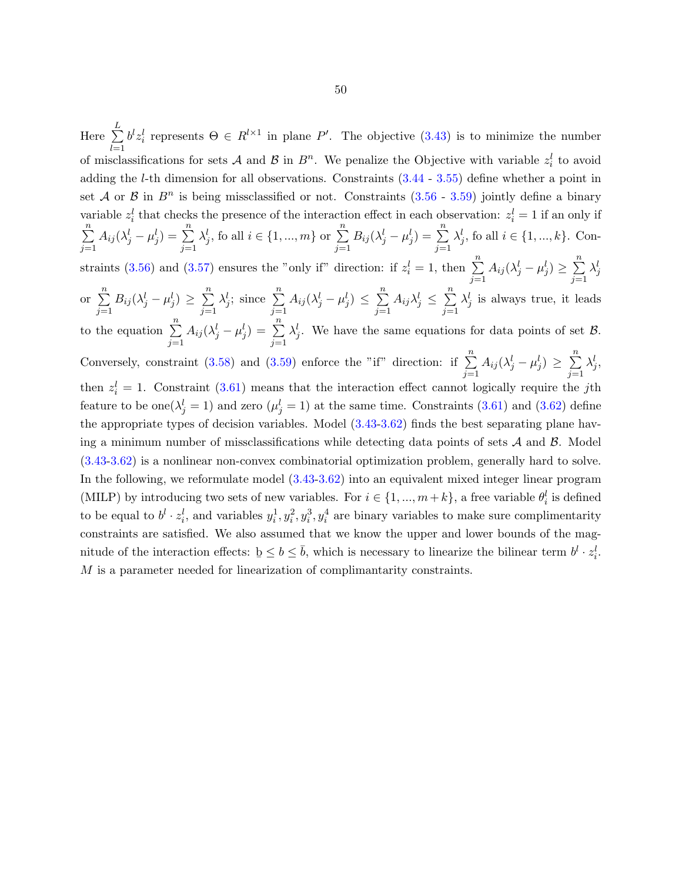Here $\sum_{l=1}^{L} b^l z_i^l$ represents $\Theta \in R^{l\times 1}$ in plane $P'$. The objective (3.43) is to minimize the number of misclassifications for sets $\mathcal{A}$ and $\mathcal{B}$ in $B^n$. We penalize the Objective with variable $z_i^l$ to avoid adding the $l$-th dimension for all observations. Constraints (3.44 - 3.55) define whether a point in set $\mathcal{A}$ or $\mathcal{B}$ in $B^n$ is being missclassified or not. Constraints (3.56 - 3.59) jointly define a binary variable $z_i^l$ that checks the presence of the interaction effect in each observation: $z_i^l = 1$ if an only if $\sum_{j=1}^{n} A_{ij}(\lambda_j^l - \mu_j^l) = \sum_{j=1}^{n} \lambda_j^l$, fo all $i \in \{1, ..., m\}$ or $\sum_{j=1}^{n} B_{ij}(\lambda_j^l - \mu_j^l) = \sum_{j=1}^{n} \lambda_j^l$, fo all $i \in \{1, ..., k\}$. Constraints (3.56) and (3.57) ensures the "only if" direction: if $z_i^l = 1$, then $\sum_{j=1}^{n} A_{ij}(\lambda_j^l - \mu_j^l) \geq \sum_{j=1}^{n} \lambda_j^l$ or $\sum_{j=1}^{n} B_{ij}(\lambda_j^l - \mu_j^l) \geq \sum_{j=1}^{n} \lambda_j^l$; since $\sum_{j=1}^{n} A_{ij}(\lambda_j^l - \mu_j^l) \leq \sum_{j=1}^{n} A_{ij}\lambda_j^l \leq \sum_{j=1}^{n} \lambda_j^l$ is always true, it leads to the equation $\sum_{j=1}^{n} A_{ij}(\lambda_j^l - \mu_j^l) = \sum_{j=1}^{n} \lambda_j^l$. We have the same equations for data points of set $\mathcal{B}$. Conversely, constraint (3.58) and (3.59) enforce the "if" direction: if $\sum_{j=1}^{n} A_{ij}(\lambda_j^l - \mu_j^l) \geq \sum_{j=1}^{n} \lambda_j^l$, then $z_i^l = 1$. Constraint (3.61) means that the interaction effect cannot logically require the $j$th feature to be one($\lambda_j^l = 1$) and zero ($\mu_j^l = 1$) at the same time. Constraints (3.61) and (3.62) define the appropriate types of decision variables. Model (3.43-3.62) finds the best separating plane having a minimum number of missclassifications while detecting data points of sets $\mathcal{A}$ and $\mathcal{B}$. Model (3.43-3.62) is a nonlinear non-convex combinatorial optimization problem, generally hard to solve. In the following, we reformulate model (3.43-3.62) into an equivalent mixed integer linear program (MILP) by introducing two sets of new variables. For $i \in \{1, ..., m+k\}$, a free variable $\theta_i^l$ is defined to be equal to $b^l \cdot z_i^l$, and variables $y_i^1, y_i^2, y_i^3, y_i^4$ are binary variables to make sure complimentarity constraints are satisfied. We also assumed that we know the upper and lower bounds of the magnitude of the interaction effects: $\underline{b} \leq b \leq \bar{b}$, which is necessary to linearize the bilinear term $b^l \cdot z_i^l$. $M$ is a parameter needed for linearization of complimantarity constraints.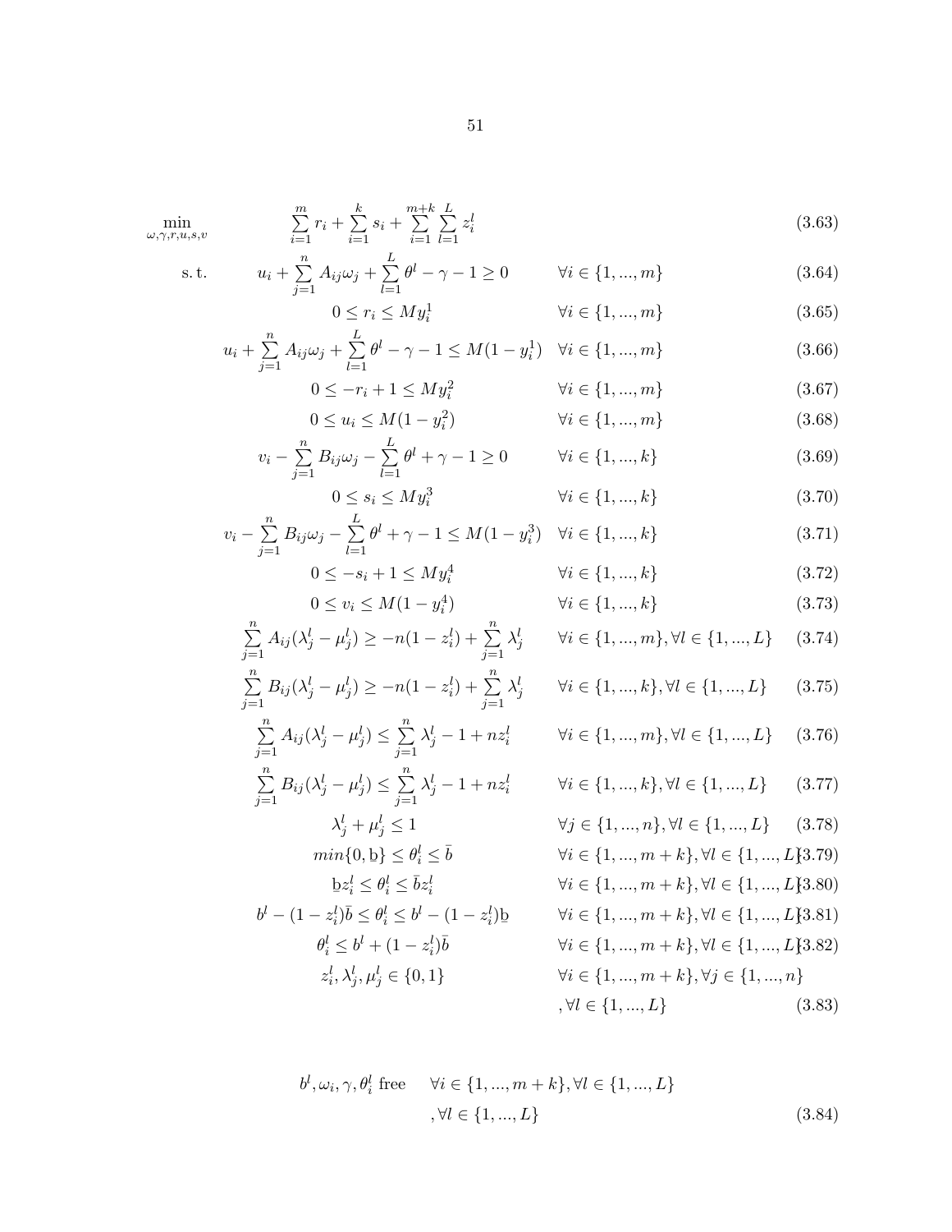$$\min_{\omega,\gamma,r,u,s,v} \quad \sum_{i=1}^{m} r_i + \sum_{i=1}^{k} s_i + \sum_{i=1}^{m+k} \sum_{l=1}^{L} z_i^l \tag{3.63}$$

$$\text{s. t.} \quad u_i + \sum_{j=1}^{n} A_{ij}\omega_j + \sum_{l=1}^{L} \theta^l - \gamma - 1 \geq 0 \qquad \forall i \in \{1,...,m\} \tag{3.64}$$

$$0 \leq r_i \leq My_i^1 \qquad \forall i \in \{1,...,m\} \tag{3.65}$$

$$u_i + \sum_{j=1}^{n} A_{ij}\omega_j + \sum_{l=1}^{L} \theta^l - \gamma - 1 \leq M(1-y_i^1) \qquad \forall i \in \{1,...,m\} \tag{3.66}$$

$$0 \leq -r_i + 1 \leq My_i^2 \qquad \forall i \in \{1,...,m\} \tag{3.67}$$

$$0 \leq u_i \leq M(1-y_i^2) \qquad \forall i \in \{1,...,m\} \tag{3.68}$$

$$v_i - \sum_{j=1}^{n} B_{ij}\omega_j - \sum_{l=1}^{L} \theta^l + \gamma - 1 \geq 0 \qquad \forall i \in \{1,...,k\} \tag{3.69}$$

$$0 \leq s_i \leq My_i^3 \qquad \forall i \in \{1,...,k\} \tag{3.70}$$

$$v_i - \sum_{j=1}^{n} B_{ij}\omega_j - \sum_{l=1}^{L} \theta^l + \gamma - 1 \leq M(1-y_i^3) \qquad \forall i \in \{1,...,k\} \tag{3.71}$$

$$0 \leq -s_i + 1 \leq My_i^4 \qquad \forall i \in \{1,...,k\} \tag{3.72}$$

$$0 \leq v_i \leq M(1-y_i^4) \qquad \forall i \in \{1,...,k\} \tag{3.73}$$

$$\sum_{j=1}^{n} A_{ij}(\lambda_j^l - \mu_j^l) \geq -n(1-z_i^l) + \sum_{j=1}^{n} \lambda_j^l \qquad \forall i \in \{1,...,m\}, \forall l \in \{1,...,L\} \tag{3.74}$$

$$\sum_{j=1}^{n} B_{ij}(\lambda_j^l - \mu_j^l) \geq -n(1-z_i^l) + \sum_{j=1}^{n} \lambda_j^l \qquad \forall i \in \{1,...,k\}, \forall l \in \{1,...,L\} \tag{3.75}$$

$$\sum_{j=1}^{n} A_{ij}(\lambda_j^l - \mu_j^l) \leq \sum_{j=1}^{n} \lambda_j^l - 1 + nz_i^l \qquad \forall i \in \{1,...,m\}, \forall l \in \{1,...,L\} \tag{3.76}$$

$$\sum_{j=1}^{n} B_{ij}(\lambda_j^l - \mu_j^l) \leq \sum_{j=1}^{n} \lambda_j^l - 1 + nz_i^l \qquad \forall i \in \{1,...,k\}, \forall l \in \{1,...,L\} \tag{3.77}$$

$$\lambda_j^l + \mu_j^l \leq 1 \qquad \forall j \in \{1,...,n\}, \forall l \in \{1,...,L\} \tag{3.78}$$

$$min\{0, \underline{b}\} \leq \theta_i^l \leq \bar{b} \qquad \forall i \in \{1,...,m+k\}, \forall l \in \{1,...,L\} \tag{3.79}$$

$$\underline{b}z_i^l \leq \theta_i^l \leq \bar{b}z_i^l \qquad \forall i \in \{1,...,m+k\}, \forall l \in \{1,...,L\} \tag{3.80}$$

$$b^l - (1-z_i^l)\bar{b} \leq \theta_i^l \leq b^l - (1-z_i^l)\underline{b} \qquad \forall i \in \{1,...,m+k\}, \forall l \in \{1,...,L\} \tag{3.81}$$

$$\theta_i^l \leq b^l + (1-z_i^l)\bar{b} \qquad \forall i \in \{1,...,m+k\}, \forall l \in \{1,...,L\} \tag{3.82}$$

$$z_i^l, \lambda_j^l, \mu_j^l \in \{0,1\} \qquad \forall i \in \{1,...,m+k\}, \forall j \in \{1,...,n\}, \forall l \in \{1,...,L\} \tag{3.83}$$

$$b^l, \omega_i, \gamma, \theta_i^l \text{ free} \qquad \forall i \in \{1,...,m+k\}, \forall l \in \{1,...,L\}, \forall l \in \{1,...,L\} \tag{3.84}$$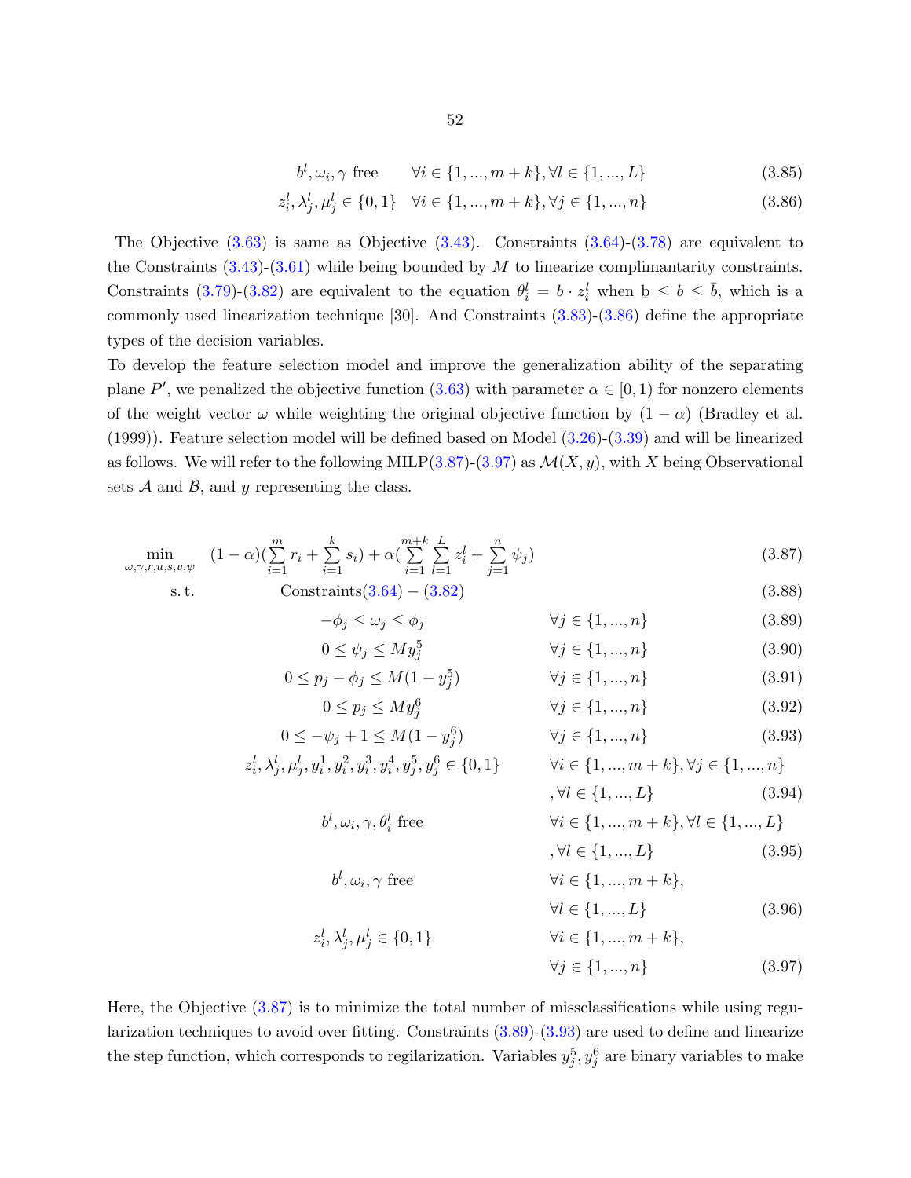$$b^l, \omega_i, \gamma \text{ free} \qquad \forall i \in \{1, ..., m+k\}, \forall l \in \{1, ..., L\} \tag{3.85}$$

$$z_i^l, \lambda_j^l, \mu_j^l \in \{0, 1\} \quad \forall i \in \{1, ..., m+k\}, \forall j \in \{1, ..., n\} \tag{3.86}$$

The Objective (3.63) is same as Objective (3.43). Constraints (3.64)-(3.78) are equivalent to the Constraints (3.43)-(3.61) while being bounded by $M$ to linearize complimantarity constraints. Constraints (3.79)-(3.82) are equivalent to the equation $\theta_i^l = b \cdot z_i^l$ when $\underline{b} \leq b \leq \bar{b}$, which is a commonly used linearization technique [30]. And Constraints (3.83)-(3.86) define the appropriate types of the decision variables.

To develop the feature selection model and improve the generalization ability of the separating plane $P'$, we penalized the objective function (3.63) with parameter $\alpha \in [0, 1)$ for nonzero elements of the weight vector $\omega$ while weighting the original objective function by $(1 - \alpha)$ (Bradley et al. (1999)). Feature selection model will be defined based on Model (3.26)-(3.39) and will be linearized as follows. We will refer to the following MILP(3.87)-(3.97) as $\mathcal{M}(X, y)$, with $X$ being Observational sets $\mathcal{A}$ and $\mathcal{B}$, and $y$ representing the class.

$$\min_{\omega,\gamma,r,u,s,v,\psi} \quad (1-\alpha)(\sum_{i=1}^{m} r_i + \sum_{i=1}^{k} s_i) + \alpha(\sum_{i=1}^{m+k}\sum_{l=1}^{L} z_i^l + \sum_{j=1}^{n} \psi_j) \tag{3.87}$$

$$\text{s. t.} \quad \text{Constraints}(3.64) - (3.82) \tag{3.88}$$

$$-\phi_j \leq \omega_j \leq \phi_j \qquad \forall j \in \{1, ..., n\} \tag{3.89}$$

$$0 \leq \psi_j \leq M y_j^5 \qquad \forall j \in \{1, ..., n\} \tag{3.90}$$

$$0 \leq p_j - \phi_j \leq M(1 - y_j^5) \qquad \forall j \in \{1, ..., n\} \tag{3.91}$$

$$0 \leq p_j \leq M y_j^6 \qquad \forall j \in \{1, ..., n\} \tag{3.92}$$

$$0 \leq -\psi_j + 1 \leq M(1 - y_j^6) \qquad \forall j \in \{1, ..., n\} \tag{3.93}$$

$$z_i^l, \lambda_j^l, \mu_j^l, y_i^1, y_i^2, y_i^3, y_i^4, y_j^5, y_j^6 \in \{0, 1\} \qquad \forall i \in \{1, ..., m+k\}, \forall j \in \{1, ..., n\}, \forall l \in \{1, ..., L\} \tag{3.94}$$

$$b^l, \omega_i, \gamma, \theta_i^l \text{ free} \qquad \forall i \in \{1, ..., m+k\}, \forall l \in \{1, ..., L\}, \forall l \in \{1, ..., L\} \tag{3.95}$$

$$b^l, \omega_i, \gamma \text{ free} \qquad \forall i \in \{1, ..., m+k\}, \forall l \in \{1, ..., L\} \tag{3.96}$$

$$z_i^l, \lambda_j^l, \mu_j^l \in \{0, 1\} \qquad \forall i \in \{1, ..., m+k\}, \forall j \in \{1, ..., n\} \tag{3.97}$$

Here, the Objective (3.87) is to minimize the total number of missclassifications while using regularization techniques to avoid over fitting. Constraints (3.89)-(3.93) are used to define and linearize the step function, which corresponds to regilarization. Variables $y_j^5, y_j^6$ are binary variables to make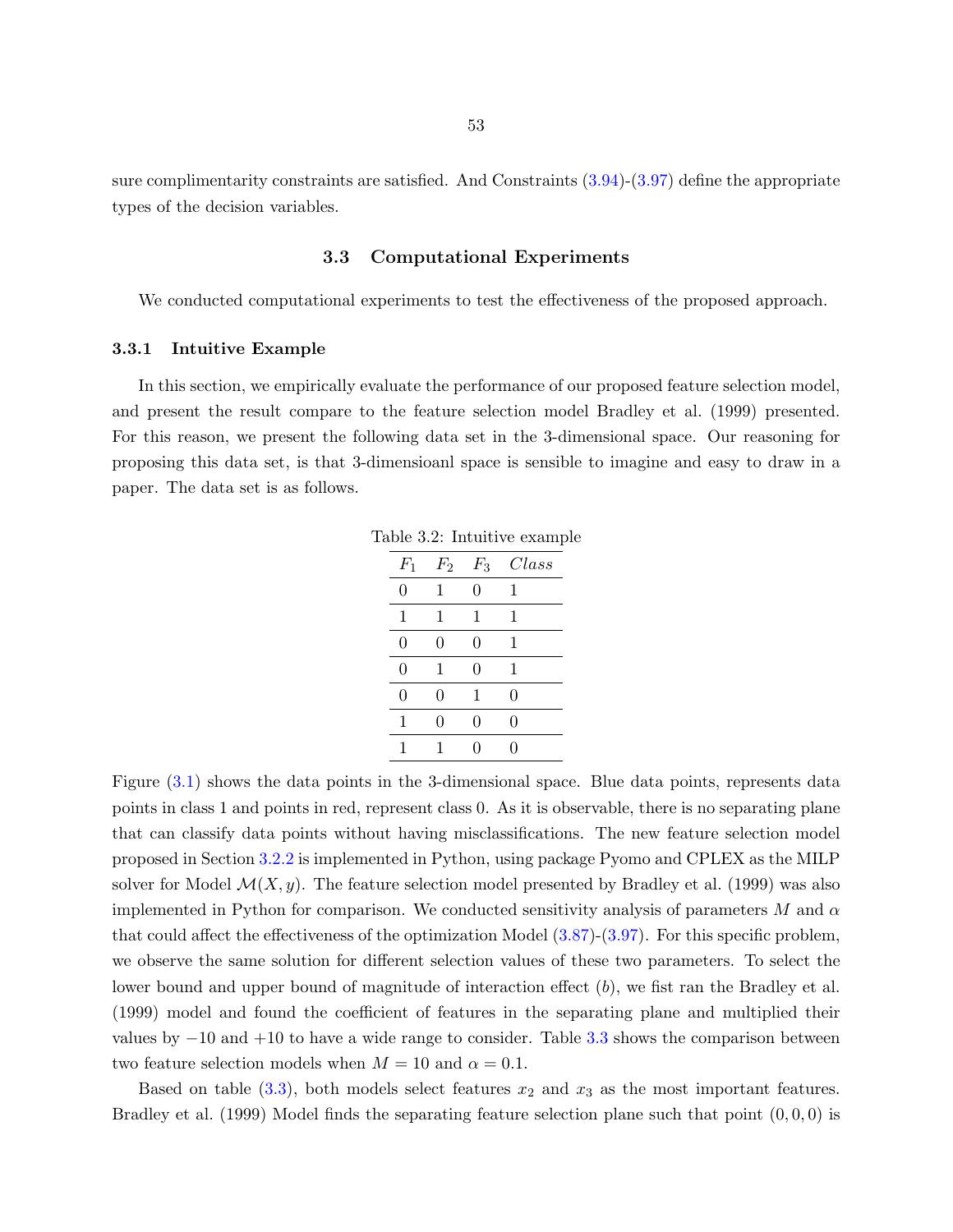sure complimentarity constraints are satisfied. And Constraints (3.94)-(3.97) define the appropriate types of the decision variables.

## 3.3 Computational Experiments

We conducted computational experiments to test the effectiveness of the proposed approach.

### 3.3.1 Intuitive Example

In this section, we empirically evaluate the performance of our proposed feature selection model, and present the result compare to the feature selection model Bradley et al. (1999) presented. For this reason, we present the following data set in the 3-dimensional space. Our reasoning for proposing this data set, is that 3-dimensioanl space is sensible to imagine and easy to draw in a paper. The data set is as follows.

Table 3.2: Intuitive example

| $F_1$ | $F_2$ | $F_3$ | $Class$ |
|---|---|---|---|
| 0 | 1 | 0 | 1 |
| 1 | 1 | 1 | 1 |
| 0 | 0 | 0 | 1 |
| 0 | 1 | 0 | 1 |
| 0 | 0 | 1 | 0 |
| 1 | 0 | 0 | 0 |
| 1 | 1 | 0 | 0 |

Figure (3.1) shows the data points in the 3-dimensional space. Blue data points, represents data points in class 1 and points in red, represent class 0. As it is observable, there is no separating plane that can classify data points without having misclassifications. The new feature selection model proposed in Section 3.2.2 is implemented in Python, using package Pyomo and CPLEX as the MILP solver for Model $\mathcal{M}(X, y)$. The feature selection model presented by Bradley et al. (1999) was also implemented in Python for comparison. We conducted sensitivity analysis of parameters $M$ and $\alpha$ that could affect the effectiveness of the optimization Model (3.87)-(3.97). For this specific problem, we observe the same solution for different selection values of these two parameters. To select the lower bound and upper bound of magnitude of interaction effect ($b$), we fist ran the Bradley et al. (1999) model and found the coefficient of features in the separating plane and multiplied their values by $-10$ and $+10$ to have a wide range to consider. Table 3.3 shows the comparison between two feature selection models when $M = 10$ and $\alpha = 0.1$.

Based on table (3.3), both models select features $x_2$ and $x_3$ as the most important features. Bradley et al. (1999) Model finds the separating feature selection plane such that point $(0, 0, 0)$ is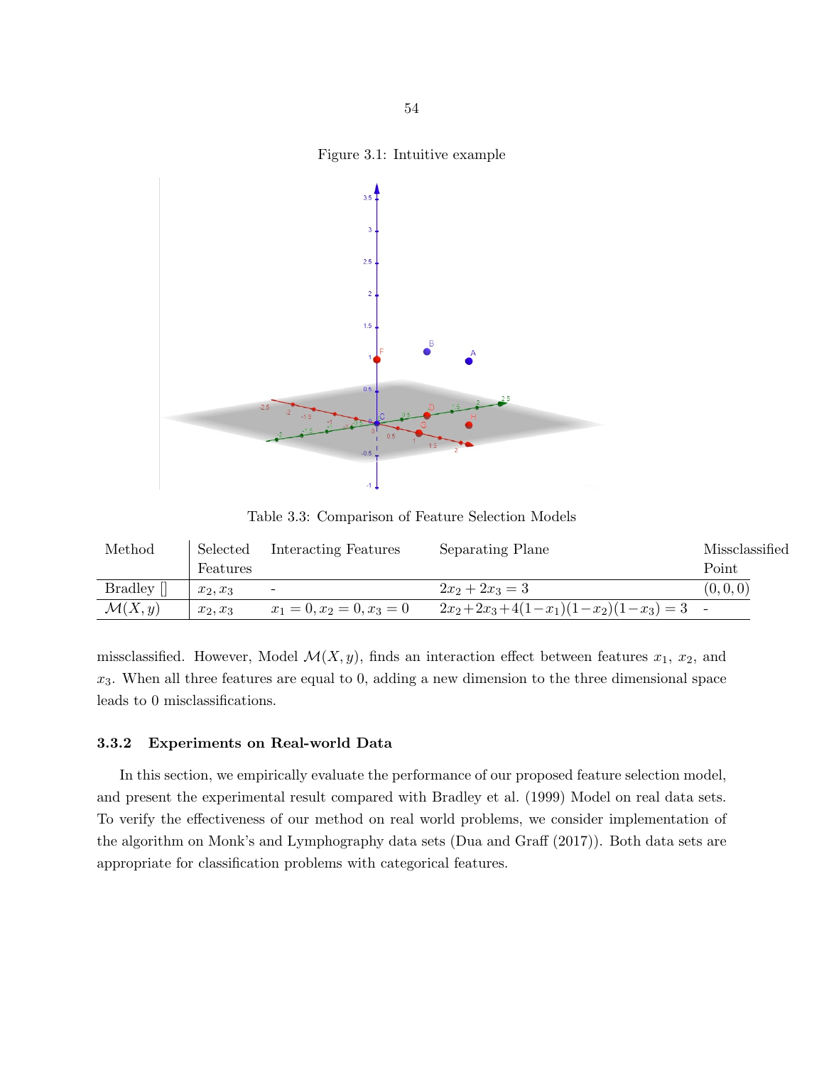Figure 3.1: Intuitive example

Table 3.3: Comparison of Feature Selection Models

| Method | Selected Features | Interacting Features | Separating Plane | Missclassified Point |
|---|---|---|---|---|
| Bradley [] | $x_2, x_3$ | - | $2x_2 + 2x_3 = 3$ | $(0, 0, 0)$ |
| $\mathcal{M}(X, y)$ | $x_2, x_3$ | $x_1 = 0, x_2 = 0, x_3 = 0$ | $2x_2 + 2x_3 + 4(1 - x_1)(1 - x_2)(1 - x_3) = 3$ | - |

missclassified. However, Model $\mathcal{M}(X, y)$, finds an interaction effect between features $x_1$, $x_2$, and $x_3$. When all three features are equal to 0, adding a new dimension to the three dimensional space leads to 0 misclassifications.

### 3.3.2 Experiments on Real-world Data

In this section, we empirically evaluate the performance of our proposed feature selection model, and present the experimental result compared with Bradley et al. (1999) Model on real data sets. To verify the effectiveness of our method on real world problems, we consider implementation of the algorithm on Monk's and Lymphography data sets (Dua and Graff (2017)). Both data sets are appropriate for classification problems with categorical features.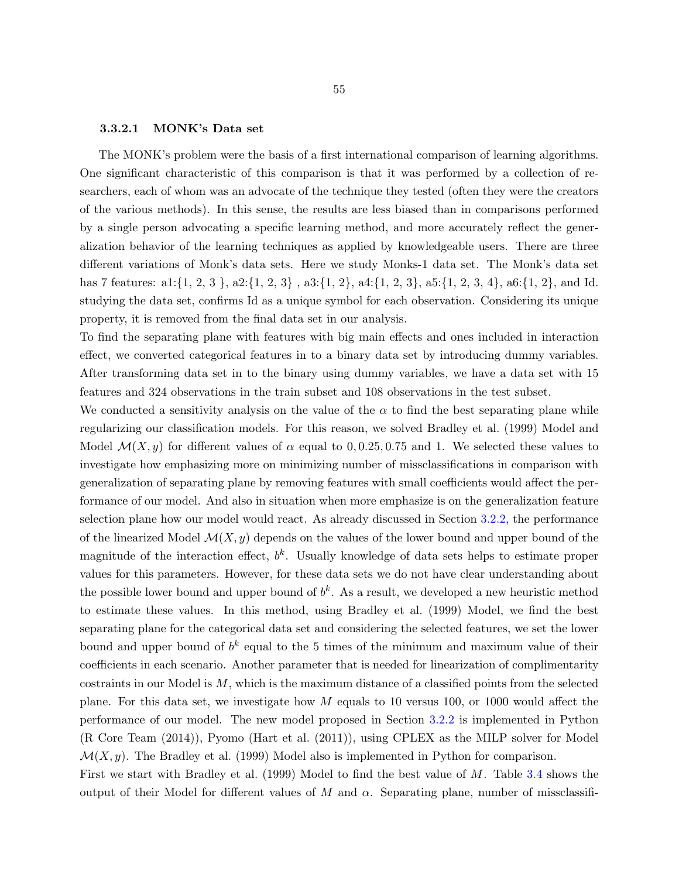#### 3.3.2.1 MONK's Data set

The MONK's problem were the basis of a first international comparison of learning algorithms. One significant characteristic of this comparison is that it was performed by a collection of researchers, each of whom was an advocate of the technique they tested (often they were the creators of the various methods). In this sense, the results are less biased than in comparisons performed by a single person advocating a specific learning method, and more accurately reflect the generalization behavior of the learning techniques as applied by knowledgeable users. There are three different variations of Monk's data sets. Here we study Monks-1 data set. The Monk's data set has 7 features: a1:{1, 2, 3 }, a2:{1, 2, 3} , a3:{1, 2}, a4:{1, 2, 3}, a5:{1, 2, 3, 4}, a6:{1, 2}, and Id. studying the data set, confirms Id as a unique symbol for each observation. Considering its unique property, it is removed from the final data set in our analysis.

To find the separating plane with features with big main effects and ones included in interaction effect, we converted categorical features in to a binary data set by introducing dummy variables. After transforming data set in to the binary using dummy variables, we have a data set with 15 features and 324 observations in the train subset and 108 observations in the test subset.

We conducted a sensitivity analysis on the value of the $\alpha$ to find the best separating plane while regularizing our classification models. For this reason, we solved Bradley et al. (1999) Model and Model $\mathcal{M}(X, y)$ for different values of $\alpha$ equal to $0, 0.25, 0.75$ and 1. We selected these values to investigate how emphasizing more on minimizing number of missclassifications in comparison with generalization of separating plane by removing features with small coefficients would affect the performance of our model. And also in situation when more emphasize is on the generalization feature selection plane how our model would react. As already discussed in Section 3.2.2, the performance of the linearized Model $\mathcal{M}(X, y)$ depends on the values of the lower bound and upper bound of the magnitude of the interaction effect, $b^k$. Usually knowledge of data sets helps to estimate proper values for this parameters. However, for these data sets we do not have clear understanding about the possible lower bound and upper bound of $b^k$. As a result, we developed a new heuristic method to estimate these values. In this method, using Bradley et al. (1999) Model, we find the best separating plane for the categorical data set and considering the selected features, we set the lower bound and upper bound of $b^k$ equal to the 5 times of the minimum and maximum value of their coefficients in each scenario. Another parameter that is needed for linearization of complimentarity costraints in our Model is $M$, which is the maximum distance of a classified points from the selected plane. For this data set, we investigate how $M$ equals to 10 versus 100, or 1000 would affect the performance of our model. The new model proposed in Section 3.2.2 is implemented in Python (R Core Team (2014)), Pyomo (Hart et al. (2011)), using CPLEX as the MILP solver for Model $\mathcal{M}(X, y)$. The Bradley et al. (1999) Model also is implemented in Python for comparison.

First we start with Bradley et al. (1999) Model to find the best value of $M$. Table 3.4 shows the output of their Model for different values of $M$ and $\alpha$. Separating plane, number of missclassifi-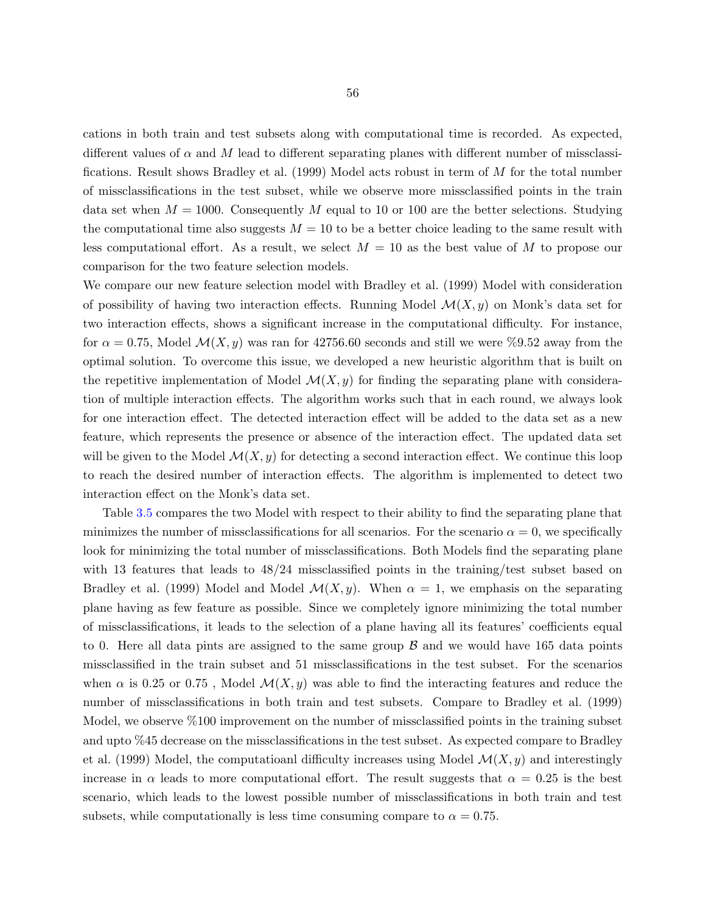cations in both train and test subsets along with computational time is recorded. As expected, different values of $\alpha$ and $M$ lead to different separating planes with different number of missclassifications. Result shows Bradley et al. (1999) Model acts robust in term of $M$ for the total number of missclassifications in the test subset, while we observe more missclassified points in the train data set when $M = 1000$. Consequently $M$ equal to 10 or 100 are the better selections. Studying the computational time also suggests $M = 10$ to be a better choice leading to the same result with less computational effort. As a result, we select $M = 10$ as the best value of $M$ to propose our comparison for the two feature selection models.
We compare our new feature selection model with Bradley et al. (1999) Model with consideration of possibility of having two interaction effects. Running Model $\mathcal{M}(X, y)$ on Monk's data set for two interaction effects, shows a significant increase in the computational difficulty. For instance, for $\alpha = 0.75$, Model $\mathcal{M}(X, y)$ was ran for 42756.60 seconds and still we were %9.52 away from the optimal solution. To overcome this issue, we developed a new heuristic algorithm that is built on the repetitive implementation of Model $\mathcal{M}(X, y)$ for finding the separating plane with consideration of multiple interaction effects. The algorithm works such that in each round, we always look for one interaction effect. The detected interaction effect will be added to the data set as a new feature, which represents the presence or absence of the interaction effect. The updated data set will be given to the Model $\mathcal{M}(X, y)$ for detecting a second interaction effect. We continue this loop to reach the desired number of interaction effects. The algorithm is implemented to detect two interaction effect on the Monk's data set.

Table 3.5 compares the two Model with respect to their ability to find the separating plane that minimizes the number of missclassifications for all scenarios. For the scenario $\alpha = 0$, we specifically look for minimizing the total number of missclassifications. Both Models find the separating plane with 13 features that leads to 48/24 missclassified points in the training/test subset based on Bradley et al. (1999) Model and Model $\mathcal{M}(X, y)$. When $\alpha = 1$, we emphasis on the separating plane having as few feature as possible. Since we completely ignore minimizing the total number of missclassifications, it leads to the selection of a plane having all its features' coefficients equal to 0. Here all data pints are assigned to the same group $\mathcal{B}$ and we would have 165 data points missclassified in the train subset and 51 missclassifications in the test subset. For the scenarios when $\alpha$ is 0.25 or 0.75 , Model $\mathcal{M}(X, y)$ was able to find the interacting features and reduce the number of missclassifications in both train and test subsets. Compare to Bradley et al. (1999) Model, we observe %100 improvement on the number of missclassified points in the training subset and upto %45 decrease on the missclassifications in the test subset. As expected compare to Bradley et al. (1999) Model, the computatioanl difficulty increases using Model $\mathcal{M}(X, y)$ and interestingly increase in $\alpha$ leads to more computational effort. The result suggests that $\alpha = 0.25$ is the best scenario, which leads to the lowest possible number of missclassifications in both train and test subsets, while computationally is less time consuming compare to $\alpha = 0.75$.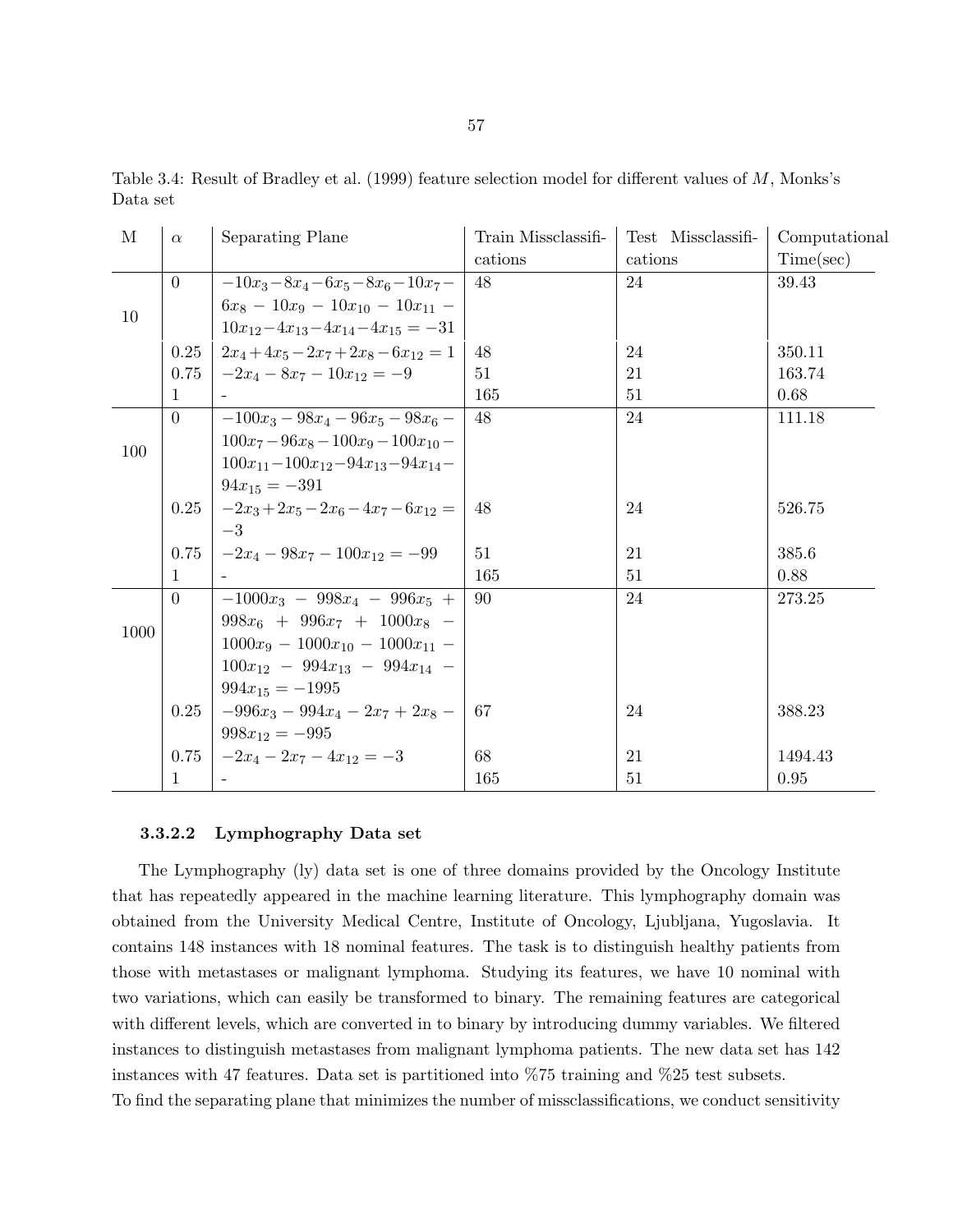Table 3.4: Result of Bradley et al. (1999) feature selection model for different values of $M$, Monks's Data set

| M | $\alpha$ | Separating Plane | Train Missclassifications | Test Missclassifications | Computational Time(sec) |
|---|---|---|---|---|---|
| 10 | 0 | $-10x_3-8x_4-6x_5-8x_6-10x_7-6x_8-10x_9-10x_{10}-10x_{11}-10x_{12}-4x_{13}-4x_{14}-4x_{15}=-31$ | 48 | 24 | 39.43 |
| | 0.25 | $2x_4+4x_5-2x_7+2x_8-6x_{12}=1$ | 48 | 24 | 350.11 |
| | 0.75 | $-2x_4-8x_7-10x_{12}=-9$ | 51 | 21 | 163.74 |
| | 1 | - | 165 | 51 | 0.68 |
| 100 | 0 | $-100x_3-98x_4-96x_5-98x_6-100x_7-96x_8-100x_9-100x_{10}-100x_{11}-100x_{12}-94x_{13}-94x_{14}-94x_{15}=-391$ | 48 | 24 | 111.18 |
| | 0.25 | $-2x_3+2x_5-2x_6-4x_7-6x_{12}=-3$ | 48 | 24 | 526.75 |
| | 0.75 | $-2x_4-98x_7-100x_{12}=-99$ | 51 | 21 | 385.6 |
| | 1 | - | 165 | 51 | 0.88 |
| 1000 | 0 | $-1000x_3-998x_4-996x_5+998x_6+996x_7+1000x_8-1000x_9-1000x_{10}-1000x_{11}-100x_{12}-994x_{13}-994x_{14}-994x_{15}=-1995$ | 90 | 24 | 273.25 |
| | 0.25 | $-996x_3-994x_4-2x_7+2x_8-998x_{12}=-995$ | 67 | 24 | 388.23 |
| | 0.75 | $-2x_4-2x_7-4x_{12}=-3$ | 68 | 21 | 1494.43 |
| | 1 | - | 165 | 51 | 0.95 |

#### 3.3.2.2 Lymphography Data set

The Lymphography (ly) data set is one of three domains provided by the Oncology Institute that has repeatedly appeared in the machine learning literature. This lymphography domain was obtained from the University Medical Centre, Institute of Oncology, Ljubljana, Yugoslavia. It contains 148 instances with 18 nominal features. The task is to distinguish healthy patients from those with metastases or malignant lymphoma. Studying its features, we have 10 nominal with two variations, which can easily be transformed to binary. The remaining features are categorical with different levels, which are converted in to binary by introducing dummy variables. We filtered instances to distinguish metastases from malignant lymphoma patients. The new data set has 142 instances with 47 features. Data set is partitioned into %75 training and %25 test subsets.

To find the separating plane that minimizes the number of missclassifications, we conduct sensitivity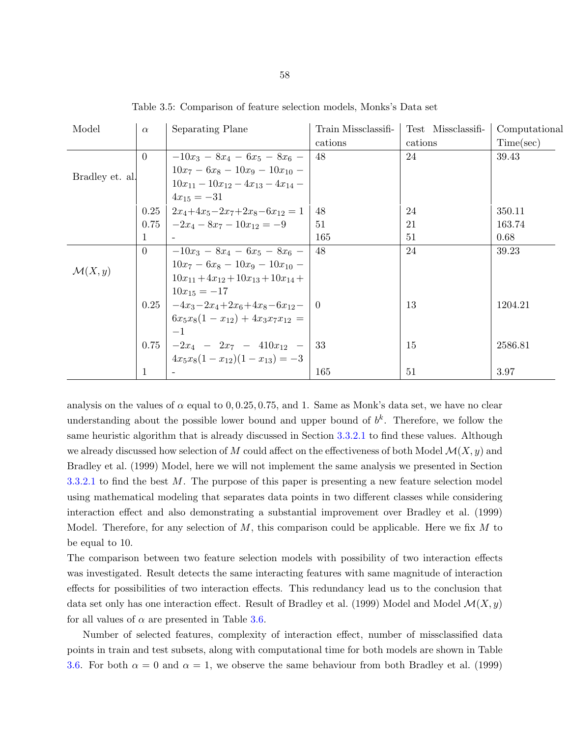Table 3.5: Comparison of feature selection models, Monks's Data set

| Model | $\alpha$ | Separating Plane | Train Missclassifications | Test Missclassifications | Computational Time(sec) |
|---|---|---|---|---|---|
| Bradley et. al. | 0 | $-10x_3 - 8x_4 - 6x_5 - 8x_6 - 10x_7 - 6x_8 - 10x_9 - 10x_{10} - 10x_{11} - 10x_{12} - 4x_{13} - 4x_{14} - 4x_{15} = -31$ | 48 | 24 | 39.43 |
| | 0.25 | $2x_4+4x_5-2x_7+2x_8-6x_{12} = 1$ | 48 | 24 | 350.11 |
| | 0.75 | $-2x_4 - 8x_7 - 10x_{12} = -9$ | 51 | 21 | 163.74 |
| | 1 | - | 165 | 51 | 0.68 |
| $\mathcal{M}(X, y)$ | 0 | $-10x_3 - 8x_4 - 6x_5 - 8x_6 - 10x_7 - 6x_8 - 10x_9 - 10x_{10} - 10x_{11} + 4x_{12} + 10x_{13} + 10x_{14} + 10x_{15} = -17$ | 48 | 24 | 39.23 |
| | 0.25 | $-4x_3-2x_4+2x_6+4x_8-6x_{12}-6x_5x_8(1-x_{12}) + 4x_3x_7x_{12} = -1$ | 0 | 13 | 1204.21 |
| | 0.75 | $-2x_4 - 2x_7 - 410x_{12} - 4x_5x_8(1-x_{12})(1-x_{13}) = -3$ | 33 | 15 | 2586.81 |
| | 1 | - | 165 | 51 | 3.97 |

analysis on the values of $\alpha$ equal to $0, 0.25, 0.75$, and 1. Same as Monk's data set, we have no clear understanding about the possible lower bound and upper bound of $b^k$. Therefore, we follow the same heuristic algorithm that is already discussed in Section 3.3.2.1 to find these values. Although we already discussed how selection of $M$ could affect on the effectiveness of both Model $\mathcal{M}(X, y)$ and Bradley et al. (1999) Model, here we will not implement the same analysis we presented in Section 3.3.2.1 to find the best $M$. The purpose of this paper is presenting a new feature selection model using mathematical modeling that separates data points in two different classes while considering interaction effect and also demonstrating a substantial improvement over Bradley et al. (1999) Model. Therefore, for any selection of $M$, this comparison could be applicable. Here we fix $M$ to be equal to 10.

The comparison between two feature selection models with possibility of two interaction effects was investigated. Result detects the same interacting features with same magnitude of interaction effects for possibilities of two interaction effects. This redundancy lead us to the conclusion that data set only has one interaction effect. Result of Bradley et al. (1999) Model and Model $\mathcal{M}(X, y)$ for all values of $\alpha$ are presented in Table 3.6.

Number of selected features, complexity of interaction effect, number of missclassified data points in train and test subsets, along with computational time for both models are shown in Table 3.6. For both $\alpha = 0$ and $\alpha = 1$, we observe the same behaviour from both Bradley et al. (1999)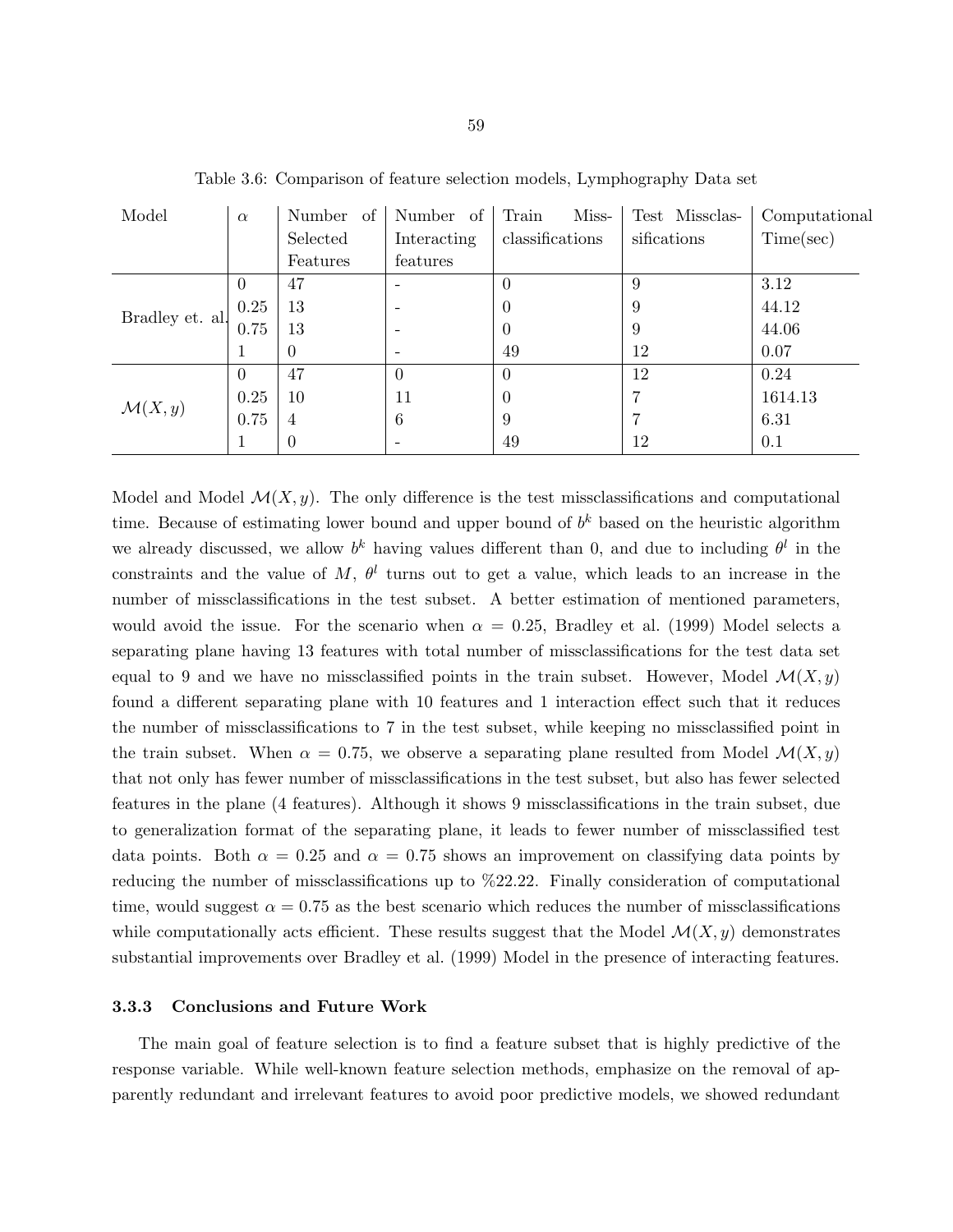Table 3.6: Comparison of feature selection models, Lymphography Data set

| Model | $\alpha$ | Number of Selected Features | Number of Interacting features | Train Missclassifications | Test Missclassifications | Computational Time(sec) |
|---|---|---|---|---|---|---|
| Bradley et. al. | 0 | 47 | - | 0 | 9 | 3.12 |
| | 0.25 | 13 | - | 0 | 9 | 44.12 |
| | 0.75 | 13 | - | 0 | 9 | 44.06 |
| | 1 | 0 | - | 49 | 12 | 0.07 |
| $\mathcal{M}(X, y)$ | 0 | 47 | 0 | 0 | 12 | 0.24 |
| | 0.25 | 10 | 11 | 0 | 7 | 1614.13 |
| | 0.75 | 4 | 6 | 9 | 7 | 6.31 |
| | 1 | 0 | - | 49 | 12 | 0.1 |

Model and Model $\mathcal{M}(X, y)$. The only difference is the test missclassifications and computational time. Because of estimating lower bound and upper bound of $b^k$ based on the heuristic algorithm we already discussed, we allow $b^k$ having values different than 0, and due to including $\theta^l$ in the constraints and the value of $M$, $\theta^l$ turns out to get a value, which leads to an increase in the number of missclassifications in the test subset. A better estimation of mentioned parameters, would avoid the issue. For the scenario when $\alpha = 0.25$, Bradley et al. (1999) Model selects a separating plane having 13 features with total number of missclassifications for the test data set equal to 9 and we have no missclassified points in the train subset. However, Model $\mathcal{M}(X, y)$ found a different separating plane with 10 features and 1 interaction effect such that it reduces the number of missclassifications to 7 in the test subset, while keeping no missclassified point in the train subset. When $\alpha = 0.75$, we observe a separating plane resulted from Model $\mathcal{M}(X, y)$ that not only has fewer number of missclassifications in the test subset, but also has fewer selected features in the plane (4 features). Although it shows 9 missclassifications in the train subset, due to generalization format of the separating plane, it leads to fewer number of missclassified test data points. Both $\alpha = 0.25$ and $\alpha = 0.75$ shows an improvement on classifying data points by reducing the number of missclassifications up to %22.22. Finally consideration of computational time, would suggest $\alpha = 0.75$ as the best scenario which reduces the number of missclassifications while computationally acts efficient. These results suggest that the Model $\mathcal{M}(X, y)$ demonstrates substantial improvements over Bradley et al. (1999) Model in the presence of interacting features.

### 3.3.3 Conclusions and Future Work

The main goal of feature selection is to find a feature subset that is highly predictive of the response variable. While well-known feature selection methods, emphasize on the removal of apparently redundant and irrelevant features to avoid poor predictive models, we showed redundant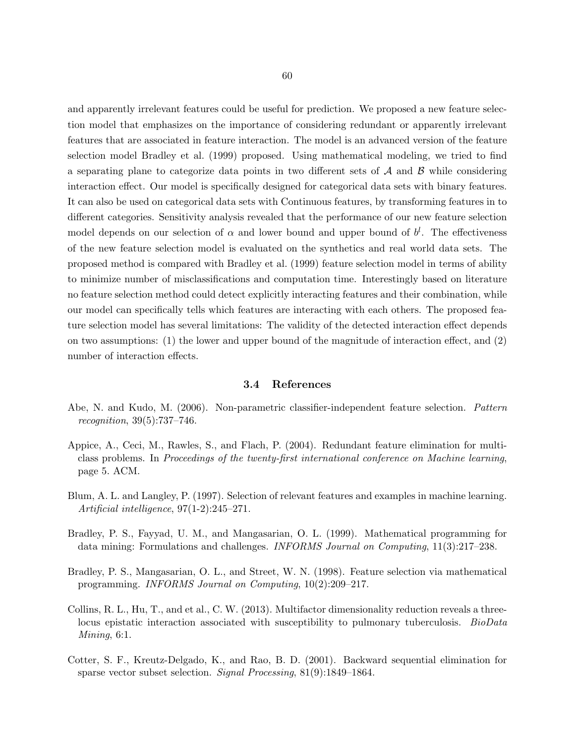and apparently irrelevant features could be useful for prediction. We proposed a new feature selection model that emphasizes on the importance of considering redundant or apparently irrelevant features that are associated in feature interaction. The model is an advanced version of the feature selection model Bradley et al. (1999) proposed. Using mathematical modeling, we tried to find a separating plane to categorize data points in two different sets of $\mathcal{A}$ and $\mathcal{B}$ while considering interaction effect. Our model is specifically designed for categorical data sets with binary features. It can also be used on categorical data sets with Continuous features, by transforming features in to different categories. Sensitivity analysis revealed that the performance of our new feature selection model depends on our selection of $\alpha$ and lower bound and upper bound of $b^l$. The effectiveness of the new feature selection model is evaluated on the synthetics and real world data sets. The proposed method is compared with Bradley et al. (1999) feature selection model in terms of ability to minimize number of misclassifications and computation time. Interestingly based on literature no feature selection method could detect explicitly interacting features and their combination, while our model can specifically tells which features are interacting with each others. The proposed feature selection model has several limitations: The validity of the detected interaction effect depends on two assumptions: (1) the lower and upper bound of the magnitude of interaction effect, and (2) number of interaction effects.

### 3.4 References

Abe, N. and Kudo, M. (2006). Non-parametric classifier-independent feature selection. *Pattern recognition*, 39(5):737–746.

Appice, A., Ceci, M., Rawles, S., and Flach, P. (2004). Redundant feature elimination for multi-class problems. In *Proceedings of the twenty-first international conference on Machine learning*, page 5. ACM.

Blum, A. L. and Langley, P. (1997). Selection of relevant features and examples in machine learning. *Artificial intelligence*, 97(1-2):245–271.

Bradley, P. S., Fayyad, U. M., and Mangasarian, O. L. (1999). Mathematical programming for data mining: Formulations and challenges. *INFORMS Journal on Computing*, 11(3):217–238.

Bradley, P. S., Mangasarian, O. L., and Street, W. N. (1998). Feature selection via mathematical programming. *INFORMS Journal on Computing*, 10(2):209–217.

Collins, R. L., Hu, T., and et al., C. W. (2013). Multifactor dimensionality reduction reveals a three-locus epistatic interaction associated with susceptibility to pulmonary tuberculosis. *BioData Mining*, 6:1.

Cotter, S. F., Kreutz-Delgado, K., and Rao, B. D. (2001). Backward sequential elimination for sparse vector subset selection. *Signal Processing*, 81(9):1849–1864.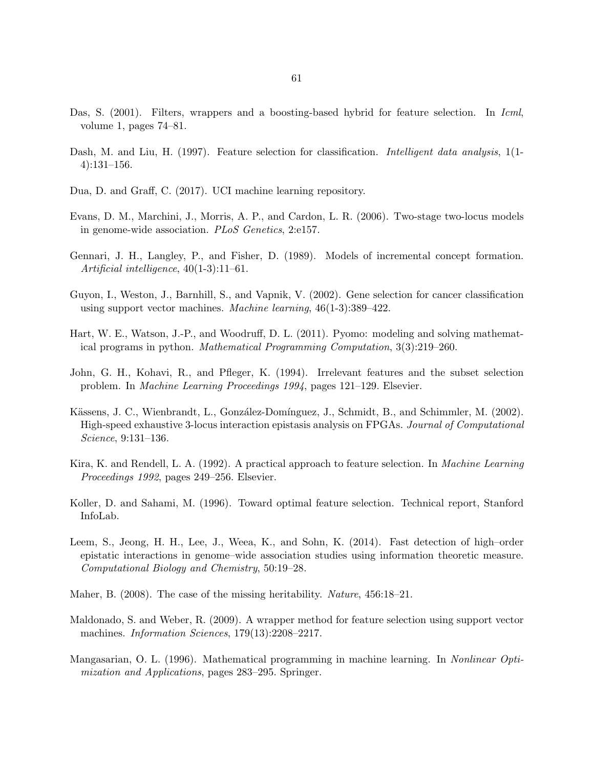Das, S. (2001). Filters, wrappers and a boosting-based hybrid for feature selection. In *Icml*, volume 1, pages 74–81.

Dash, M. and Liu, H. (1997). Feature selection for classification. *Intelligent data analysis*, 1(1-4):131–156.

Dua, D. and Graff, C. (2017). UCI machine learning repository.

Evans, D. M., Marchini, J., Morris, A. P., and Cardon, L. R. (2006). Two-stage two-locus models in genome-wide association. *PLoS Genetics*, 2:e157.

Gennari, J. H., Langley, P., and Fisher, D. (1989). Models of incremental concept formation. *Artificial intelligence*, 40(1-3):11–61.

Guyon, I., Weston, J., Barnhill, S., and Vapnik, V. (2002). Gene selection for cancer classification using support vector machines. *Machine learning*, 46(1-3):389–422.

Hart, W. E., Watson, J.-P., and Woodruff, D. L. (2011). Pyomo: modeling and solving mathematical programs in python. *Mathematical Programming Computation*, 3(3):219–260.

John, G. H., Kohavi, R., and Pfleger, K. (1994). Irrelevant features and the subset selection problem. In *Machine Learning Proceedings 1994*, pages 121–129. Elsevier.

Kässens, J. C., Wienbrandt, L., González-Domínguez, J., Schmidt, B., and Schimmler, M. (2002). High-speed exhaustive 3-locus interaction epistasis analysis on FPGAs. *Journal of Computational Science*, 9:131–136.

Kira, K. and Rendell, L. A. (1992). A practical approach to feature selection. In *Machine Learning Proceedings 1992*, pages 249–256. Elsevier.

Koller, D. and Sahami, M. (1996). Toward optimal feature selection. Technical report, Stanford InfoLab.

Leem, S., Jeong, H. H., Lee, J., Weea, K., and Sohn, K. (2014). Fast detection of high–order epistatic interactions in genome–wide association studies using information theoretic measure. *Computational Biology and Chemistry*, 50:19–28.

Maher, B. (2008). The case of the missing heritability. *Nature*, 456:18–21.

Maldonado, S. and Weber, R. (2009). A wrapper method for feature selection using support vector machines. *Information Sciences*, 179(13):2208–2217.

Mangasarian, O. L. (1996). Mathematical programming in machine learning. In *Nonlinear Optimization and Applications*, pages 283–295. Springer.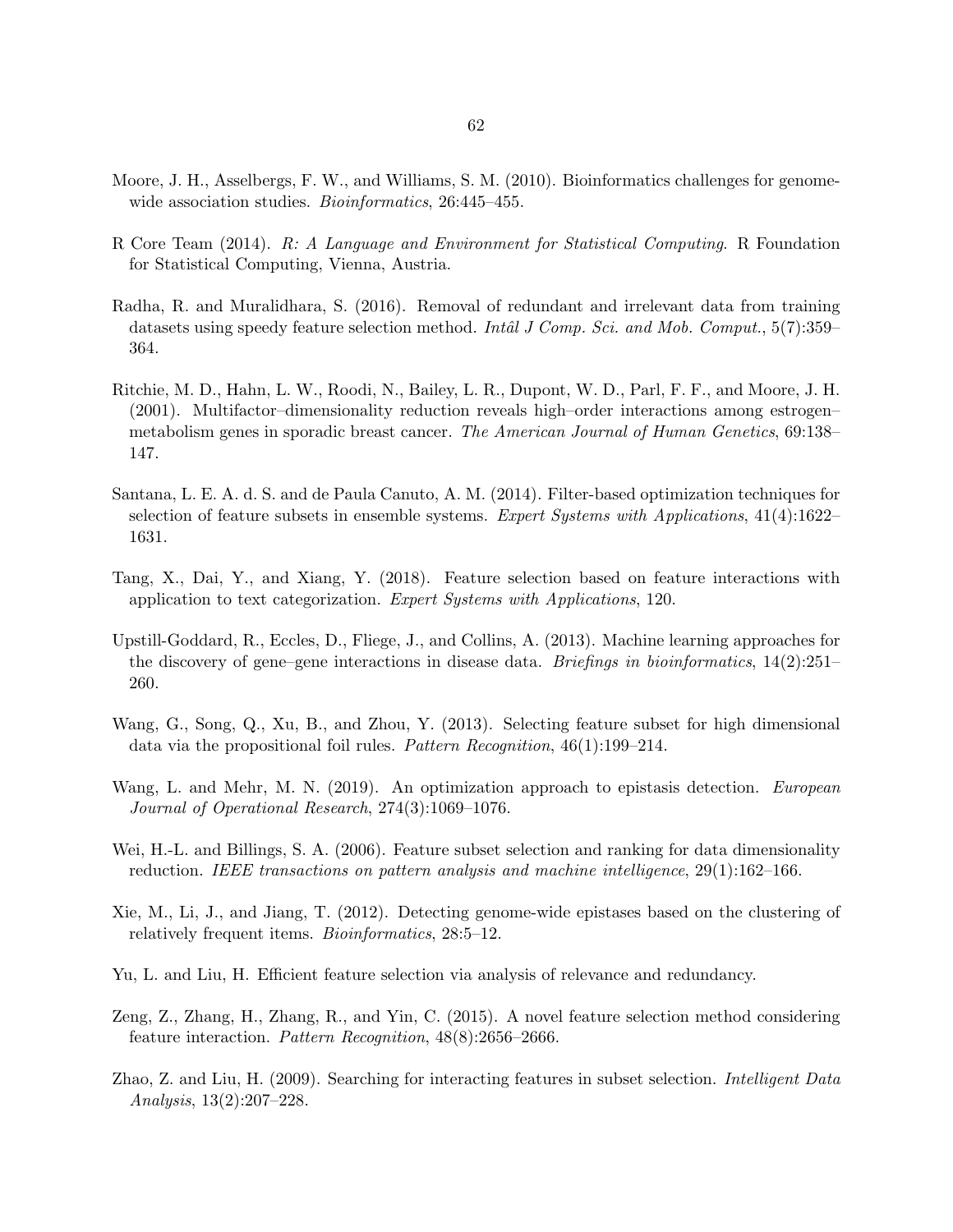Moore, J. H., Asselbergs, F. W., and Williams, S. M. (2010). Bioinformatics challenges for genome-wide association studies. *Bioinformatics*, 26:445–455.

R Core Team (2014). *R: A Language and Environment for Statistical Computing*. R Foundation for Statistical Computing, Vienna, Austria.

Radha, R. and Muralidhara, S. (2016). Removal of redundant and irrelevant data from training datasets using speedy feature selection method. *Intâl J Comp. Sci. and Mob. Comput.*, 5(7):359–364.

Ritchie, M. D., Hahn, L. W., Roodi, N., Bailey, L. R., Dupont, W. D., Parl, F. F., and Moore, J. H. (2001). Multifactor–dimensionality reduction reveals high–order interactions among estrogen–metabolism genes in sporadic breast cancer. *The American Journal of Human Genetics*, 69:138–147.

Santana, L. E. A. d. S. and de Paula Canuto, A. M. (2014). Filter-based optimization techniques for selection of feature subsets in ensemble systems. *Expert Systems with Applications*, 41(4):1622–1631.

Tang, X., Dai, Y., and Xiang, Y. (2018). Feature selection based on feature interactions with application to text categorization. *Expert Systems with Applications*, 120.

Upstill-Goddard, R., Eccles, D., Fliege, J., and Collins, A. (2013). Machine learning approaches for the discovery of gene–gene interactions in disease data. *Briefings in bioinformatics*, 14(2):251–260.

Wang, G., Song, Q., Xu, B., and Zhou, Y. (2013). Selecting feature subset for high dimensional data via the propositional foil rules. *Pattern Recognition*, 46(1):199–214.

Wang, L. and Mehr, M. N. (2019). An optimization approach to epistasis detection. *European Journal of Operational Research*, 274(3):1069–1076.

Wei, H.-L. and Billings, S. A. (2006). Feature subset selection and ranking for data dimensionality reduction. *IEEE transactions on pattern analysis and machine intelligence*, 29(1):162–166.

Xie, M., Li, J., and Jiang, T. (2012). Detecting genome-wide epistases based on the clustering of relatively frequent items. *Bioinformatics*, 28:5–12.

Yu, L. and Liu, H. Efficient feature selection via analysis of relevance and redundancy.

Zeng, Z., Zhang, H., Zhang, R., and Yin, C. (2015). A novel feature selection method considering feature interaction. *Pattern Recognition*, 48(8):2656–2666.

Zhao, Z. and Liu, H. (2009). Searching for interacting features in subset selection. *Intelligent Data Analysis*, 13(2):207–228.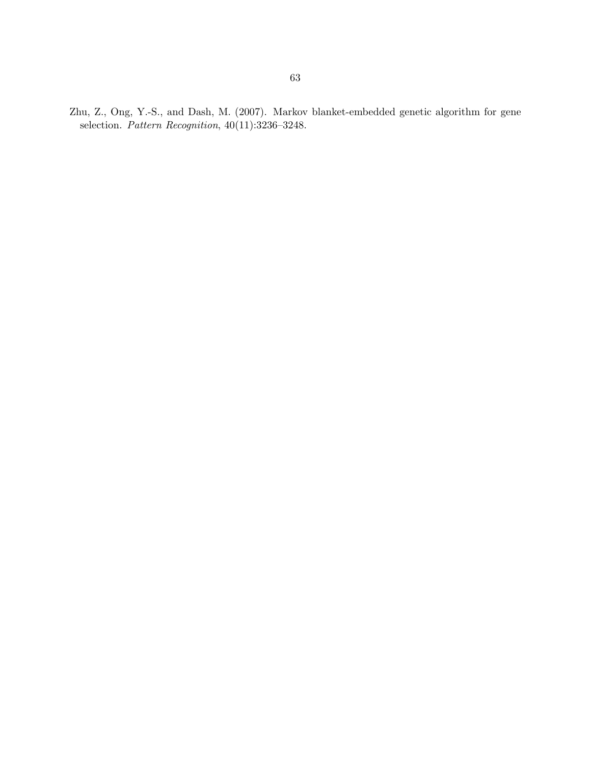Zhu, Z., Ong, Y.-S., and Dash, M. (2007). Markov blanket-embedded genetic algorithm for gene selection. *Pattern Recognition*, 40(11):3236–3248.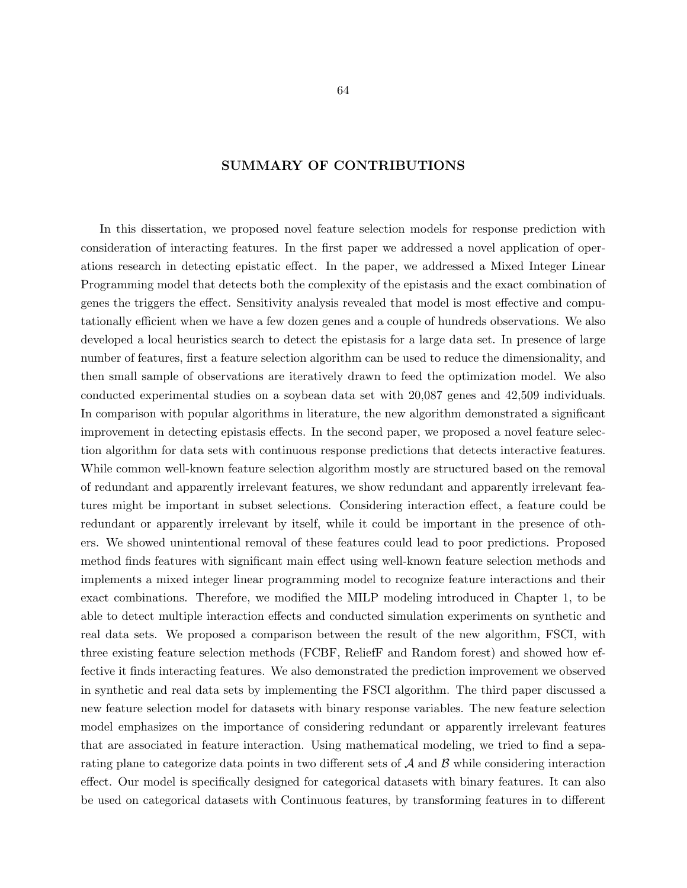# SUMMARY OF CONTRIBUTIONS

In this dissertation, we proposed novel feature selection models for response prediction with consideration of interacting features. In the first paper we addressed a novel application of operations research in detecting epistatic effect. In the paper, we addressed a Mixed Integer Linear Programming model that detects both the complexity of the epistasis and the exact combination of genes the triggers the effect. Sensitivity analysis revealed that model is most effective and computationally efficient when we have a few dozen genes and a couple of hundreds observations. We also developed a local heuristics search to detect the epistasis for a large data set. In presence of large number of features, first a feature selection algorithm can be used to reduce the dimensionality, and then small sample of observations are iteratively drawn to feed the optimization model. We also conducted experimental studies on a soybean data set with 20,087 genes and 42,509 individuals. In comparison with popular algorithms in literature, the new algorithm demonstrated a significant improvement in detecting epistasis effects. In the second paper, we proposed a novel feature selection algorithm for data sets with continuous response predictions that detects interactive features. While common well-known feature selection algorithm mostly are structured based on the removal of redundant and apparently irrelevant features, we show redundant and apparently irrelevant features might be important in subset selections. Considering interaction effect, a feature could be redundant or apparently irrelevant by itself, while it could be important in the presence of others. We showed unintentional removal of these features could lead to poor predictions. Proposed method finds features with significant main effect using well-known feature selection methods and implements a mixed integer linear programming model to recognize feature interactions and their exact combinations. Therefore, we modified the MILP modeling introduced in Chapter 1, to be able to detect multiple interaction effects and conducted simulation experiments on synthetic and real data sets. We proposed a comparison between the result of the new algorithm, FSCI, with three existing feature selection methods (FCBF, ReliefF and Random forest) and showed how effective it finds interacting features. We also demonstrated the prediction improvement we observed in synthetic and real data sets by implementing the FSCI algorithm. The third paper discussed a new feature selection model for datasets with binary response variables. The new feature selection model emphasizes on the importance of considering redundant or apparently irrelevant features that are associated in feature interaction. Using mathematical modeling, we tried to find a separating plane to categorize data points in two different sets of $\mathcal{A}$ and $\mathcal{B}$ while considering interaction effect. Our model is specifically designed for categorical datasets with binary features. It can also be used on categorical datasets with Continuous features, by transforming features in to different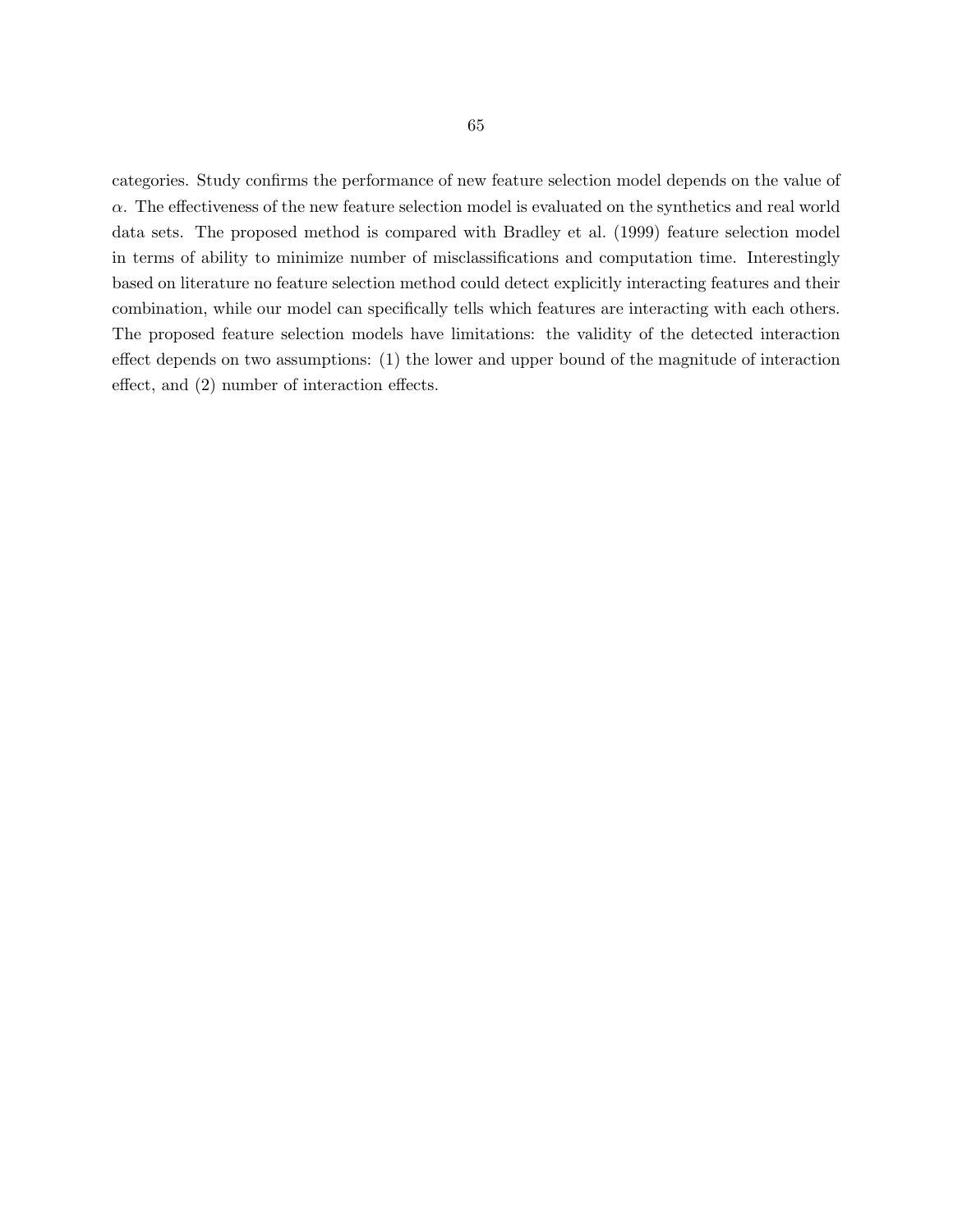categories. Study confirms the performance of new feature selection model depends on the value of $\alpha$. The effectiveness of the new feature selection model is evaluated on the synthetics and real world data sets. The proposed method is compared with Bradley et al. (1999) feature selection model in terms of ability to minimize number of misclassifications and computation time. Interestingly based on literature no feature selection method could detect explicitly interacting features and their combination, while our model can specifically tells which features are interacting with each others. The proposed feature selection models have limitations: the validity of the detected interaction effect depends on two assumptions: (1) the lower and upper bound of the magnitude of interaction effect, and (2) number of interaction effects.